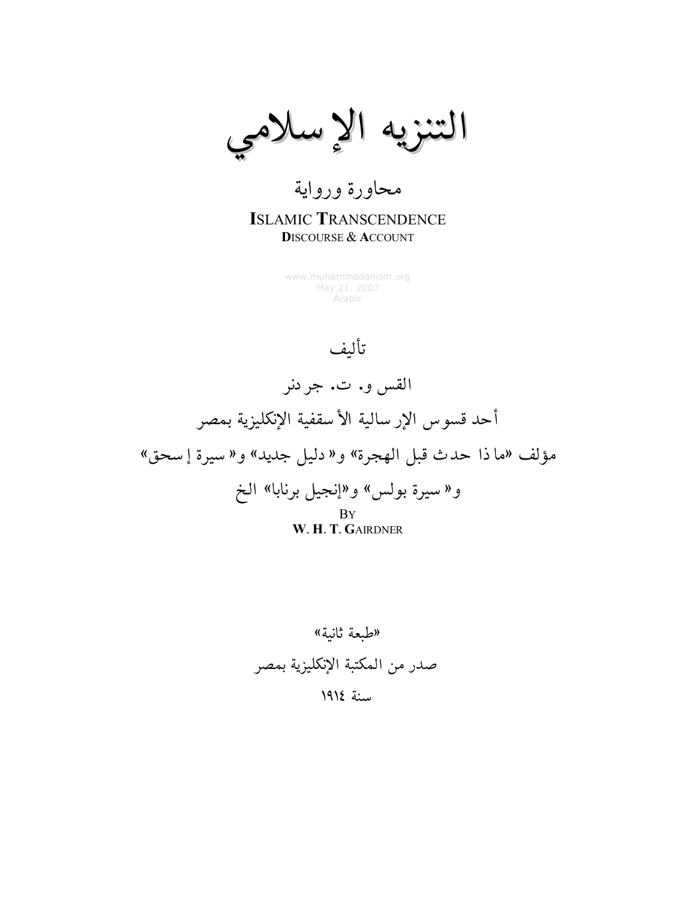# التنزيه الإسلامي

## محاورة ورواية

**I**SLAMIC **T**RANSCENDENCE

**D**ISCOURSE & **A**CCOUNT

www.muhammadanism.org
May 21, 2007
Arabic

تأليف

القس و. ت. جردنر

أحد قسوس الإرسالية الأسقفية الإنكليزية بمصر

مؤلف «ماذا حدث قبل الهجرة» و« دليل جديد» و« سيرة إسحق»

و« سيرة بولس» و«إنجيل برنابا» الخ

BY

**W**. **H**. **T**. **G**AIRDNER

«طبعة ثانية»

صدر من المكتبة الإنكليزية بمصر

سنة ١٩١٤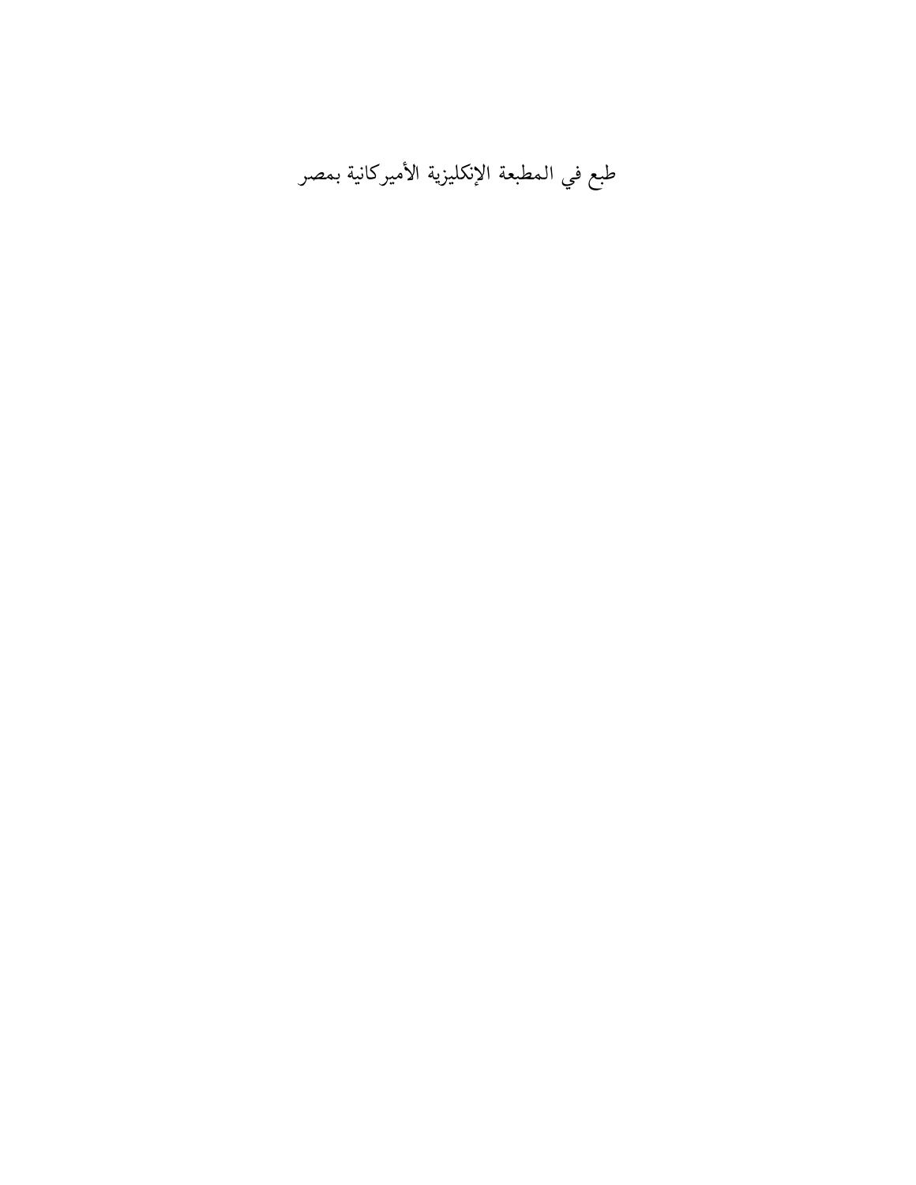طبع في المطبعة الإنكليزية الأميركانية بمصر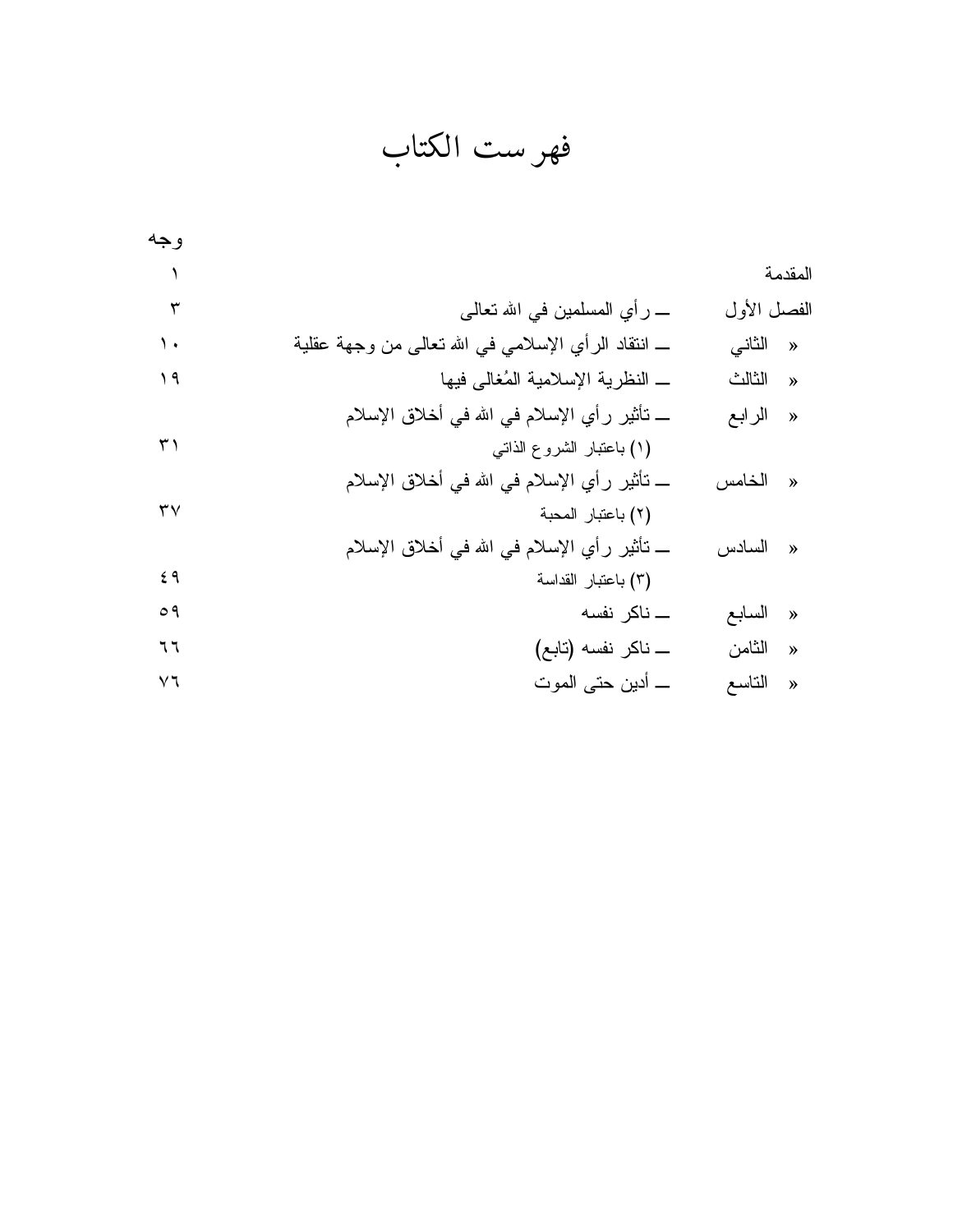# فهرست الكتاب

| | | وجه |
|---|---|---|
| المقدمة | | ١ |
| الفصل الأول | ـــ رأي المسلمين في الله تعالى | ٣ |
| « الثاني | ـــ انتقاد الرأي الإسلامي في الله تعالى من وجهة عقلية | ١٠ |
| « الثالث | ـــ النظرية الإسلامية المُغالى فيها | ١٩ |
| « الرابع | ـــ تأثير رأي الإسلام في الله في أخلاق الإسلام (١) باعتبار الشروع الذاتي | ٣١ |
| « الخامس | ـــ تأثير رأي الإسلام في الله في أخلاق الإسلام (٢) باعتبار المحبة | ٣٧ |
| « السادس | ـــ تأثير رأي الإسلام في الله في أخلاق الإسلام (٣) باعتبار القداسة | ٤٩ |
| « السابع | ـــ ناكر نفسه | ٥٩ |
| « الثامن | ـــ ناكر نفسه (تابع) | ٦٦ |
| « التاسع | ـــ أدين حتى الموت | ٧٦ |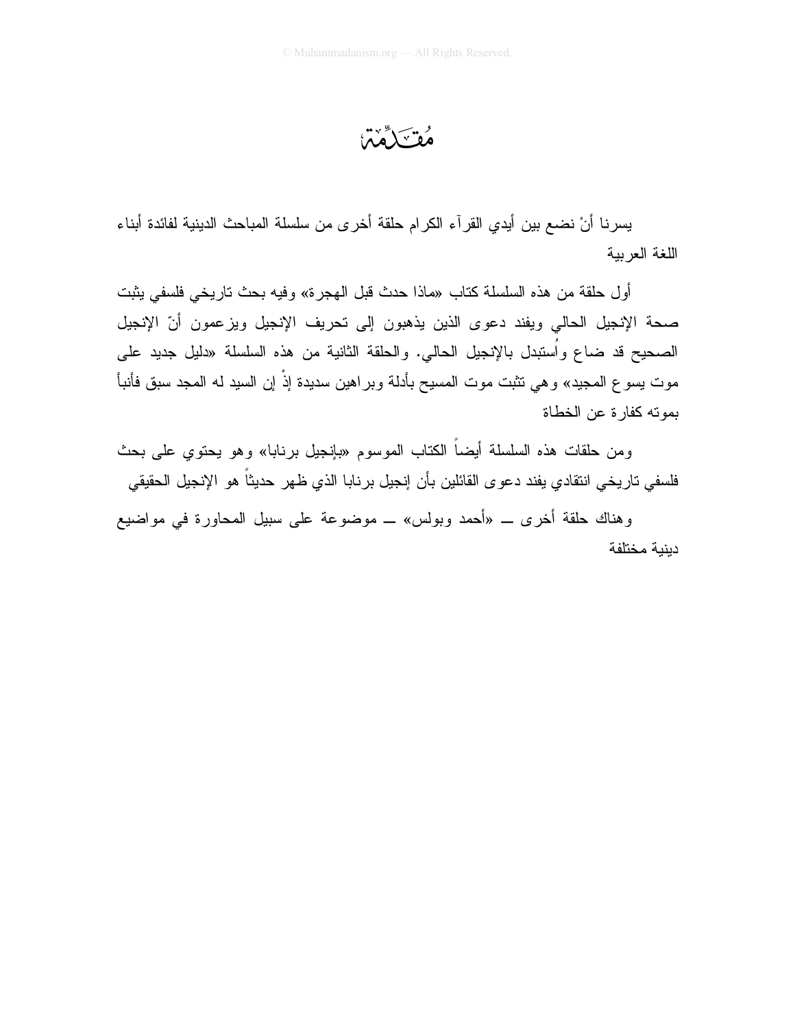# مُقَدِّمَة

يسرنا أنْ نضع بين أيدي القرآء الكرام حلقة أخرى من سلسلة المباحث الدينية لفائدة أبناء اللغة العربية

أول حلقة من هذه السلسلة كتاب «ماذا حدث قبل الهجرة» وفيه بحث تاريخي فلسفي يثبت صحة الإنجيل الحالي ويفند دعوى الذين يذهبون إلى تحريف الإنجيل ويزعمون أنّ الإنجيل الصحيح قد ضاع واُستبدل بالإنجيل الحالي. والحلقة الثانية من هذه السلسلة «دليل جديد على موت يسوع المجيد» وهي تثبت موت المسيح بأدلة وبراهين سديدة إذْ إن السيد له المجد سبق فأنبأ بموته كفارة عن الخطاة

ومن حلقات هذه السلسلة أيضاً الكتاب الموسوم «بإنجيل برنابا» وهو يحتوي على بحث فلسفي تاريخي انتقادي يفند دعوى القائلين بأن إنجيل برنابا الذي ظهر حديثاً هو الإنجيل الحقيقي

وهناك حلقة أخرى ــ «أحمد وبولس» ــ موضوعة على سبيل المحاورة في مواضيع دينية مختلفة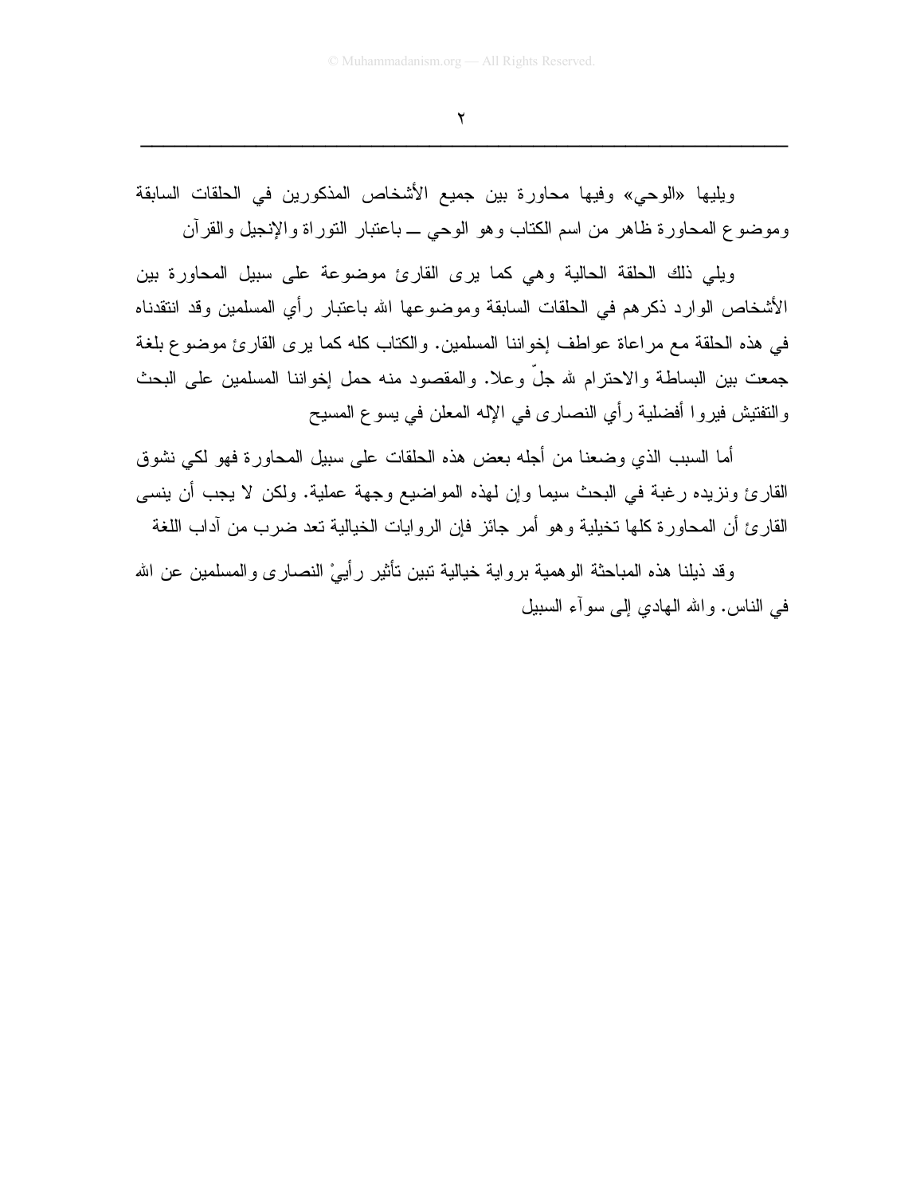ويليها «الوحي» وفيها محاورة بين جميع الأشخاص المذكورين في الحلقات السابقة وموضوع المحاورة ظاهر من اسم الكتاب وهو الوحي ــ باعتبار التوراة والإنجيل والقرآن

ويلي ذلك الحلقة الحالية وهي كما يرى القارئ موضوعة على سبيل المحاورة بين الأشخاص الوارد ذكرهم في الحلقات السابقة وموضوعها الله باعتبار رأي المسلمين وقد انتقدناه في هذه الحلقة مع مراعاة عواطف إخواننا المسلمين. والكتاب كله كما يرى القارئ موضوع بلغة جمعت بين البساطة والاحترام لله جلّ وعلا. والمقصود منه حمل إخواننا المسلمين على البحث والتفتيش فيروا أفضلية رأي النصارى في الإله المعلن في يسوع المسيح

أما السبب الذي وضعنا من أجله بعض هذه الحلقات على سبيل المحاورة فهو لكي نشوق القارئ ونزيده رغبة في البحث سيما وإن لهذه المواضيع وجهة عملية. ولكن لا يجب أن ينسى القارئ أن المحاورة كلها تخيلية وهو أمر جائز فإن الروايات الخيالية تعد ضرب من آداب اللغة

وقد ذيلنا هذه المباحثة الوهمية برواية خيالية تبين تأثير رأييْ النصارى والمسلمين عن الله في الناس. والله الهادي إلى سوآء السبيل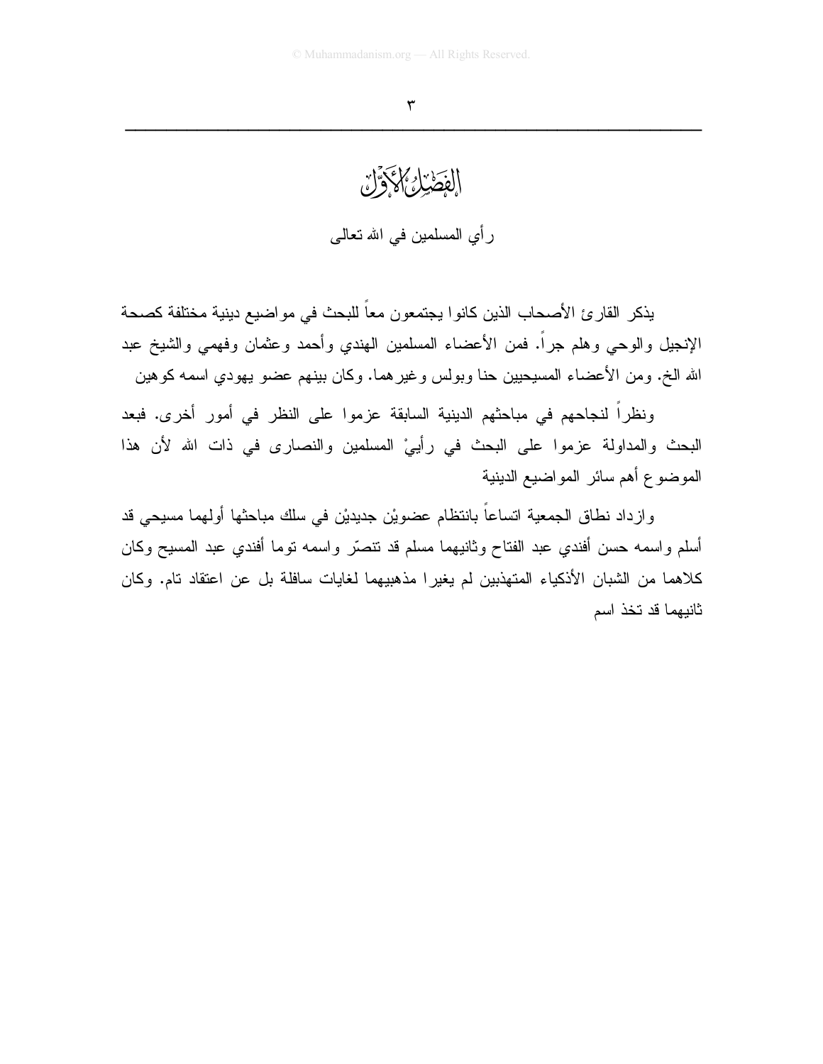# الفصل الأول

## رأي المسلمين في الله تعالى

يذكر القارئ الأصحاب الذين كانوا يجتمعون معاً للبحث في مواضيع دينية مختلفة كصحة الإنجيل والوحي وهلم جراً. فمن الأعضاء المسلمين الهندي وأحمد وعثمان وفهمي والشيخ عبد الله الخ. ومن الأعضاء المسيحيين حنا وبولس وغيرهما. وكان بينهم عضو يهودي اسمه كوهين

ونظراً لنجاحهم في مباحثهم الدينية السابقة عزموا على النظر في أمور أخرى. فبعد البحث والمداولة عزموا على البحث في رأييْ المسلمين والنصارى في ذات الله لأن هذا الموضوع أهم سائر المواضيع الدينية

وازداد نطاق الجمعية اتساعاً بانتظام عضويْن جديديْن في سلك مباحثها أولهما مسيحي قد أسلم واسمه حسن أفندي عبد الفتاح وثانيهما مسلم قد تنصّر واسمه توما أفندي عبد المسيح وكان كلاهما من الشبان الأذكياء المتهذبين لم يغيرا مذهبيهما لغايات سافلة بل عن اعتقاد تام. وكان ثانيهما قد تخذ اسم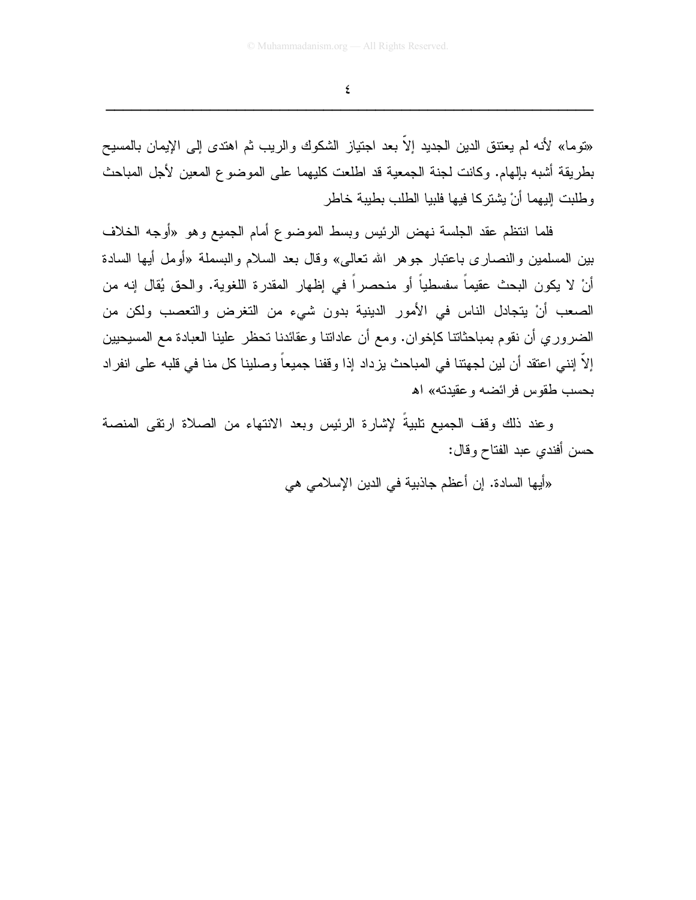«توما» لأنه لم يعتنق الدين الجديد إلاّ بعد اجتياز الشكوك والريب ثم اهتدى إلى الإيمان بالمسيح بطريقة أشبه بإلهام. وكانت لجنة الجمعية قد اطلعت كليهما على الموضوع المعين لأجل المباحث وطلبت إليهما أنْ يشتركا فيها فلبيا الطلب بطيبة خاطر

فلما انتظم عقد الجلسة نهض الرئيس وبسط الموضوع أمام الجميع وهو «أوجه الخلاف بين المسلمين والنصارى باعتبار جوهر الله تعالى» وقال بعد السلام والبسملة «أومل أيها السادة أنْ لا يكون البحث عقيماً سفسطياً أو منحصراً في إظهار المقدرة اللغوية. والحق يُقال إنه من الصعب أنْ يتجادل الناس في الأمور الدينية بدون شيء من التغرض والتعصب ولكن من الضروري أن نقوم بمباحثاتنا كإخوان. ومع أن عاداتنا وعقائدنا تحظر علينا العبادة مع المسيحيين إلاّ إنني اعتقد أن لين لجهتنا في المباحث يزداد إذا وقفنا جميعاً وصلينا كل منا في قلبه على انفراد بحسب طقوس فرائضه وعقيدته» اه

وعند ذلك وقف الجميع تلبيةً لإشارة الرئيس وبعد الانتهاء من الصلاة ارتقى المنصة حسن أفندي عبد الفتاح وقال:

«أيها السادة. إن أعظم جاذبية في الدين الإسلامي هي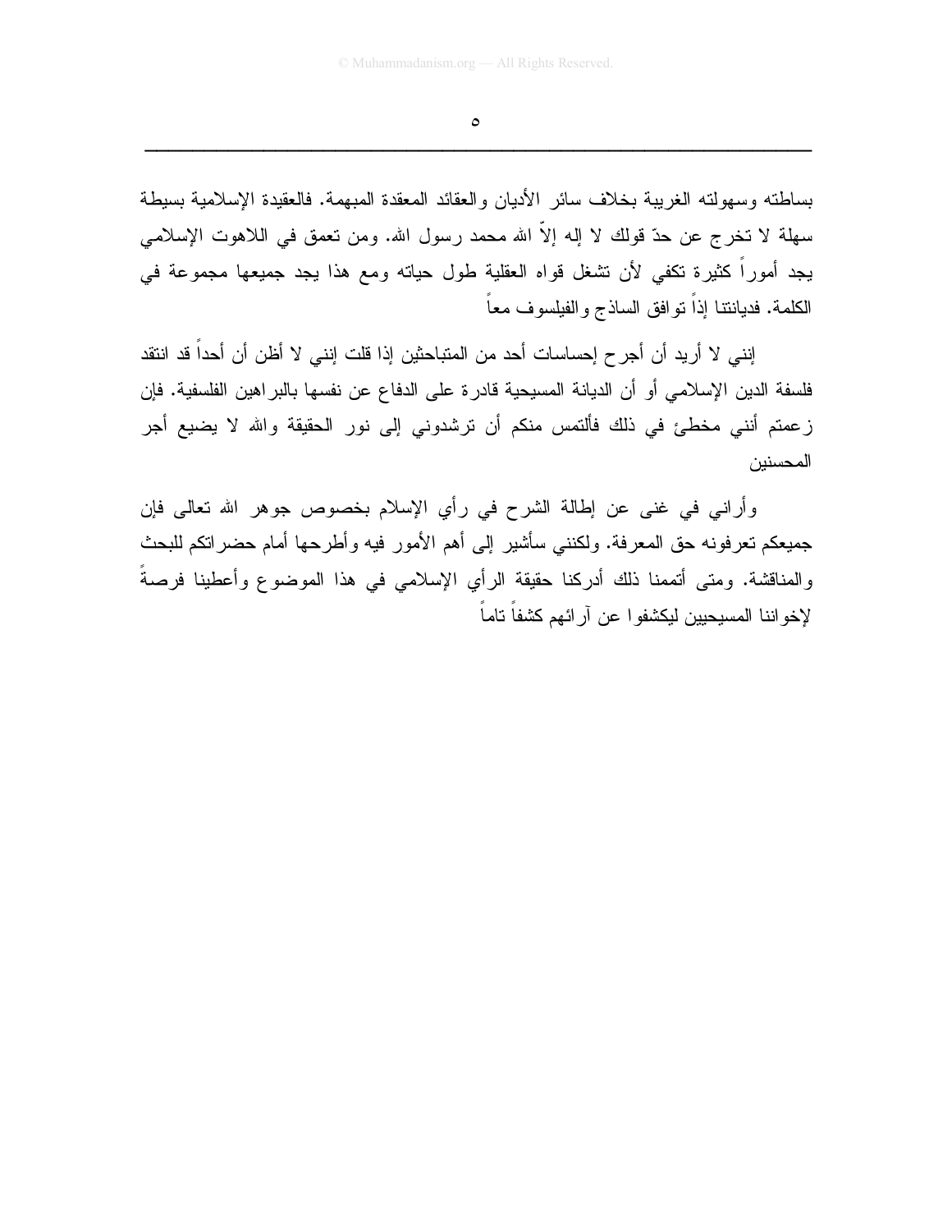بساطته وسهولته الغريبة بخلاف سائر الأديان والعقائد المعقدة المبهمة. فالعقيدة الإسلامية بسيطة سهلة لا تخرج عن حدّ قولك لا إله إلاّ الله محمد رسول الله. ومن تعمق في اللاهوت الإسلامي يجد أموراً كثيرة تكفي لأن تشغل قواه العقلية طول حياته ومع هذا يجد جميعها مجموعة في الكلمة. فديانتنا إذاً توافق الساذج والفيلسوف معاً

إنني لا أريد أن أجرح إحساسات أحد من المتباحثين إذا قلت إنني لا أظن أن أحداً قد انتقد فلسفة الدين الإسلامي أو أن الديانة المسيحية قادرة على الدفاع عن نفسها بالبراهين الفلسفية. فإن زعمتم أنني مخطئ في ذلك فألتمس منكم أن ترشدوني إلى نور الحقيقة والله لا يضيع أجر المحسنين

وأراني في غنى عن إطالة الشرح في رأي الإسلام بخصوص جوهر الله تعالى فإن جميعكم تعرفونه حق المعرفة. ولكنني سأشير إلى أهم الأمور فيه وأطرحها أمام حضراتكم للبحث والمناقشة. ومتى أتممنا ذلك أدركنا حقيقة الرأي الإسلامي في هذا الموضوع وأعطينا فرصةً لإخواننا المسيحيين ليكشفوا عن آرائهم كشفاً تاماً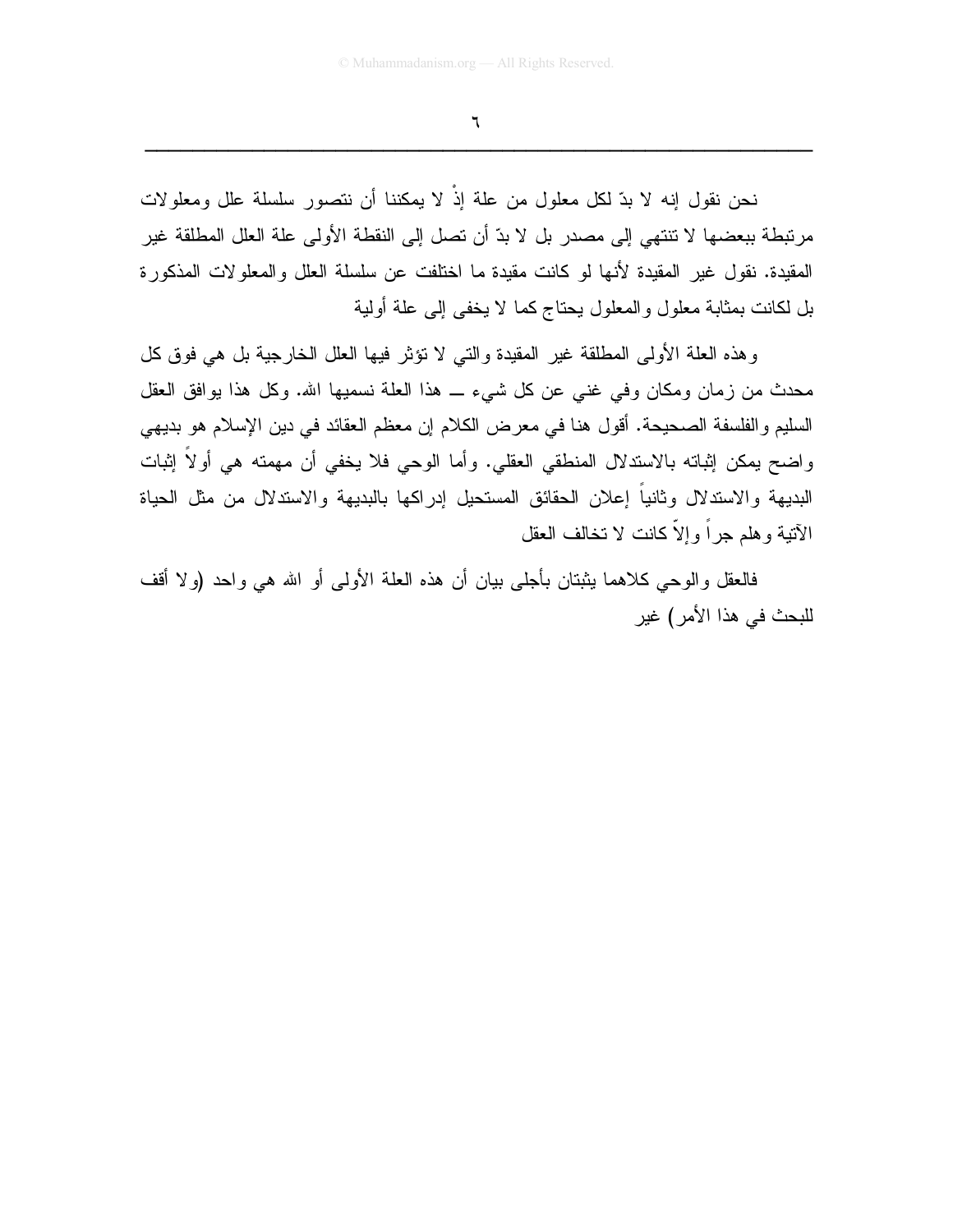نحن نقول إنه لا بدّ لكل معلول من علة إذْ لا يمكننا أن نتصور سلسلة علل ومعلولات مرتبطة ببعضها لا تنتهي إلى مصدر بل لا بدّ أن تصل إلى النقطة الأولى علة العلل المطلقة غير المقيدة. نقول غير المقيدة لأنها لو كانت مقيدة ما اختلفت عن سلسلة العلل والمعلولات المذكورة بل لكانت بمثابة معلول والمعلول يحتاج كما لا يخفى إلى علة أولية

وهذه العلة الأولى المطلقة غير المقيدة والتي لا تؤثر فيها العلل الخارجية بل هي فوق كل محدث من زمان ومكان وفي غني عن كل شيء ــ هذا العلة نسميها الله. وكل هذا يوافق العقل السليم والفلسفة الصحيحة. أقول هنا في معرض الكلام إن معظم العقائد في دين الإسلام هو بديهي واضح يمكن إثباته بالاستدلال المنطقي العقلي. وأما الوحي فلا يخفي أن مهمته هي أولاً إثبات البديهة والاستدلال وثانياً إعلان الحقائق المستحيل إدراكها بالبديهة والاستدلال من مثل الحياة الآتية وهلم جراً وإلاّ كانت لا تخالف العقل

فالعقل والوحي كلاهما يثبتان بأجلى بيان أن هذه العلة الأولى أو الله هي واحد (ولا أقف للبحث في هذا الأمر) غير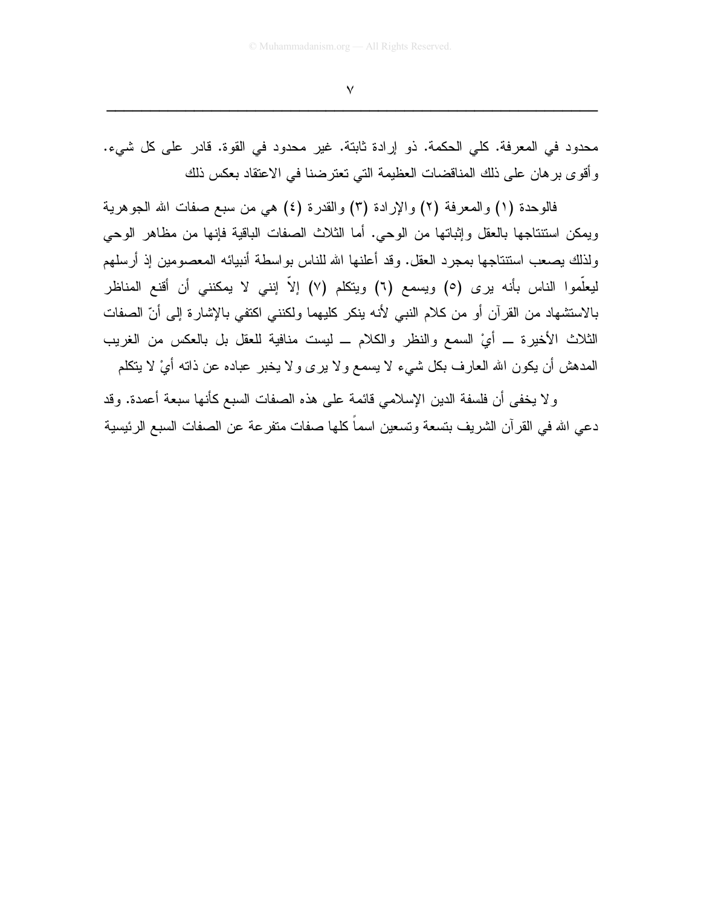محدود في المعرفة. كلي الحكمة. ذو إرادة ثابتة. غير محدود في القوة. قادر على كل شيء. وأقوى برهان على ذلك المناقضات العظيمة التي تعترضنا في الاعتقاد بعكس ذلك

فالوحدة (١) والمعرفة (٢) والإرادة (٣) والقدرة (٤) هي من سبع صفات الله الجوهرية ويمكن استنتاجها بالعقل وإثباتها من الوحي. أما الثلاث الصفات الباقية فإنها من مظاهر الوحي ولذلك يصعب استنتاجها بمجرد العقل. وقد أعلنها الله للناس بواسطة أنبيائه المعصومين إذ أرسلهم ليعلّموا الناس بأنه يرى (٥) ويسمع (٦) ويتكلم (٧) إلاّ إنني لا يمكنني أن أقنع المناظر بالاستشهاد من القرآن أو من كلام النبي لأنه ينكر كليهما ولكنني اكتفي بالإشارة إلى أنّ الصفات الثلاث الأخيرة ــ أيْ السمع والنظر والكلام ــ ليست منافية للعقل بل بالعكس من الغريب المدهش أن يكون الله العارف بكل شيء لا يسمع ولا يرى ولا يخبر عباده عن ذاته أيْ لا يتكلم

ولا يخفى أن فلسفة الدين الإسلامي قائمة على هذه الصفات السبع كأنها سبعة أعمدة. وقد دعي الله في القرآن الشريف بتسعة وتسعين اسماً كلها صفات متفرعة عن الصفات السبع الرئيسية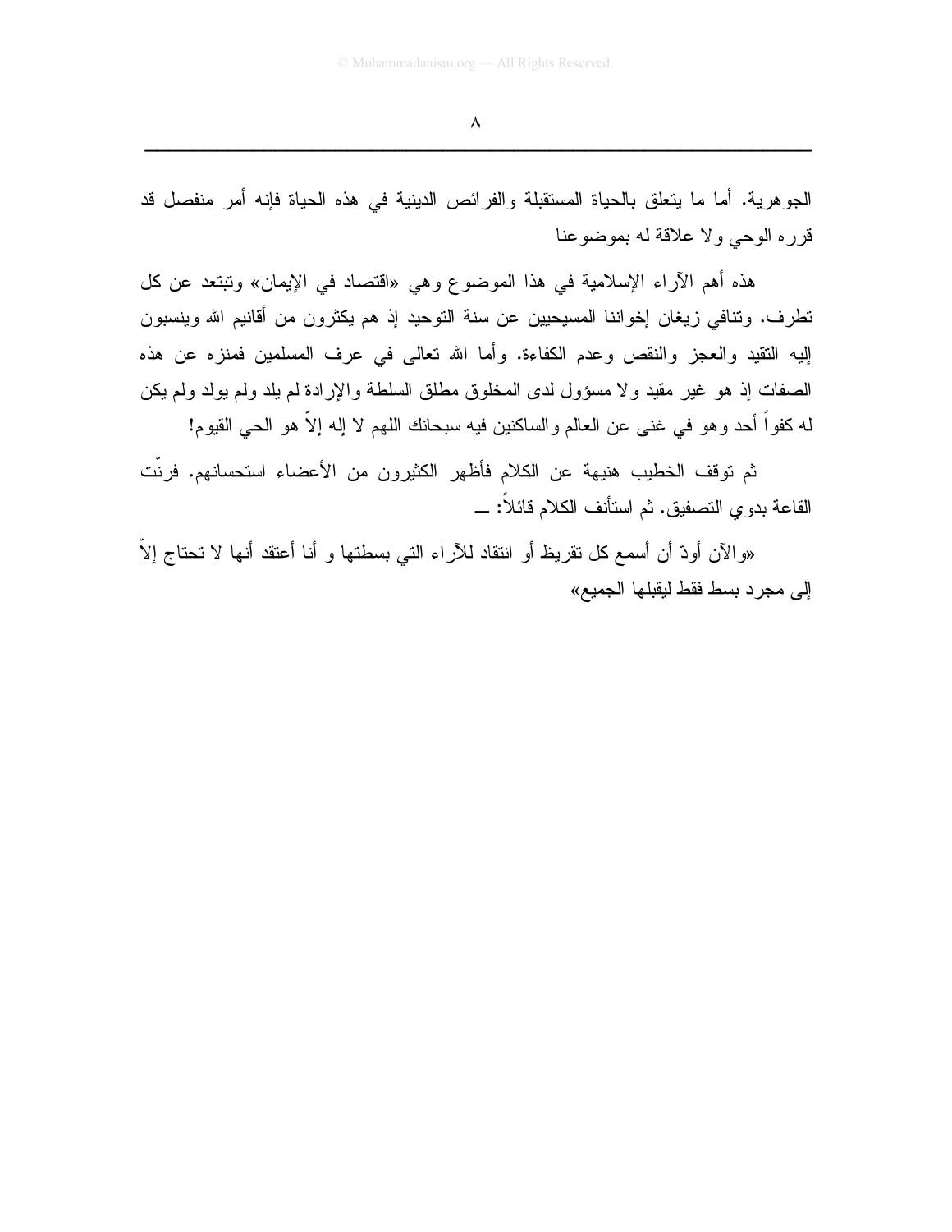الجوهرية. أما ما يتعلق بالحياة المستقبلة والفرائض الدينية في هذه الحياة فإنه أمر منفصل قد قرره الوحي ولا علاقة له بموضوعنا

هذه أهم الآراء الإسلامية في هذا الموضوع وهي «اقتصاد في الإيمان» وتبتعد عن كل تطرف. وتنافي زيغان إخواننا المسيحيين عن سنة التوحيد إذ هم يكثرون من أقانيم الله وينسبون إليه التقيد والعجز والنقص وعدم الكفاءة. وأما الله تعالى في عرف المسلمين فمنزه عن هذه الصفات إذ هو غير مقيد ولا مسؤول لدى المخلوق مطلق السلطة والإرادة لم يلد ولم يولد ولم يكن له كفواً أحد وهو في غنى عن العالم والساكنين فيه سبحانك اللهم لا إله إلاّ هو الحي القيوم!

ثم توقف الخطيب هنيهة عن الكلام فأظهر الكثيرون من الأعضاء استحسانهم. فرنّت القاعة بدوي التصفيق. ثم استأنف الكلام قائلاً: ــ

«والآن أودّ أن أسمع كل تقريظ أو انتقاد للآراء التي بسطتها و أنا أعتقد أنها لا تحتاج إلاّ إلى مجرد بسط فقط ليقبلها الجميع»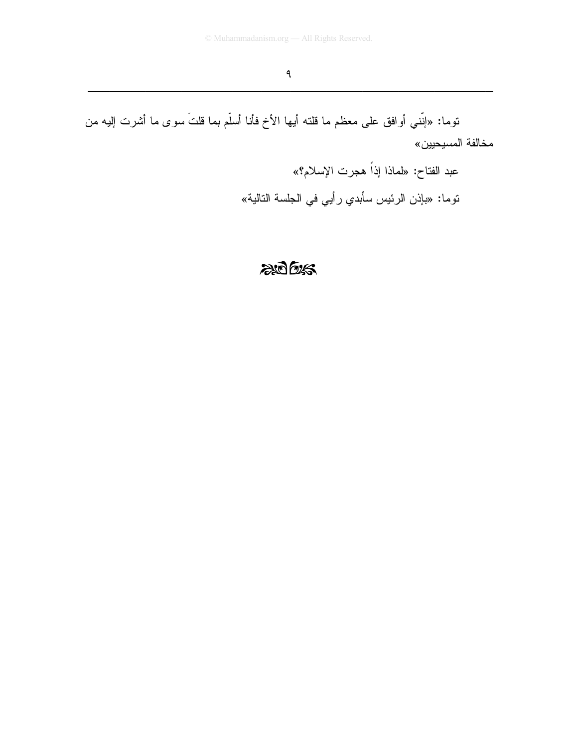توما: «إنّني أوافق على معظم ما قلته أيها الأخ فأنا أسلّم بما قلتَ سوى ما أشرت إليه من مخالفة المسيحيين»

عبد الفتاح: «لماذا إذاً هجرت الإسلام؟»

توما: «بإذن الرئيس سأبدي رأيي في الجلسة التالية»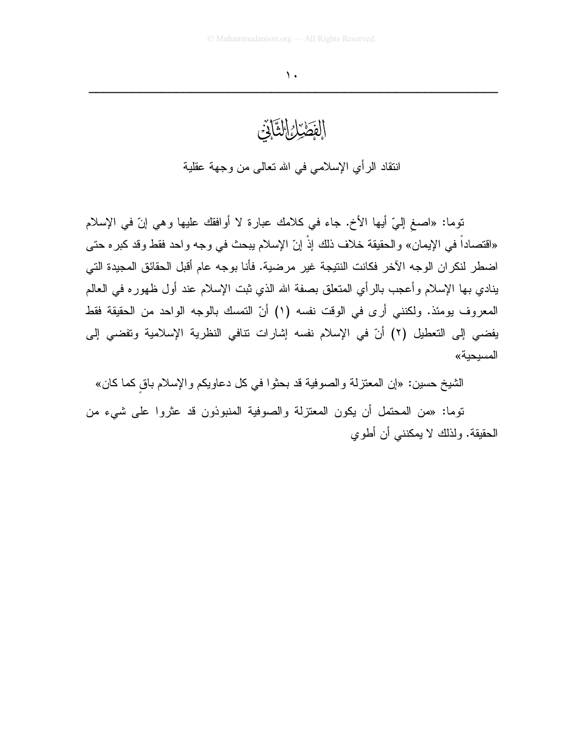# الفصل الثاني

انتقاد الرأي الإسلامي في الله تعالى من وجهة عقلية

توما: «اصغِ إليّ أيها الأخ. جاء في كلامك عبارة لا أوافقك عليها وهي إنّ في الإسلام «اقتصاداً في الإيمان» والحقيقة خلاف ذلك إذْ إنّ الإسلام يبحث في وجه واحد فقط وقد كبره حتى اضطر لنكران الوجه الآخر فكانت النتيجة غير مرضية. فأنا بوجه عام أقبل الحقائق المجيدة التي ينادي بها الإسلام وأعجب بالرأي المتعلق بصفة الله الذي ثبت الإسلام عند أول ظهوره في العالم المعروف يومئذ. ولكنني أرى في الوقت نفسه (١) أنّ التمسك بالوجه الواحد من الحقيقة فقط يفضي إلى التعطيل (٢) أنّ في الإسلام نفسه إشارات تنافي النظرية الإسلامية وتفضي إلى المسيحية»

الشيخ حسين: «إن المعتزلة والصوفية قد بحثوا في كل دعاويكم والإسلام باقٍ كما كان»

توما: «من المحتمل أن يكون المعتزلة والصوفية المنبوذون قد عثروا على شيء من الحقيقة. ولذلك لا يمكنني أن أطوي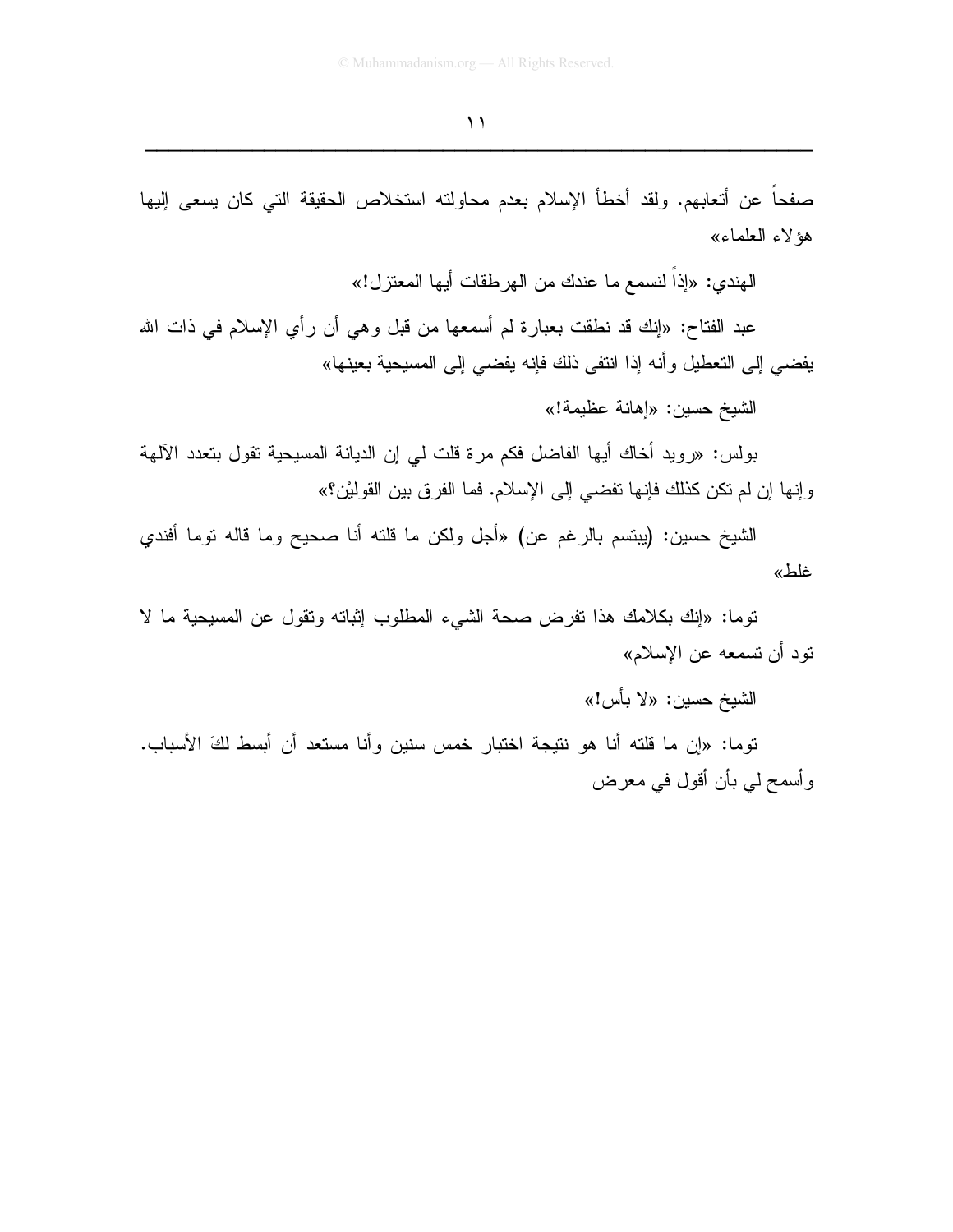صفحاً عن أتعابهم. ولقد أخطأ الإسلام بعدم محاولته استخلاص الحقيقة التي كان يسعى إليها هؤلاء العلماء»

الهندي: «إذاً لنسمع ما عندك من الهرطقات أيها المعتزل!»

عبد الفتاح: «إنك قد نطقت بعبارة لم أسمعها من قبل وهي أن رأي الإسلام في ذات الله يفضي إلى التعطيل وأنه إذا انتفى ذلك فإنه يفضي إلى المسيحية بعينها»

الشيخ حسين: «إهانة عظيمة!»

بولس: «رويد أخاك أيها الفاضل فكم مرة قلت لي إن الديانة المسيحية تقول بتعدد الآلهة وإنها إن لم تكن كذلك فإنها تفضي إلى الإسلام. فما الفرق بين القولَيْن؟»

الشيخ حسين: (يبتسم بالرغم عن) «أجل ولكن ما قلته أنا صحيح وما قاله توما أفندي غلط»

توما: «إنك بكلامك هذا تفرض صحة الشيء المطلوب إثباته وتقول عن المسيحية ما لا تود أن تسمعه عن الإسلام»

الشيخ حسين: «لا بأس!»

توما: «إن ما قلته أنا هو نتيجة اختبار خمس سنين وأنا مستعد أن أبسط لكَ الأسباب. وأسمح لي بأن أقول في معرض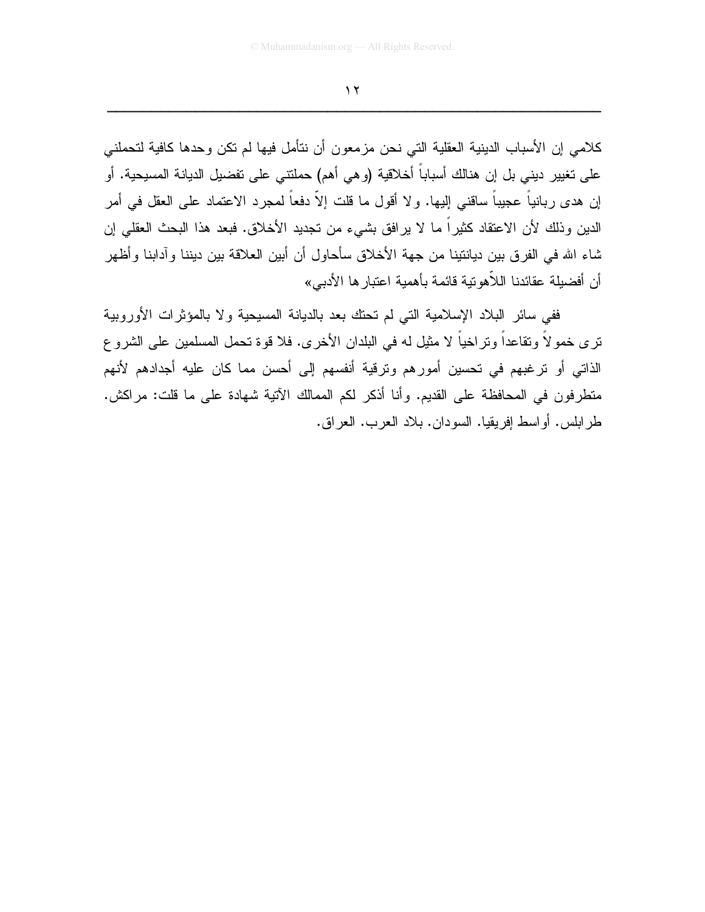كلامي إن الأسباب الدينية العقلية التي نحن مزمعون أن نتأمل فيها لم تكن وحدها كافية لتحملني على تغيير ديني بل إن هنالك أسباباً أخلاقية (وهي أهم) حملتني على تفضيل الديانة المسيحية. أو إن هدى ربانياً عجيباً ساقني إليها. ولا أقول ما قلت إلاّ دفعاً لمجرد الاعتماد على العقل في أمر الدين وذلك لأن الاعتقاد كثيراً ما لا يرافق بشيء من تجديد الأخلاق. فبعد هذا البحث العقلي إن شاء الله في الفرق بين ديانتينا من جهة الأخلاق سأحاول أن أبين العلاقة بين ديننا وآدابنا وأظهر أن أفضيلة عقائدنا اللاّهوتية قائمة بأهمية اعتبارها الأدبي»

ففي سائر البلاد الإسلامية التي لم تحتك بعد بالديانة المسيحية ولا بالمؤثرات الأوروبية ترى خمولاً وتقاعداً وتراخياً لا مثيل له في البلدان الأخرى. فلا قوة تحمل المسلمين على الشروع الذاتي أو ترغبهم في تحسين أمورهم وترقية أنفسهم إلى أحسن مما كان عليه أجدادهم لأنهم متطرفون في المحافظة على القديم. وأنا أذكر لكم الممالك الآتية شهادة على ما قلت: مراكش. طرابلس. أواسط إفريقيا. السودان. بلاد العرب. العراق.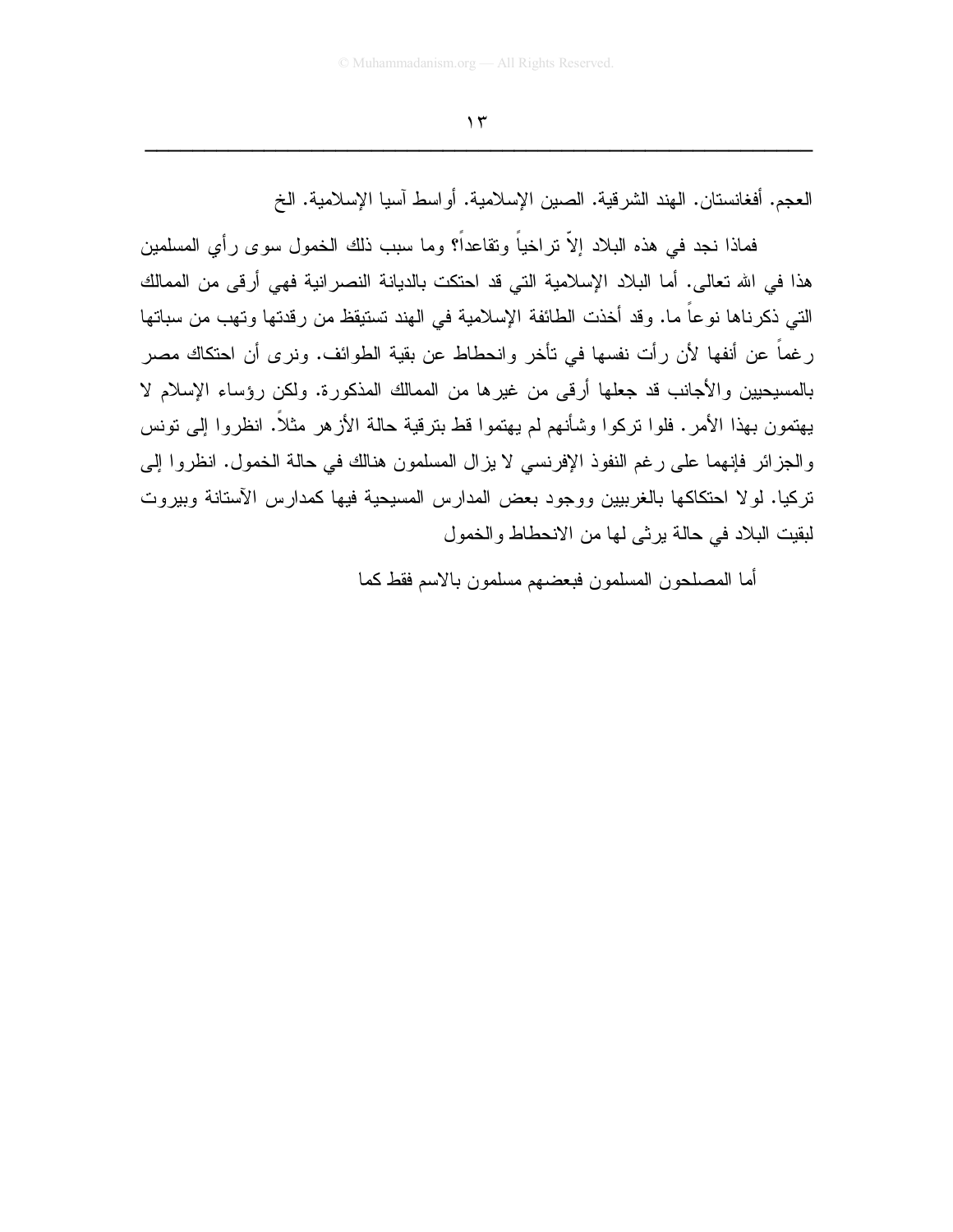العجم. أفغانستان. الهند الشرقية. الصين الإسلامية. أواسط آسيا الإسلامية. الخ

فماذا نجد في هذه البلاد إلاّ تراخياً وتقاعداً؟ وما سبب ذلك الخمول سوى رأي المسلمين هذا في الله تعالى. أما البلاد الإسلامية التي قد احتكت بالديانة النصرانية فهي أرقى من الممالك التي ذكرناها نوعاً ما. وقد أخذت الطائفة الإسلامية في الهند تستيقظ من رقدتها وتهب من سباتها رغماً عن أنفها لأن رأت نفسها في تأخر وانحطاط عن بقية الطوائف. ونرى أن احتكاك مصر بالمسيحيين والأجانب قد جعلها أرقى من غيرها من الممالك المذكورة. ولكن رؤساء الإسلام لا يهتمون بهذا الأمر. فلوا تركوا وشأنهم لم يهتموا قط بترقية حالة الأزهر مثلاً. انظروا إلى تونس والجزائر فإنهما على رغم النفوذ الإفرنسي لا يزال المسلمون هنالك في حالة الخمول. انظروا إلى تركيا. لولا احتكاكها بالغربيين ووجود بعض المدارس المسيحية فيها كمدارس الآستانة وبيروت لبقيت البلاد في حالة يرثى لها من الانحطاط والخمول

أما المصلحون المسلمون فبعضهم مسلمون بالاسم فقط كما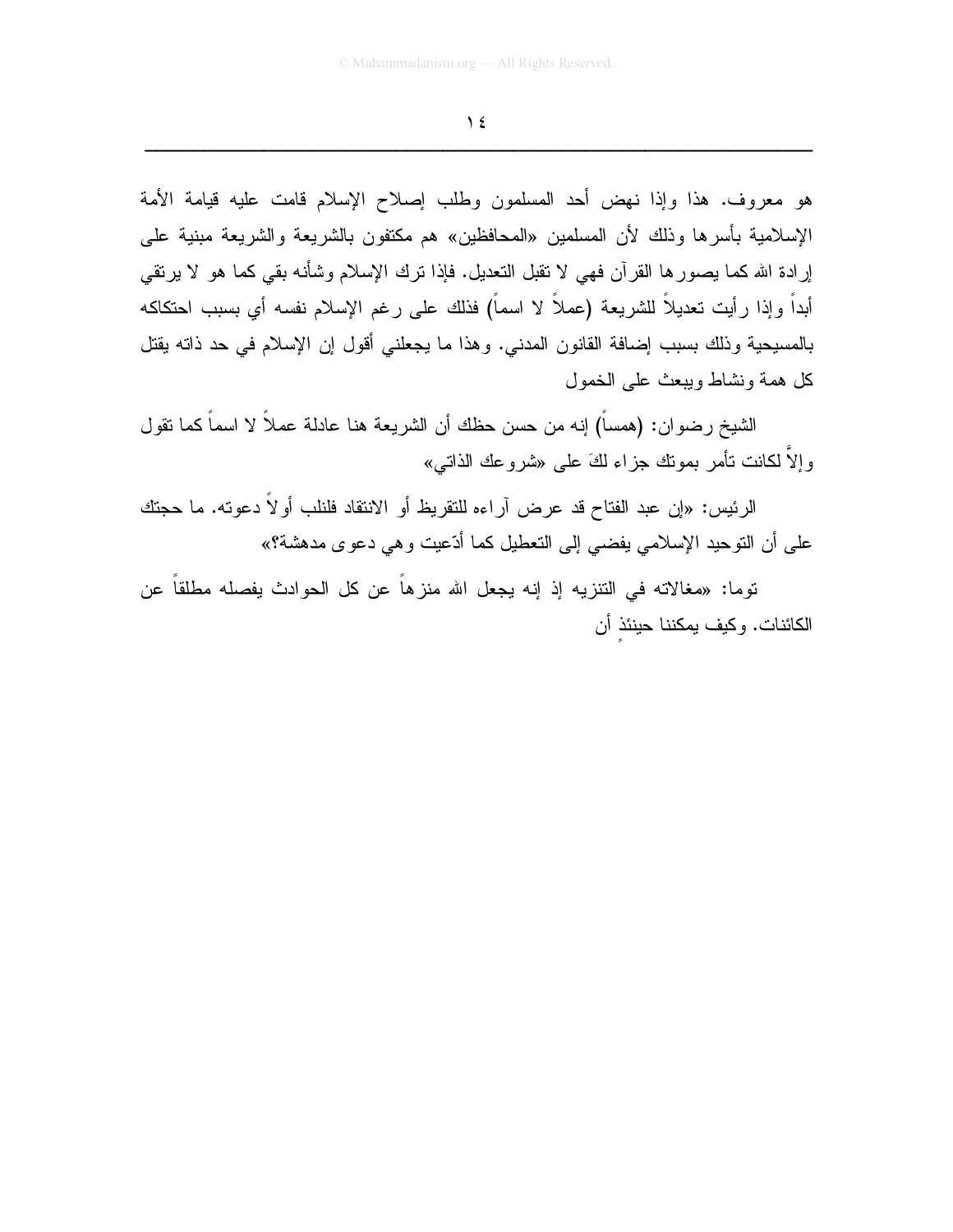هو معروف. هذا وإذا نهض أحد المسلمون وطلب إصلاح الإسلام قامت عليه قيامة الأمة الإسلامية بأسرها وذلك لأن المسلمين «المحافظين» هم مكتفون بالشريعة والشريعة مبنية على إرادة الله كما يصورها القرآن فهي لا تقبل التعديل. فإذا ترك الإسلام وشأنه بقي كما هو لا يرتقي أبداً وإذا رأيت تعديلاً للشريعة (عملاً لا اسماً) فذلك على رغم الإسلام نفسه أي بسبب احتكاكه بالمسيحية وذلك بسبب إضافة القانون المدني. وهذا ما يجعلني أقول إن الإسلام في حد ذاته يقتل كل همة ونشاط ويبعث على الخمول

الشيخ رضوان: (همساً) إنه من حسن حظك أن الشريعة هنا عادلة عملاً لا اسماً كما تقول وإلاَّ لكانت تأمر بموتك جزاء لكَ على «شروعك الذاتي»

الرئيس: «إن عبد الفتاح قد عرض آراءه للتقريظ أو الانتقاد فلنلب أولاً دعوته. ما حجتك على أن التوحيد الإسلامي يفضي إلى التعطيل كما أدّعيت وهي دعوى مدهشة؟»

توما: «مغالاته في التنزيه إذ إنه يجعل الله منزهاً عن كل الحوادث يفصله مطلقاً عن الكائنات. وكيف يمكننا حينئذٍ أن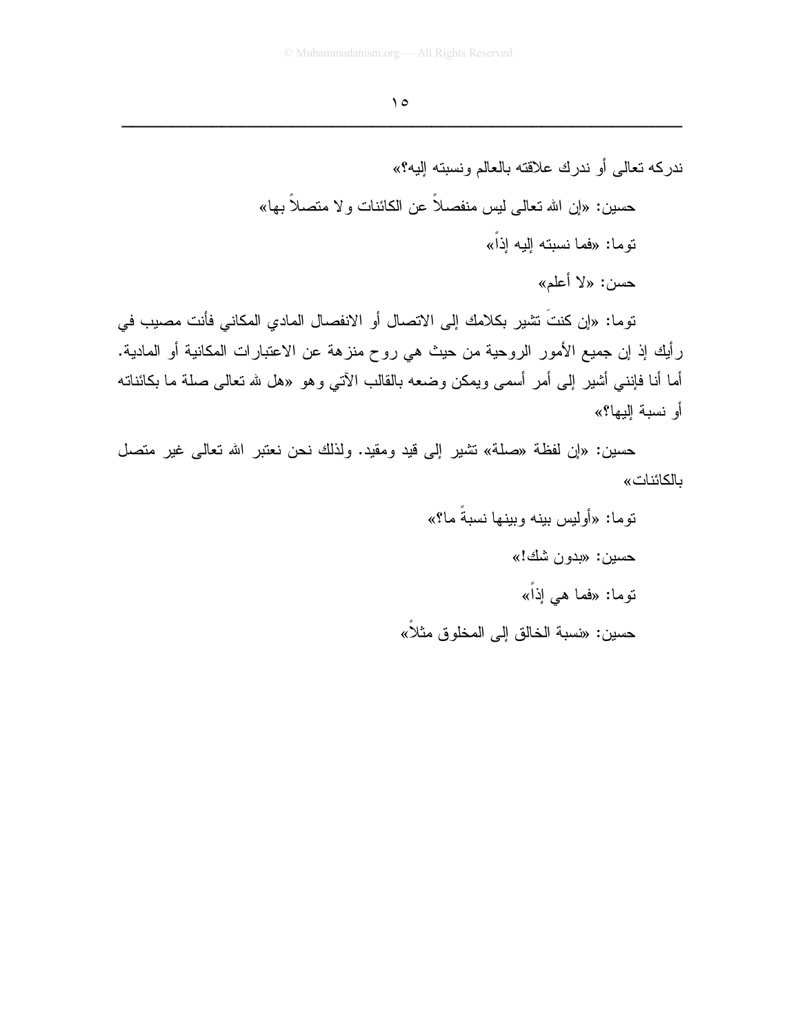ندركه تعالى أو ندرك علاقته بالعالم ونسبته إليه؟»

حسين: «إن الله تعالى ليس منفصلاً عن الكائنات ولا متصلاً بها»

توما: «فما نسبته إليه إذاً»

حسن: «لا أعلم»

توما: «إن كنتَ تشير بكلامك إلى الاتصال أو الانفصال المادي المكاني فأنت مصيب في رأيك إذ إن جميع الأمور الروحية من حيث هي روح منزهة عن الاعتبارات المكانية أو المادية. أما أنا فإنني أشير إلى أمر أسمى ويمكن وضعه بالقالب الآتي وهو «هل لله تعالى صلة ما بكائناته أو نسبة إليها؟»

حسين: «إن لفظة «صلة» تشير إلى قيد ومقيد. ولذلك نحن نعتبر الله تعالى غير متصل بالكائنات»

توما: «أوليس بينه وبينها نسبةً ما؟»

حسين: «بدون شك!»

توما: «فما هي إذاً»

حسين: «نسبة الخالق إلى المخلوق مثلاً»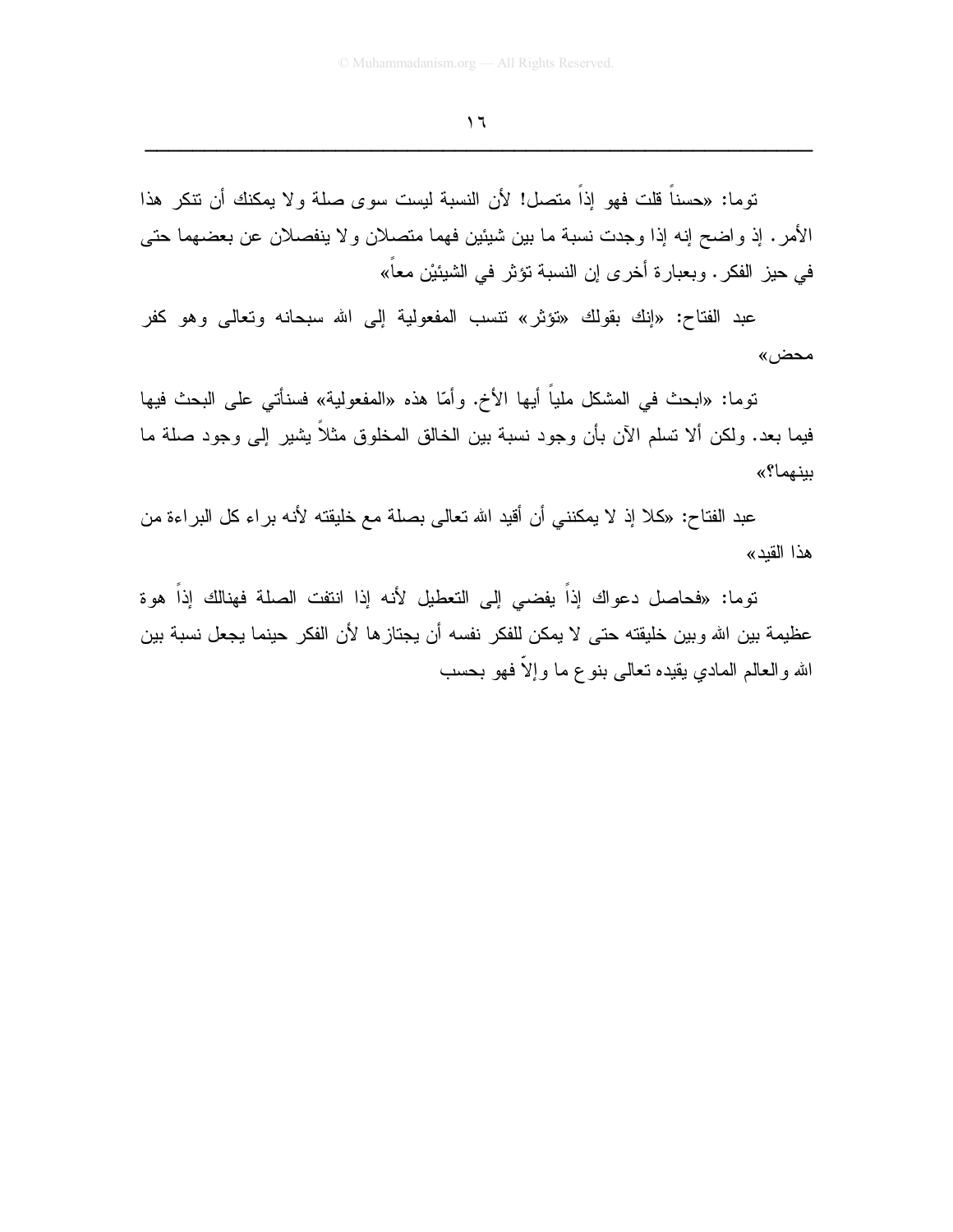توما: «حسناً قلت فهو إذاً متصل! لأن النسبة ليست سوى صلة ولا يمكنك أن تنكر هذا الأمر. إذ واضح إنه إذا وجدت نسبة ما بين شيئين فهما متصلان ولا ينفصلان عن بعضهما حتى في حيز الفكر. وبعبارة أخرى إن النسبة تؤثر في الشيئيْن معاً»

عبد الفتاح: «إنك بقولك «تؤثر» تنسب المفعولية إلى الله سبحانه وتعالى وهو كفر محض»

توما: «ابحث في المشكل ملياً أيها الأخ. وأمّا هذه «المفعولية» فسنأتي على البحث فيها فيما بعد. ولكن ألا تسلم الآن بأن وجود نسبة بين الخالق المخلوق مثلاً يشير إلى وجود صلة ما بينهما؟»

عبد الفتاح: «كلا إذ لا يمكنني أن أقيد الله تعالى بصلة مع خليقته لأنه براء كل البراءة من هذا القيد»

توما: «فحاصل دعواك إذاً يفضي إلى التعطيل لأنه إذا انتفت الصلة فهنالك إذاً هوة عظيمة بين الله وبين خليقته حتى لا يمكن للفكر نفسه أن يجتازها لأن الفكر حينما يجعل نسبة بين الله والعالم المادي يقيده تعالى بنوع ما وإلاّ فهو بحسب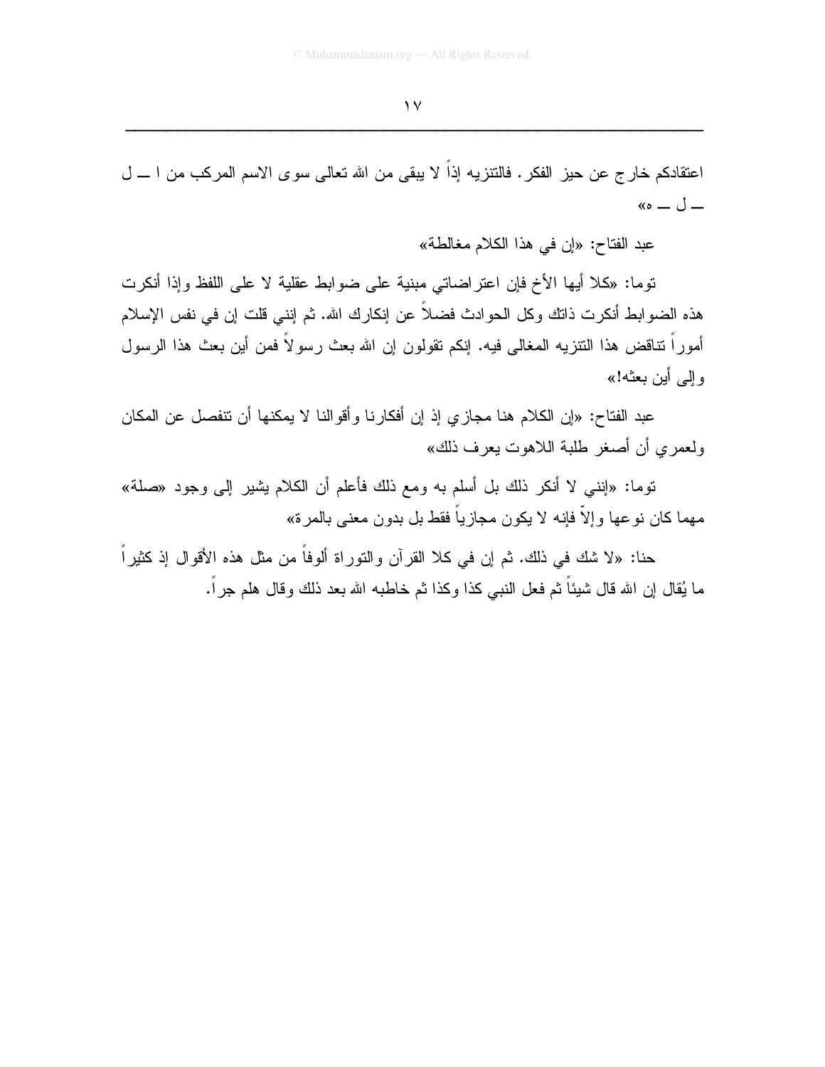اعتقادكم خارج عن حيز الفكر. فالتنزيه إذاً لا يبقى من الله تعالى سوى الاسم المركب من ا ــ ل ــ ل ــ ه»

عبد الفتاح: «إن في هذا الكلام مغالطة»

توما: «كلا أيها الأخ فإن اعتراضاتي مبنية على ضوابط عقلية لا على اللفظ وإذا أنكرت هذه الضوابط أنكرت ذاتك وكل الحوادث فضلاً عن إنكارك الله. ثم إنني قلت إن في نفس الإسلام أموراً تناقض هذا التنزيه المغالى فيه. إنكم تقولون إن الله بعث رسولاً فمن أين بعث هذا الرسول وإلى أين بعثه!»

عبد الفتاح: «إن الكلام هنا مجازي إذ إن أفكارنا وأقوالنا لا يمكنها أن تنفصل عن المكان ولعمري أن أصغر طلبة اللاهوت يعرف ذلك»

توما: «إنني لا أنكر ذلك بل أسلم به ومع ذلك فأعلم أن الكلام يشير إلى وجود «صلة» مهما كان نوعها وإلاّ فإنه لا يكون مجازياً فقط بل بدون معنى بالمرة»

حنا: «لا شك في ذلك. ثم إن في كلا القرآن والتوراة ألوفاً من مثل هذه الأقوال إذ كثيراً ما يُقال إن الله قال شيئاً ثم فعل النبي كذا وكذا ثم خاطبه الله بعد ذلك وقال هلم جراً.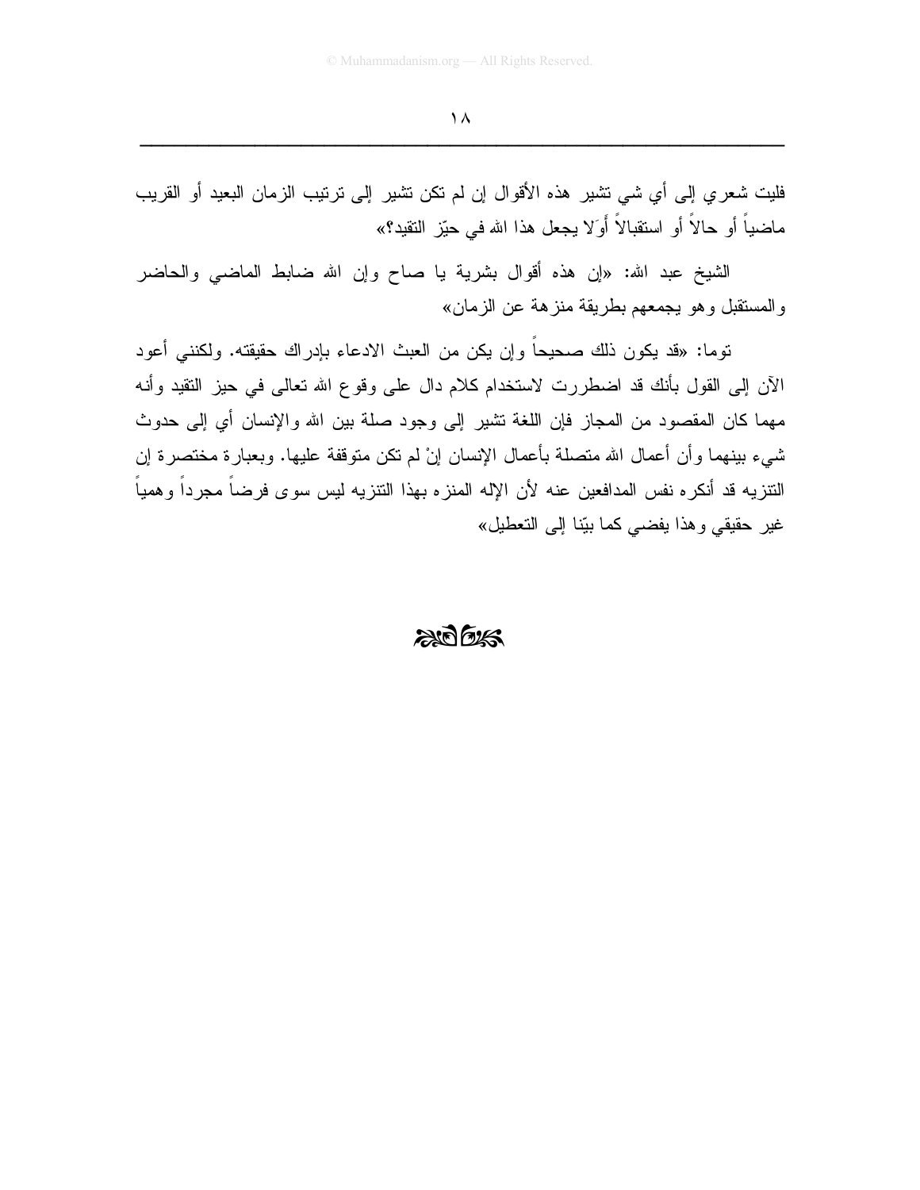فليت شعري إلى أي شي تشير هذه الأقوال إن لم تكن تشير إلى ترتيب الزمان البعيد أو القريب ماضياً أو حالاً أو استقبالاً أَوَلا يجعل هذا الله في حيّز التقيد؟»

الشيخ عبد الله: «إن هذه أقوال بشرية يا صاح وإن الله ضابط الماضي والحاضر والمستقبل وهو يجمعهم بطريقة منزهة عن الزمان»

توما: «قد يكون ذلك صحيحاً وإن يكن من العبث الادعاء بإدراك حقيقته. ولكنني أعود الآن إلى القول بأنك قد اضطررت لاستخدام كلام دال على وقوع الله تعالى في حيز التقيد وأنه مهما كان المقصود من المجاز فإن اللغة تشير إلى وجود صلة بين الله والإنسان أي إلى حدوث شيء بينهما وأن أعمال الله متصلة بأعمال الإنسان إنْ لم تكن متوقفة عليها. وبعبارة مختصرة إن التنزيه قد أنكره نفس المدافعين عنه لأن الإله المنزه بهذا التنزيه ليس سوى فرضاً مجرداً وهمياً غير حقيقي وهذا يفضي كما بيّنا إلى التعطيل»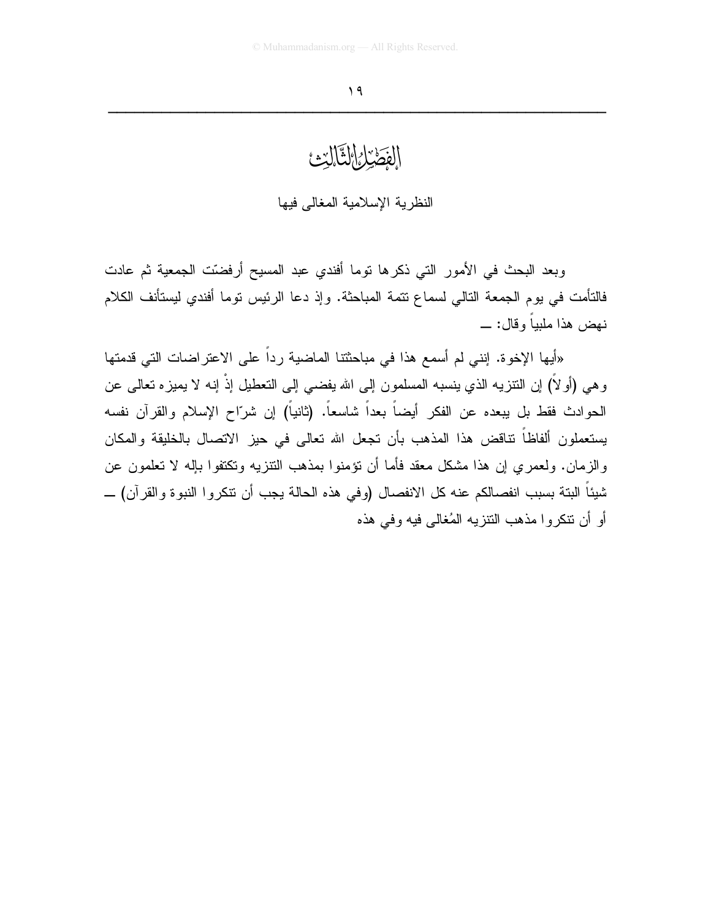# الفصل الثالث

## النظرية الإسلامية المغالى فيها

وبعد البحث في الأمور التي ذكرها توما أفندي عبد المسيح أرفضّت الجمعية ثم عادت فالتأمت في يوم الجمعة التالي لسماع تتمة المباحثة. وإذ دعا الرئيس توما أفندي ليستأنف الكلام نهض هذا ملبياً وقال: ــ

«أيها الإخوة. إنني لم أسمع هذا في مباحثتنا الماضية رداً على الاعتراضات التي قدمتها وهي (أولاً) إن التنزيه الذي ينسبه المسلمون إلى الله يفضي إلى التعطيل إذْ إنه لا يميزه تعالى عن الحوادث فقط بل يبعده عن الفكر أيضاً بعداً شاسعاً. (ثانياً) إن شرّاح الإسلام والقرآن نفسه يستعملون ألفاظاً تناقض هذا المذهب بأن تجعل الله تعالى في حيز الاتصال بالخليقة والمكان والزمان. ولعمري إن هذا مشكل معقد فأما أن تؤمنوا بمذهب التنزيه وتكتفوا بإله لا تعلمون عن شيئاً البتة بسبب انفصالكم عنه كل الانفصال (وفي هذه الحالة يجب أن تنكروا النبوة والقرآن) ــ أو أن تنكروا مذهب التنزيه المُغالى فيه وفي هذه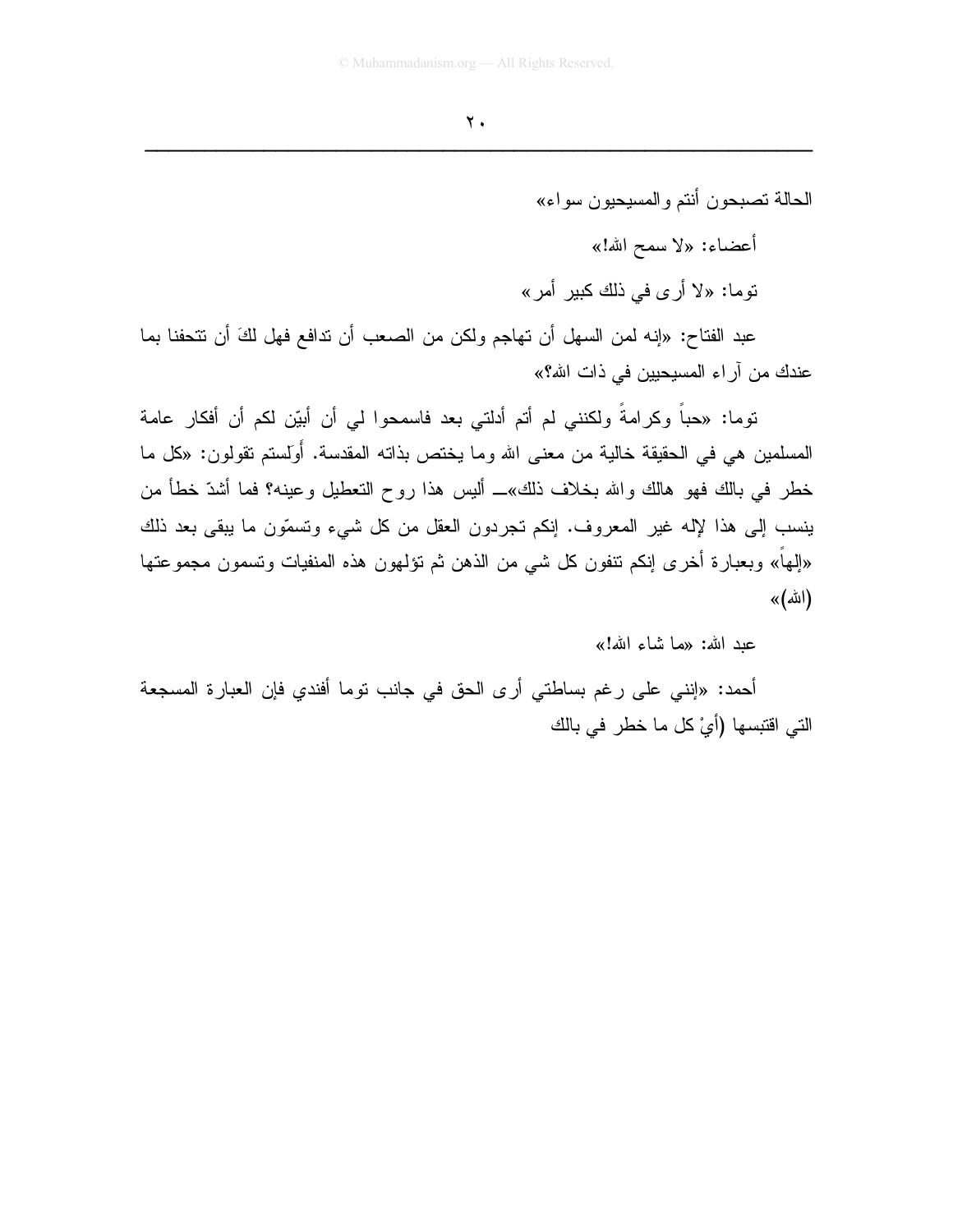الحالة تصبحون أنتم والمسيحيون سواء»

أعضاء: «لا سمح الله!»

توما: «لا أرى في ذلك كبير أمر»

عبد الفتاح: «إنه لمن السهل أن تهاجم ولكن من الصعب أن تدافع فهل لكَ أن تتحفنا بما عندك من آراء المسيحيين في ذات الله؟»

توما: «حباً وكرامةً ولكنني لم أتم أدلتي بعد فاسمحوا لي أن أبيّن لكم أن أفكار عامة المسلمين هي في الحقيقة خالية من معنى الله وما يختص بذاته المقدسة. أوَلستم تقولون: «كل ما خطر في بالك فهو هالك والله بخلاف ذلك»ــ أليس هذا روح التعطيل وعينه؟ فما أشدّ خطأ من ينسب إلى هذا لإله غير المعروف. إنكم تجردون العقل من كل شيء وتسمّون ما يبقى بعد ذلك «إلهاً» وبعبارة أخرى إنكم تنفون كل شي من الذهن ثم تؤلهون هذه المنفيات وتسمون مجموعتها (الله)»

عبد الله: «ما شاء الله!»

أحمد: «إنني على رغم بساطتي أرى الحق في جانب توما أفندي فإن العبارة المسجعة التي اقتبسها (أيْ كل ما خطر في بالك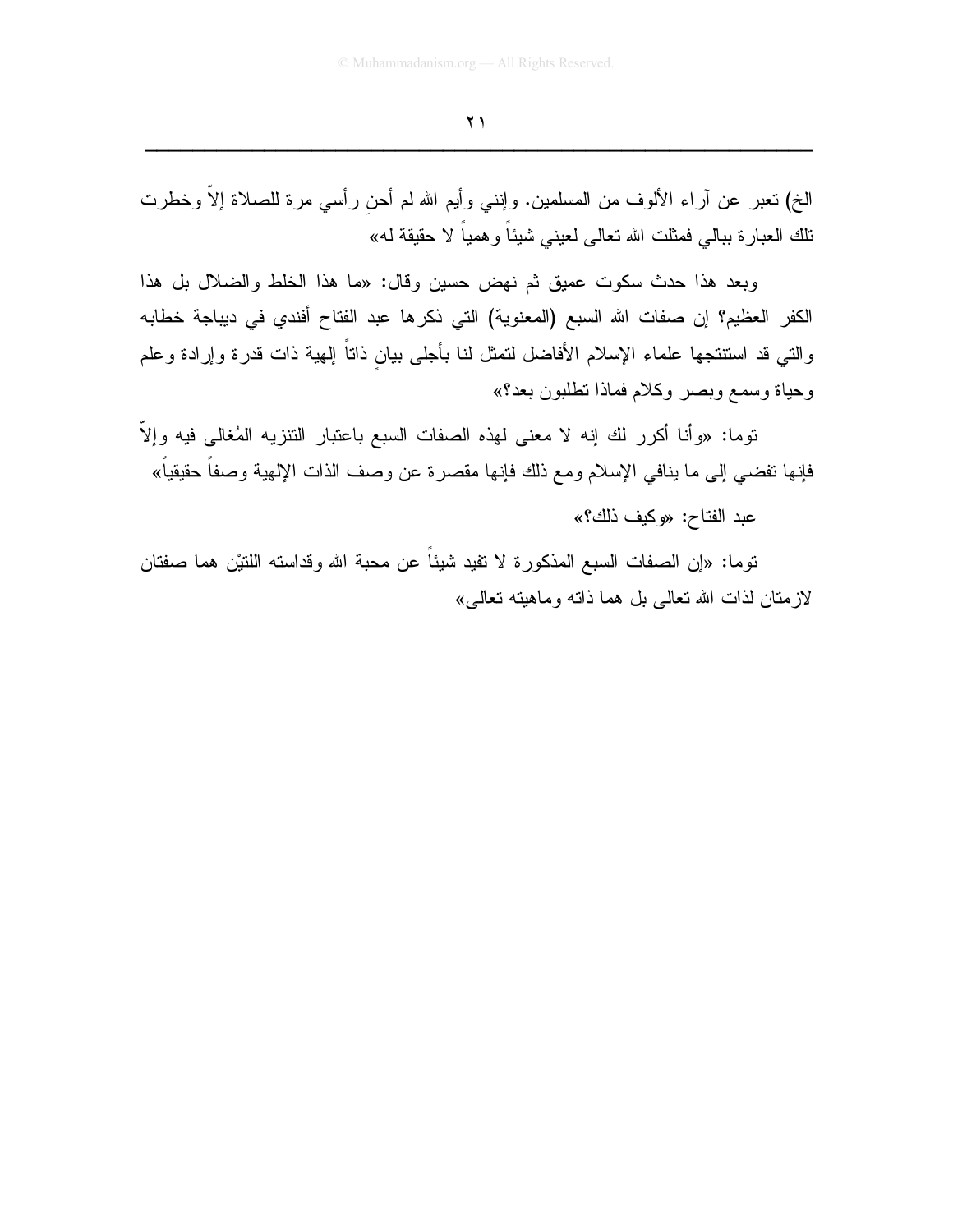الخ) تعبر عن آراء الألوف من المسلمين. وإنني وأيم الله لم أحنِ رأسي مرة للصلاة إلاّ وخطرت تلك العبارة ببالي فمثلت الله تعالى لعيني شيئاً وهمياً لا حقيقة له»

وبعد هذا حدث سكوت عميق ثم نهض حسين وقال: «ما هذا الخلط والضلال بل هذا الكفر العظيم؟ إن صفات الله السبع (المعنوية) التي ذكرها عبد الفتاح أفندي في ديباجة خطابه والتي قد استنتجها علماء الإسلام الأفاضل لتمثل لنا بأجلى بيانٍ ذاتاً إلهية ذات قدرة وإرادة وعلم وحياة وسمع وبصر وكلام فماذا تطلبون بعد؟»

توما: «وأنا أكرر لك إنه لا معنى لهذه الصفات السبع باعتبار التنزيه المُغالى فيه وإلاّ فإنها تفضي إلى ما ينافي الإسلام ومع ذلك فإنها مقصرة عن وصف الذات الإلهية وصفاً حقيقياً»

عبد الفتاح: «وكيف ذلك؟»

توما: «إن الصفات السبع المذكورة لا تفيد شيئاً عن محبة الله وقداسته اللتيْن هما صفتان لازمتان لذات الله تعالى بل هما ذاته وماهيته تعالى»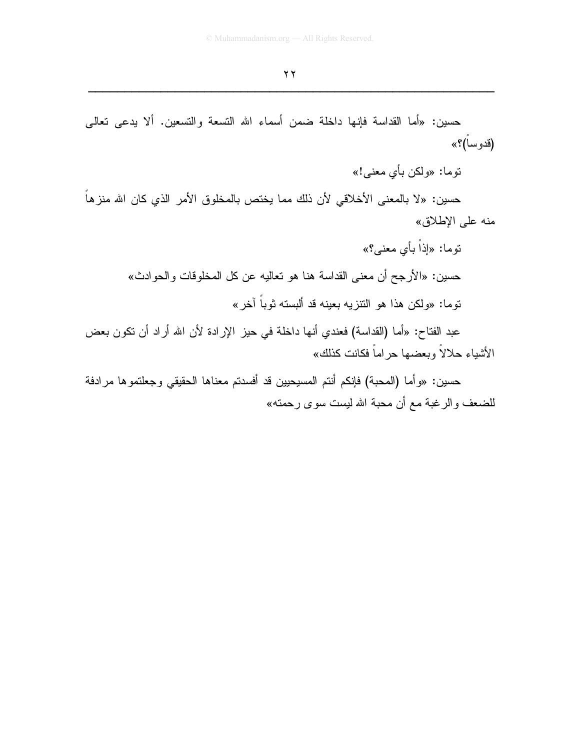حسين: «أما القداسة فإنها داخلة ضمن أسماء الله التسعة والتسعين. ألا يدعى تعالى (قدوساً)؟»

توما: «ولكن بأي معنى!»

حسين: «لا بالمعنى الأخلاقي لأن ذلك مما يختص بالمخلوق الأمر الذي كان الله منزهاً منه على الإطلاق»

توما: «إذاً بأي معنى؟»

حسين: «الأرجح أن معنى القداسة هنا هو تعاليه عن كل المخلوقات والحوادث»

توما: «ولكن هذا هو التنزيه بعينه قد ألبسته ثوباً آخر»

عبد الفتاح: «أما (القداسة) فعندي أنها داخلة في حيز الإرادة لأن الله أراد أن تكون بعض الأشياء حلالاً وبعضها حراماً فكانت كذلك»

حسين: «وأما (المحبة) فإنكم أنتم المسيحيين قد أفسدتم معناها الحقيقي وجعلتموها مرادفة للضعف والرغبة مع أن محبة الله ليست سوى رحمته»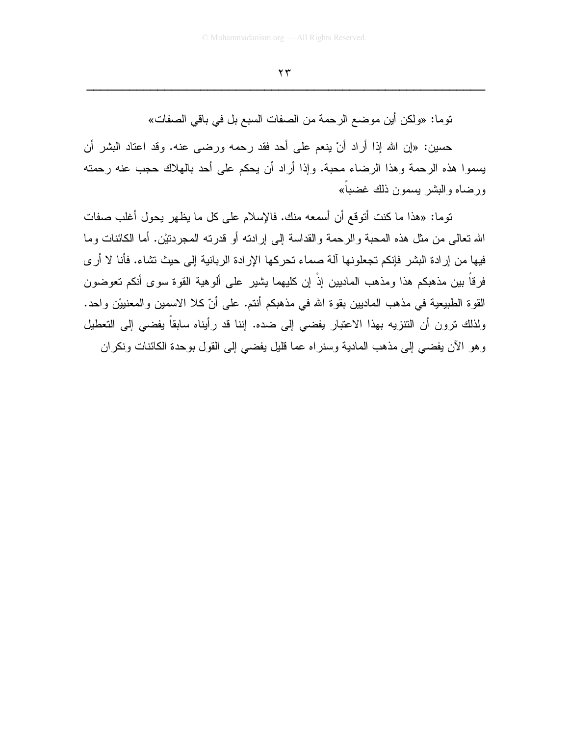توما: «ولكن أين موضع الرحمة من الصفات السبع بل في باقي الصفات»

حسين: «إن الله إذا أراد أنْ ينعم على أحد فقد رحمه ورضى عنه. وقد اعتاد البشر أن يسموا هذه الرحمة وهذا الرضاء محبة. وإذا أراد أن يحكم على أحد بالهلاك حجب عنه رحمته ورضاه والبشر يسمون ذلك غضباً»

توما: «هذا ما كنت أتوقع أن أسمعه منك. فالإسلام على كل ما يظهر يحول أغلب صفات الله تعالى من مثل هذه المحبة والرحمة والقداسة إلى إرادته أو قدرته المجردتيْن. أما الكائنات وما فيها من إرادة البشر فإنكم تجعلونها آلة صماء تحركها الإرادة الربانية إلى حيث تشاء. فأنا لا أرى فرقاً بين مذهبكم هذا ومذهب الماديين إذْ إن كليهما يشير على ألوهية القوة سوى أنكم تعوضون القوة الطبيعية في مذهب الماديين بقوة الله في مذهبكم أنتم. على أنّ كلا الاسمين والمعنييْن واحد. ولذلك ترون أن التنزيه بهذا الاعتبار يفضي إلى ضده. إننا قد رأيناه سابقاً يفضي إلى التعطيل وهو الآن يفضي إلى مذهب المادية وسنراه عما قليل يفضي إلى القول بوحدة الكائنات ونكران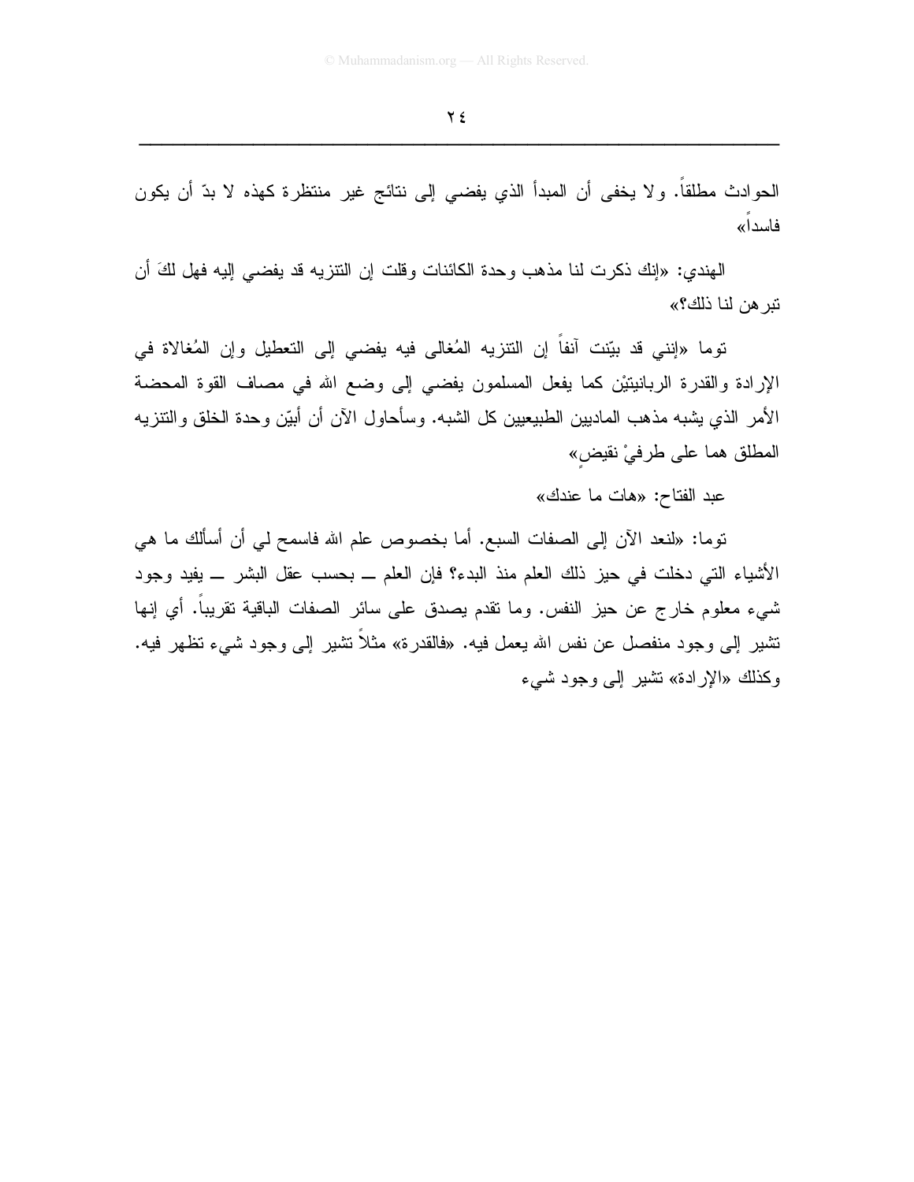الحوادث مطلقاً. ولا يخفى أن المبدأ الذي يفضي إلى نتائج غير منتظرة كهذه لا بدّ أن يكون فاسداً»

الهندي: «إنك ذكرت لنا مذهب وحدة الكائنات وقلت إن التنزيه قد يفضي إليه فهل لكَ أن تبرهن لنا ذلك؟»

توما «إنني قد بيّنت آنفاً إن التنزيه المُغالى فيه يفضي إلى التعطيل وإن المُغالاة في الإرادة والقدرة الربانيتيْن كما يفعل المسلمون يفضي إلى وضع الله في مصاف القوة المحضة الأمر الذي يشبه مذهب الماديين الطبيعيين كل الشبه. وسأحاول الآن أن أبيّن وحدة الخلق والتنزيه المطلق هما على طرفيْ نقيضٍ»

عبد الفتاح: «هات ما عندك»

توما: «لنعد الآن إلى الصفات السبع. أما بخصوص علم الله فاسمح لي أن أسألك ما هي الأشياء التي دخلت في حيز ذلك العلم منذ البدء؟ فإن العلم ــ بحسب عقل البشر ــ يفيد وجود شيء معلوم خارج عن حيز النفس. وما تقدم يصدق على سائر الصفات الباقية تقريباً. أي إنها تشير إلى وجود منفصل عن نفس الله يعمل فيه. «فالقدرة» مثلاً تشير إلى وجود شيء تظهر فيه. وكذلك «الإرادة» تشير إلى وجود شيء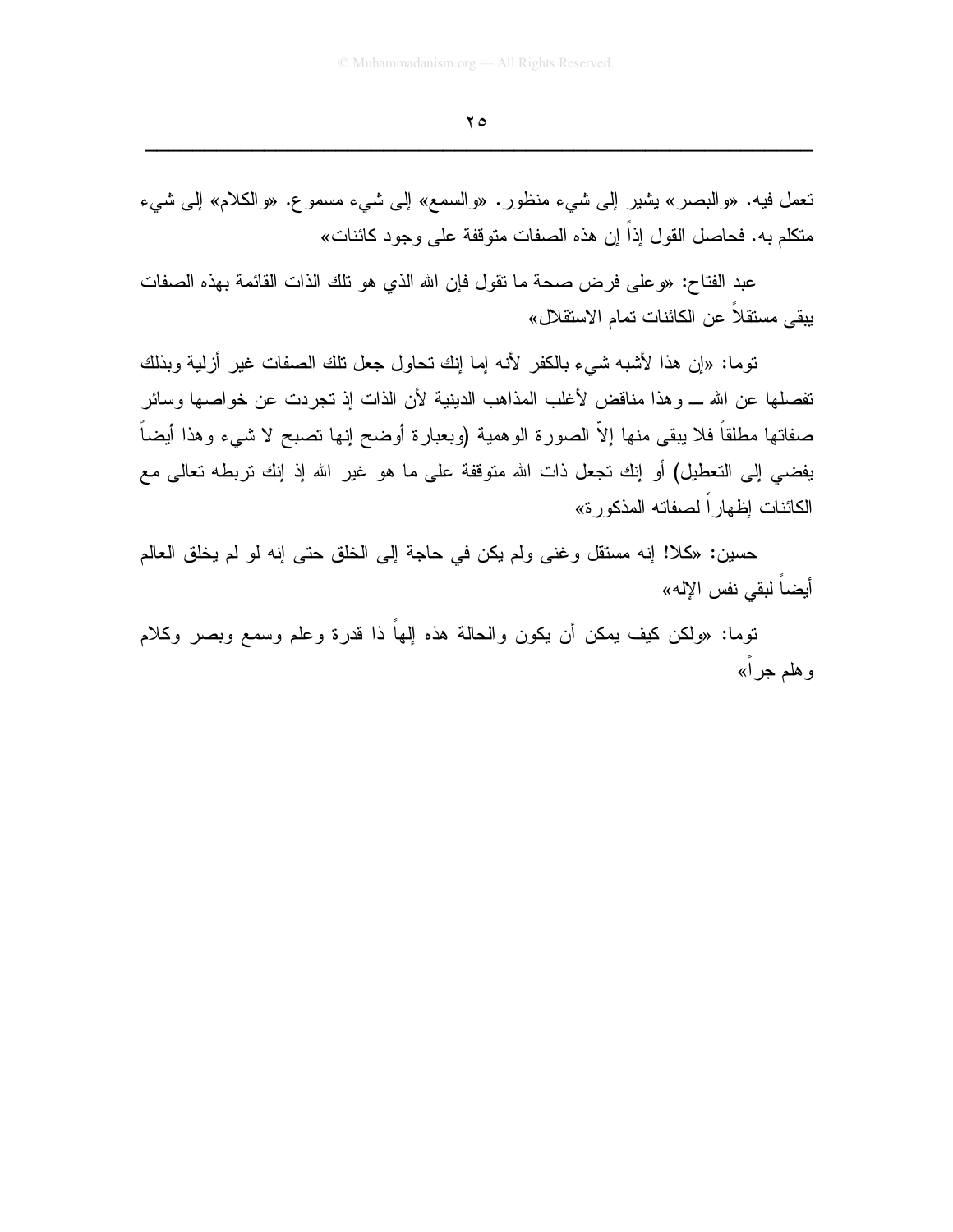تعمل فيه. «والبصر» يشير إلى شيء منظور. «والسمع» إلى شيء مسموع. «والكلام» إلى شيء متكلم به. فحاصل القول إذاً إن هذه الصفات متوقفة على وجود كائنات»

عبد الفتاح: «وعلى فرض صحة ما تقول فإن الله الذي هو تلك الذات القائمة بهذه الصفات يبقى مستقلاً عن الكائنات تمام الاستقلال»

توما: «إن هذا لأشبه شيء بالكفر لأنه إما إنك تحاول جعل تلك الصفات غير أزلية وبذلك تفصلها عن الله ــ وهذا مناقض لأغلب المذاهب الدينية لأن الذات إذ تجردت عن خواصها وسائر صفاتها مطلقاً فلا يبقى منها إلاّ الصورة الوهمية (وبعبارة أوضح إنها تصبح لا شيء وهذا أيضاً يفضي إلى التعطيل) أو إنك تجعل ذات الله متوقفة على ما هو غير الله إذ إنك تربطه تعالى مع الكائنات إظهاراً لصفاته المذكورة»

حسين: «كلا! إنه مستقل وغنى ولم يكن في حاجة إلى الخلق حتى إنه لو لم يخلق العالم أيضاً لبقي نفس الإله»

توما: «ولكن كيف يمكن أن يكون والحالة هذه إلهاً ذا قدرة وعلم وسمع وبصر وكلام وهلم جراً»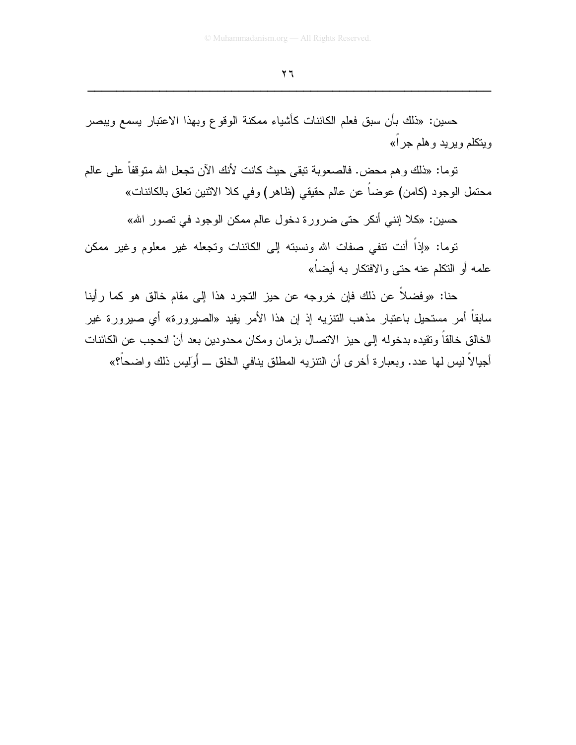حسين: «ذلك بأن سبق فعلم الكائنات كأشياء ممكنة الوقوع وبهذا الاعتبار يسمع ويبصر ويتكلم ويريد وهلم جراً»

توما: «ذلك وهم محض. فالصعوبة تبقى حيث كانت لأنك الآن تجعل الله متوقفاً على عالم محتمل الوجود (كامن) عوضاً عن عالم حقيقي (ظاهر) وفي كلا الاثنين تعلق بالكائنات»

حسين: «كلا إنني أنكر حتى ضرورة دخول عالم ممكن الوجود في تصور الله»

توما: «إذاً أنت تنفي صفات الله ونسبته إلى الكائنات وتجعله غير معلوم وغير ممكن علمه أو التكلم عنه حتى والافتكار به أيضاً»

حنا: «وفضلاً عن ذلك فإن خروجه عن حيز التجرد هذا إلى مقام خالق هو كما رأينا سابقاً أمر مستحيل باعتبار مذهب التنزيه إذ إن هذا الأمر يفيد «الصيرورة» أي صيرورة غير الخالق خالقاً وتقيده بدخوله إلى حيز الاتصال بزمان ومكان محدودين بعد أنْ انحجب عن الكائنات أجيالاً ليس لها عدد. وبعبارة أخرى أن التنزيه المطلق ينافي الخلق ــ أَوَليس ذلك واضحاً؟»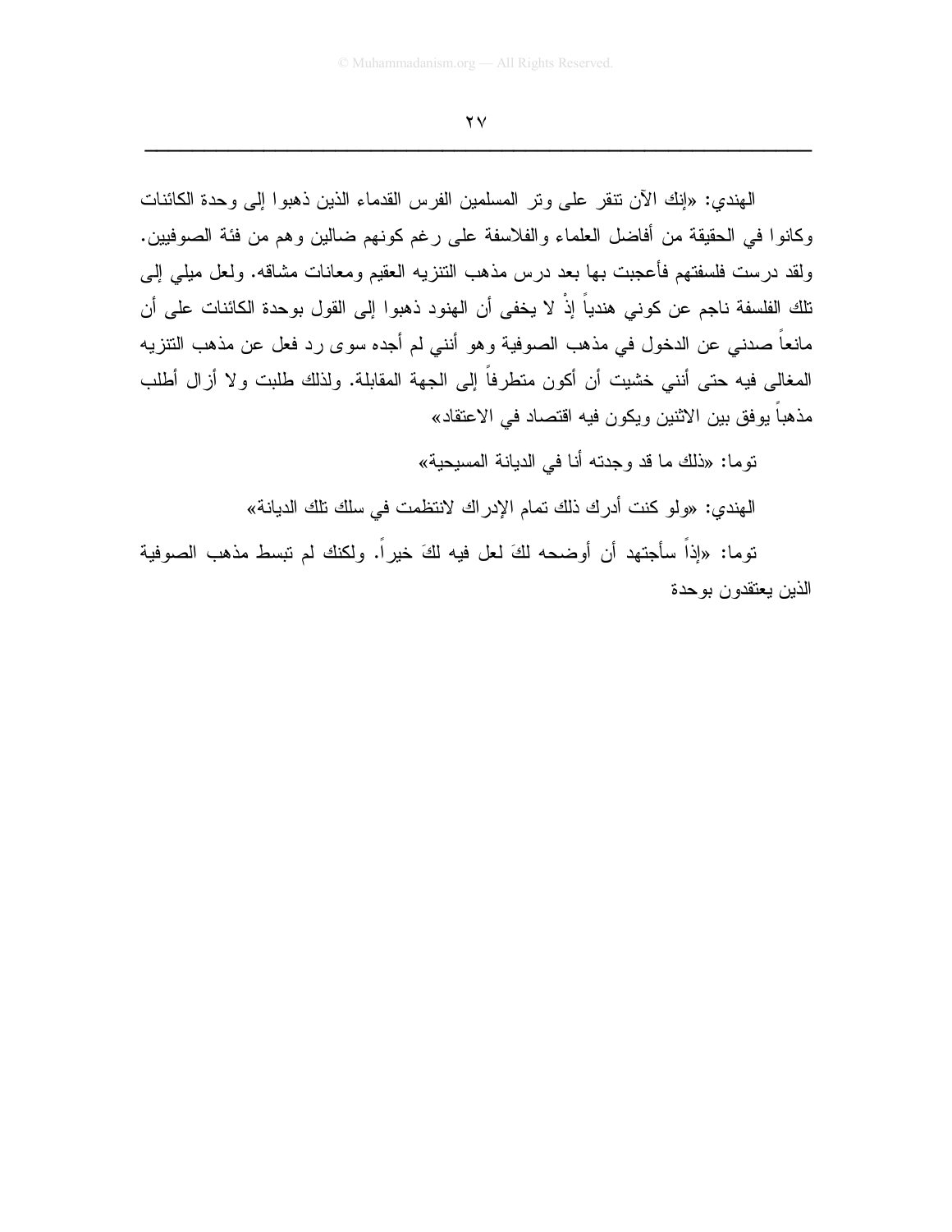الهندي: «إنك الآن تنقر على وتر المسلمين الفرس القدماء الذين ذهبوا إلى وحدة الكائنات وكانوا في الحقيقة من أفاضل العلماء والفلاسفة على رغم كونهم ضالين وهم من فئة الصوفيين. ولقد درست فلسفتهم فأعجبت بها بعد درس مذهب التنزيه العقيم ومعانات مشاقه. ولعل ميلي إلى تلك الفلسفة ناجم عن كوني هندياً إذْ لا يخفى أن الهنود ذهبوا إلى القول بوحدة الكائنات على أن مانعاً صدني عن الدخول في مذهب الصوفية وهو أنني لم أجده سوى رد فعل عن مذهب التنزيه المغالى فيه حتى أنني خشيت أن أكون متطرفاً إلى الجهة المقابلة. ولذلك طلبت ولا أزال أطلب مذهباً يوفق بين الاثنين ويكون فيه اقتصاد في الاعتقاد»

توما: «ذلك ما قد وجدته أنا في الديانة المسيحية»

الهندي: «ولو كنت أدرك ذلك تمام الإدراك لانتظمت في سلك تلك الديانة»

توما: «إذاً سأجتهد أن أوضحه لكَ لعل فيه لكَ خيراً. ولكنك لم تبسط مذهب الصوفية الذين يعتقدون بوحدة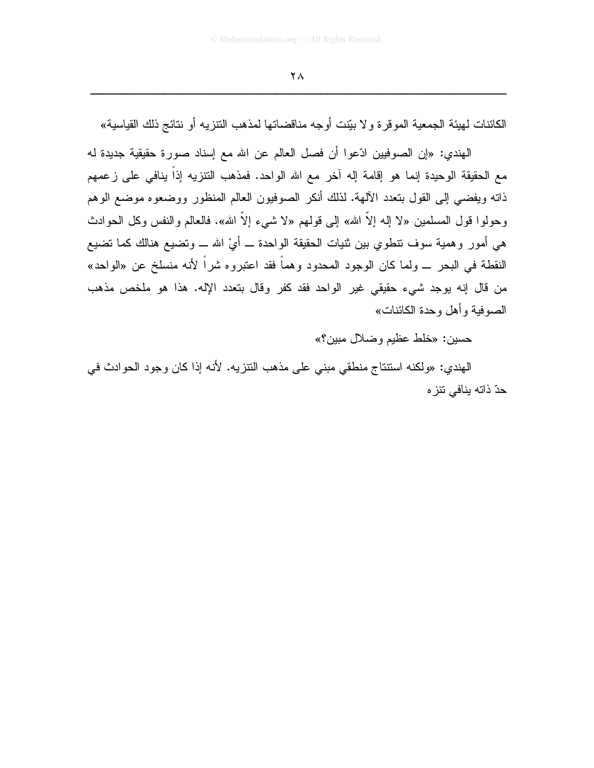الكائنات لهيئة الجمعية الموقرة ولا بيّنت أوجه مناقضاتها لمذهب التنزيه أو نتائج ذلك القياسية»

الهندي: «إن الصوفيين ادّعوا أن فصل العالم عن الله مع إسناد صورة حقيقية جديدة له مع الحقيقة الوحيدة إنما هو إقامة إله آخر مع الله الواحد. فمذهب التنزيه إذاً ينافي على زعمهم ذاته ويفضي إلى القول بتعدد الآلهة. لذلك أنكر الصوفيون العالم المنظور ووضعوه موضع الوهم وحولوا قول المسلمين «لا إله إلاّ الله» إلى قولهم «لا شيء إلاّ الله». فالعالم والنفس وكل الحوادث هي أمور وهمية سوف تنطوي بين ثنيات الحقيقة الواحدة ــ أيْ الله ــ وتضيع هنالك كما تضيع النقطة في البحر ــ ولما كان الوجود المحدود وهماً فقد اعتبروه شراً لأنه منسلخ عن «الواحد» من قال إنه يوجد شيء حقيقي غير الواحد فقد كفر وقال بتعدد الإله. هذا هو ملخص مذهب الصوفية وأهل وحدة الكائنات»

حسين: «خلط عظيم وضلال مبين؟»

الهندي: «ولكنه استنتاج منطقي مبني على مذهب التنزيه. لأنه إذا كان وجود الحوادث في حدّ ذاته ينافي تنزه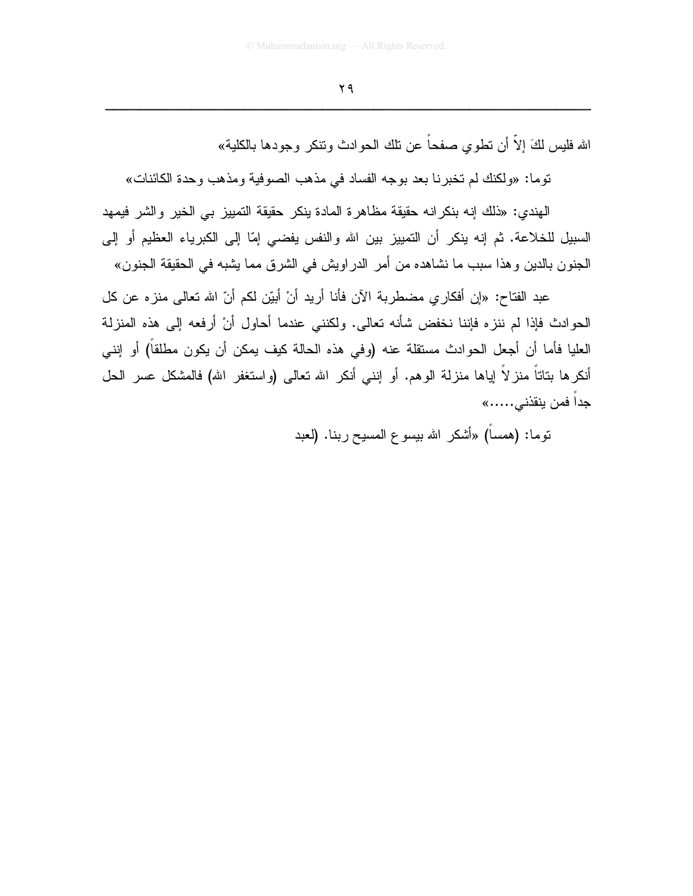الله فليس لكَ إلاّ أن تطوي صفحاً عن تلك الحوادث وتنكر وجودها بالكلية»

توما: «ولكنك لم تخبرنا بعد بوجه الفساد في مذهب الصوفية ومذهب وحدة الكائنات»

الهندي: «ذلك إنه بنكرانه حقيقة مظاهرة المادة ينكر حقيقة التمييز بي الخير والشر فيمهد السبيل للخلاعة. ثم إنه ينكر أن التمييز بين الله والنفس يفضي إمّا إلى الكبرياء العظيم أو إلى الجنون بالدين وهذا سبب ما نشاهده من أمر الدراويش في الشرق مما يشبه في الحقيقة الجنون»

عبد الفتاح: «إن أفكاري مضطربة الآن فأنا أريد أنْ أبيّن لكم أنّ الله تعالى منزه عن كل الحوادث فإذا لم ننزه فإننا نخفض شأنه تعالى. ولكنني عندما أحاول أنْ أرفعه إلى هذه المنزلة العليا فأما أن أجعل الحوادث مستقلة عنه (وفي هذه الحالة كيف يمكن أن يكون مطلقاً) أو إنني أنكرها بتاتاً منزلاً إياها منزلة الوهم. أو إنني أنكر الله تعالى (واستغفر الله) فالمشكل عسر الحل جداً فمن ينقذني.....»

توما: (همساً) «أشكر الله بيسوع المسيح ربنا. (لعبد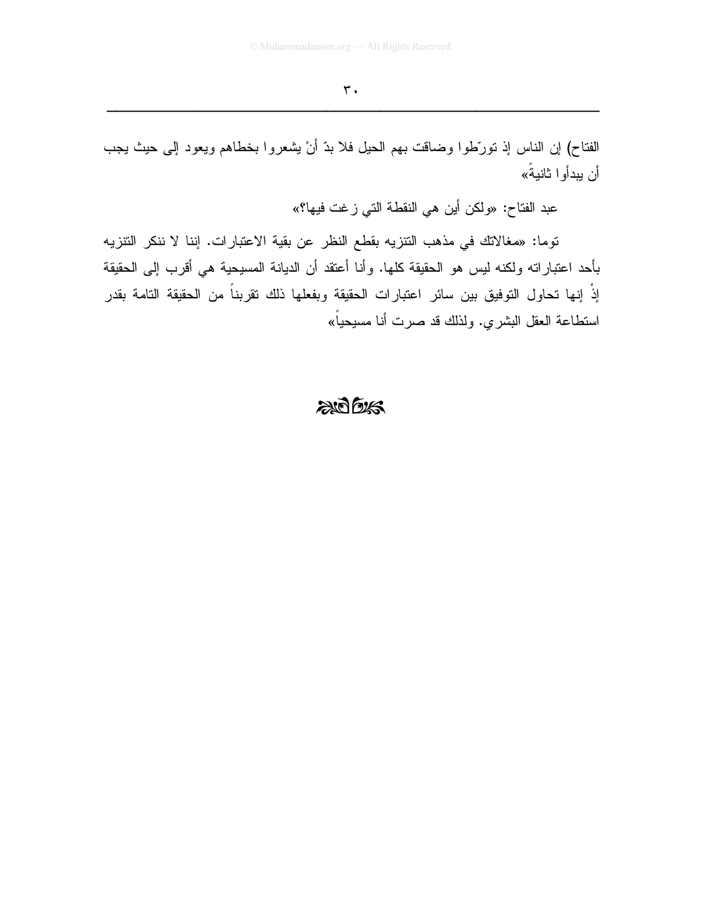الفتاح) إن الناس إذ تورّطوا وضاقت بهم الحيل فلا بدّ أنْ يشعروا بخطاهم ويعود إلى حيث يجب أن يبدأوا ثانيةً»

عبد الفتاح: «ولكن أين هي النقطة التي زغت فيها؟»

توما: «مغالاتك في مذهب التنزيه بقطع النظر عن بقية الاعتبارات. إننا لا ننكر التنزيه بأحد اعتباراته ولكنه ليس هو الحقيقة كلها. وأنا أعتقد أن الديانة المسيحية هي أقرب إلى الحقيقة إذْ إنها تحاول التوفيق بين سائر اعتبارات الحقيقة وبفعلها ذلك تقرباً من الحقيقة التامة بقدر استطاعة العقل البشري. ولذلك قد صرت أنا مسيحياً»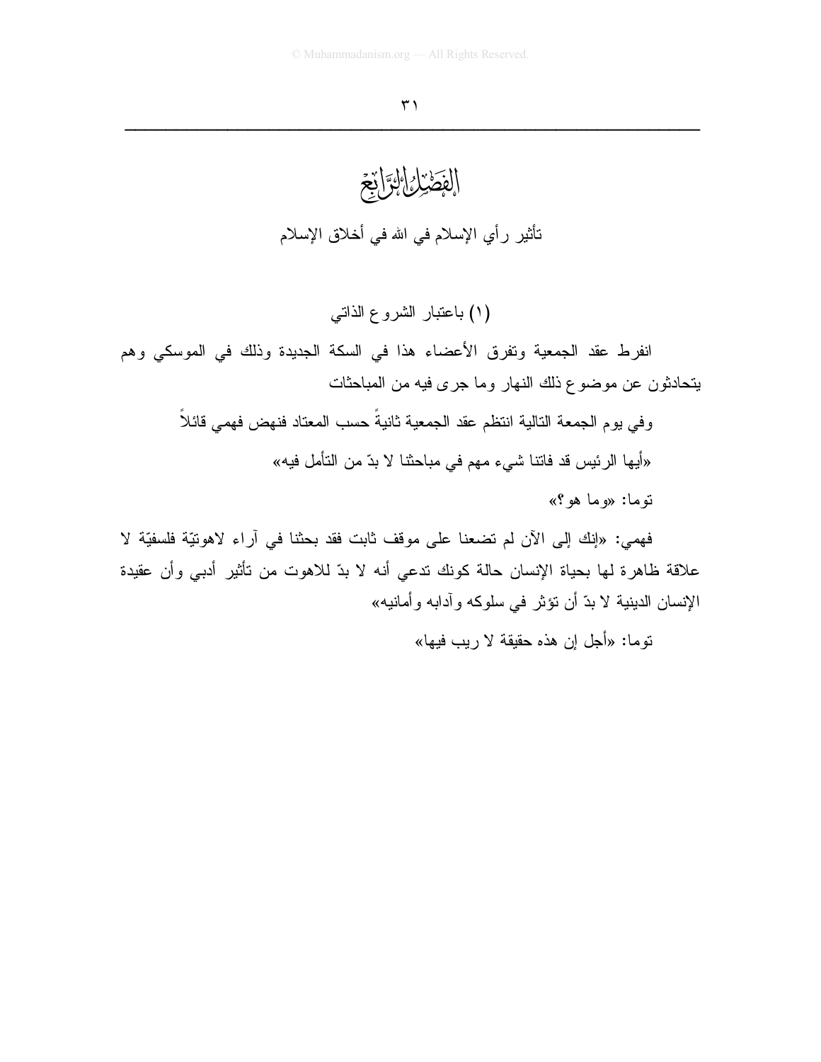# الفصل الرابع

## تأثير رأي الإسلام في الله في أخلاق الإسلام

### (١) باعتبار الشروع الذاتي

انفرط عقد الجمعية وتفرق الأعضاء هذا في السكة الجديدة وذلك في الموسكي وهم يتحادثون عن موضوع ذلك النهار وما جرى فيه من المباحثات

وفي يوم الجمعة التالية انتظم عقد الجمعية ثانيةً حسب المعتاد فنهض فهمي قائلاً

«أيها الرئيس قد فاتنا شيء مهم في مباحثنا لا بدّ من التأمل فيه»

توما: «وما هو؟»

فهمي: «إنك إلى الآن لم تضعنا على موقف ثابت فقد بحثنا في آراء لاهوتيّة فلسفيّة لا علاقة ظاهرة لها بحياة الإنسان حالة كونك تدعي أنه لا بدّ للاهوت من تأثير أدبي وأن عقيدة الإنسان الدينية لا بدّ أن تؤثر في سلوكه وآدابه وأمانيه»

توما: «أجل إن هذه حقيقة لا ريب فيها»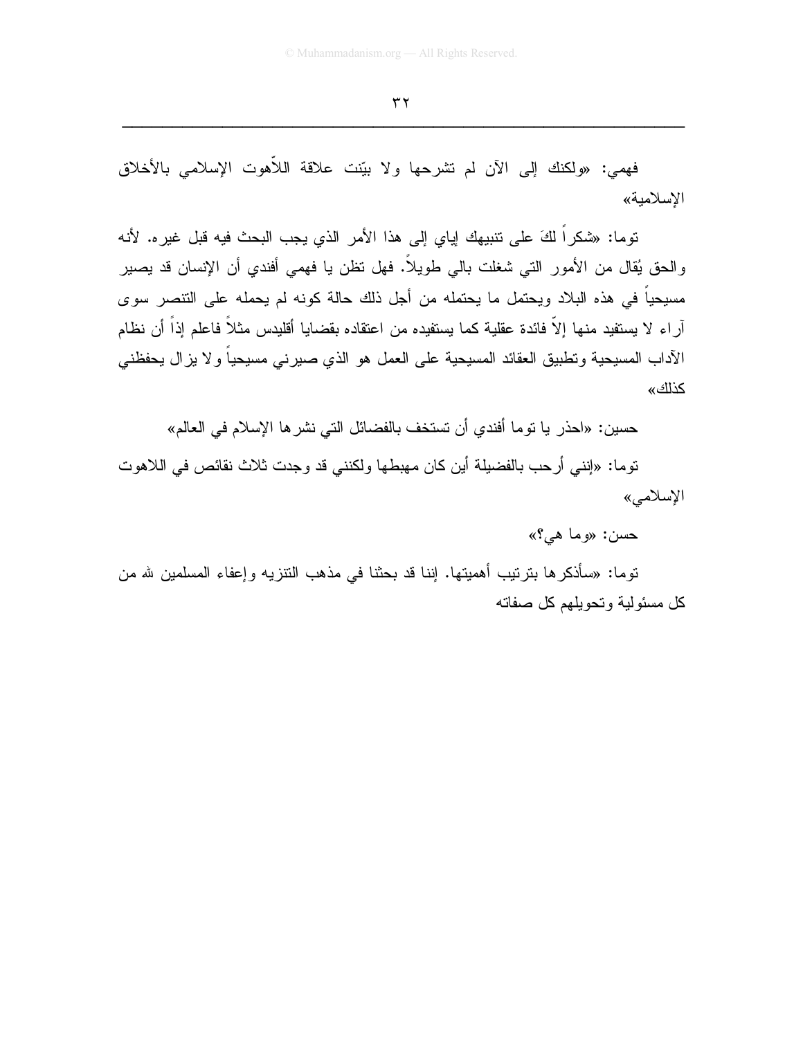فهمي: «ولكنك إلى الآن لم تشرحها ولا بيّنت علاقة اللاّهوت الإسلامي بالأخلاق الإسلامية»

توما: «شكراً لكَ على تنبيهك إياي إلى هذا الأمر الذي يجب البحث فيه قبل غيره. لأنه والحق يُقال من الأمور التي شغلت بالي طويلاً. فهل تظن يا فهمي أفندي أن الإنسان قد يصير مسيحياً في هذه البلاد ويحتمل ما يحتمله من أجل ذلك حالة كونه لم يحمله على التنصر سوى آراء لا يستفيد منها إلاّ فائدة عقلية كما يستفيده من اعتقاده بقضايا أقليدس مثلاً فاعلم إذاً أن نظام الآداب المسيحية وتطبيق العقائد المسيحية على العمل هو الذي صيرني مسيحياً ولا يزال يحفظني كذلك»

حسين: «احذر يا توما أفندي أن تستخف بالفضائل التي نشرها الإسلام في العالم»

توما: «إنني أرحب بالفضيلة أين كان مهبطها ولكنني قد وجدت ثلاث نقائص في اللاهوت الإسلامي»

حسن: «وما هي؟»

توما: «سأذكرها بترتيب أهميتها. إننا قد بحثنا في مذهب التنزيه وإعفاء المسلمين لله من كل مسئولية وتحويلهم كل صفاته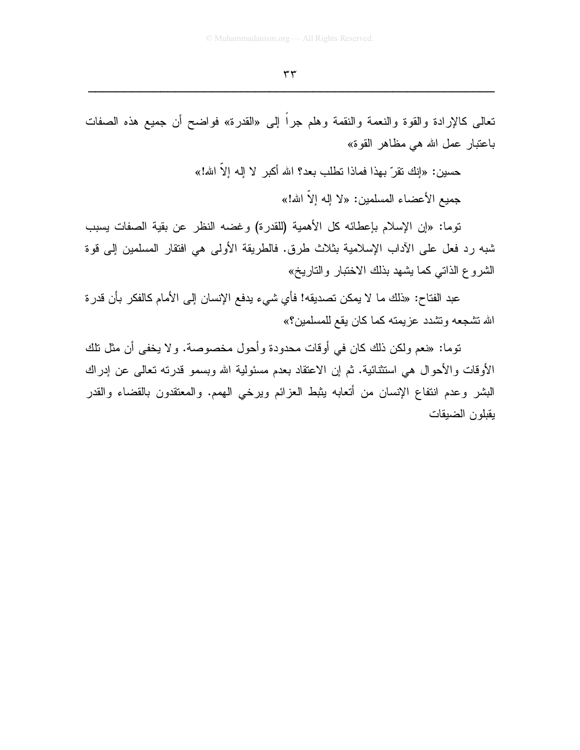تعالى كالإرادة والقوة والنعمة والنقمة وهلم جراً إلى «القدرة» فواضح أن جميع هذه الصفات باعتبار عمل الله هي مظاهر القوة»

حسين: «إنك تقرّ بهذا فماذا تطلب بعد؟ الله أكبر لا إله إلاّ الله!»

جميع الأعضاء المسلمين: «لا إله إلاّ الله!»

توما: «إن الإسلام بإعطائه كل الأهمية (للقدرة) وغضه النظر عن بقية الصفات يسبب شبه رد فعل على الآداب الإسلامية بثلاث طرق. فالطريقة الأولى هي افتقار المسلمين إلى قوة الشروع الذاتي كما يشهد بذلك الاختبار والتاريخ»

عبد الفتاح: «ذلك ما لا يمكن تصديقه! فأي شيء يدفع الإنسان إلى الأمام كالفكر بأن قدرة الله تشجعه وتشدد عزيمته كما كان يقع للمسلمين؟»

توما: «نعم ولكن ذلك كان في أوقات محدودة وأحول مخصوصة. ولا يخفى أن مثل تلك الأوقات والأحوال هي استثنائية. ثم إن الاعتقاد بعدم مسئولية الله وبسمو قدرته تعالى عن إدراك البشر وعدم انتفاع الإنسان من أتعابه يثبط العزائم ويرخي الهمم. والمعتقدون بالقضاء والقدر يقبلون الضيقات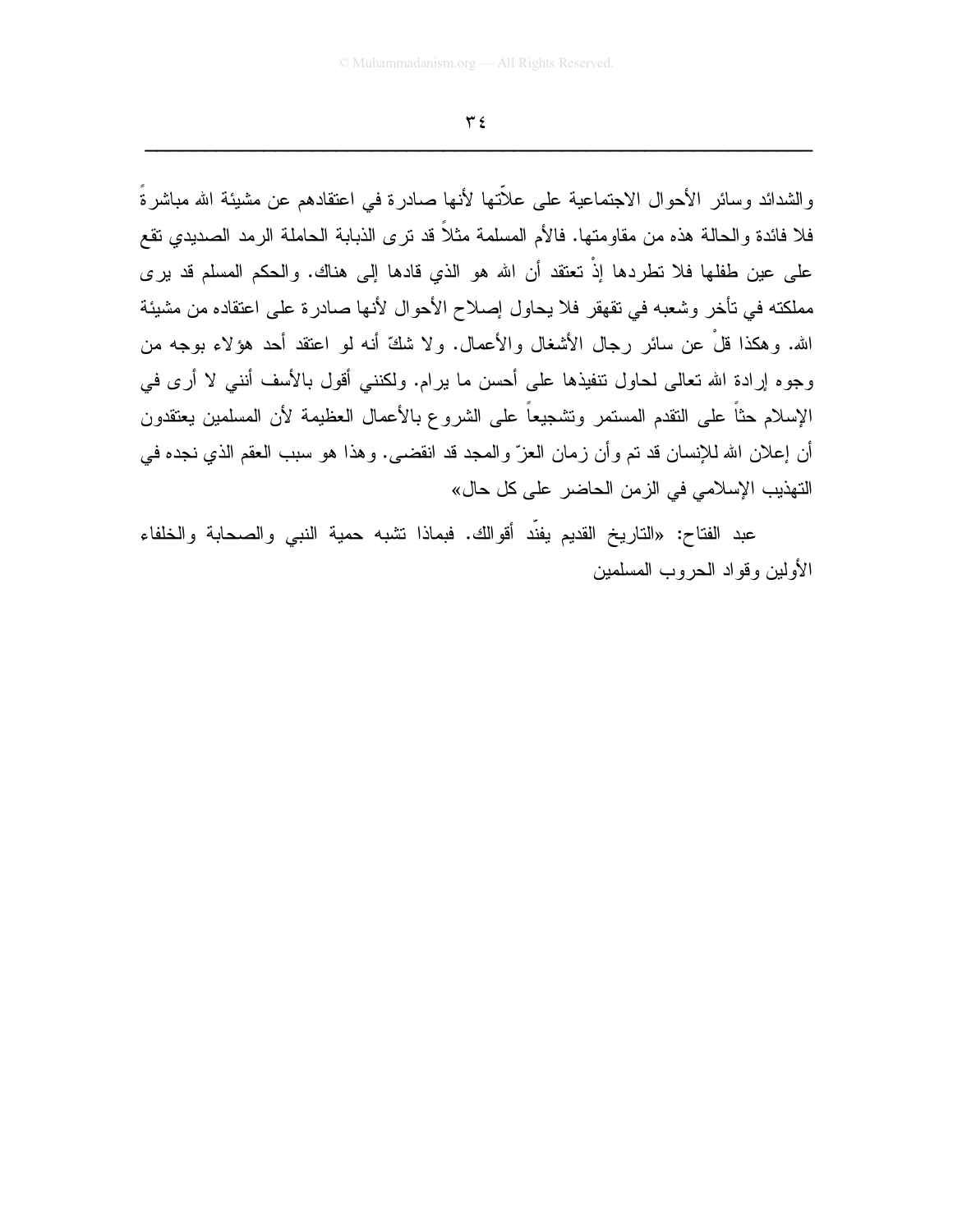والشدائد وسائر الأحوال الاجتماعية على علاّتها لأنها صادرة في اعتقادهم عن مشيئة الله مباشرةً فلا فائدة والحالة هذه من مقاومتها. فالأم المسلمة مثلاً قد ترى الذبابة الحاملة الرمد الصديدي تقع على عين طفلها فلا تطردها إذْ تعتقد أن الله هو الذي قادها إلى هناك. والحكم المسلم قد يرى مملكته في تأخر وشعبه في تقهقر فلا يحاول إصلاح الأحوال لأنها صادرة على اعتقاده من مشيئة الله. وهكذا قلْ عن سائر رجال الأشغال والأعمال. ولا شكّ أنه لو اعتقد أحد هؤلاء بوجه من وجوه إرادة الله تعالى لحاول تنفيذها على أحسن ما يرام. ولكنني أقول بالأسف أنني لا أرى في الإسلام حثاً على التقدم المستمر وتشجيعاً على الشروع بالأعمال العظيمة لأن المسلمين يعتقدون أن إعلان الله للإنسان قد تم وأن زمان العزّ والمجد قد انقضى. وهذا هو سبب العقم الذي نجده في التهذيب الإسلامي في الزمن الحاضر على كل حال»

عبد الفتاح: «التاريخ القديم يفنّد أقوالك. فبماذا تشبه حمية النبي والصحابة والخلفاء الأولين وقواد الحروب المسلمين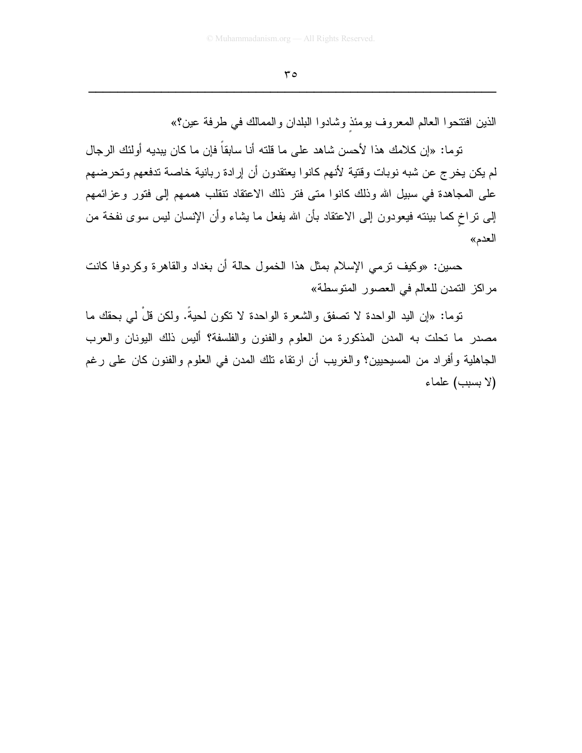الذين افتتحوا العالم المعروف يومئذٍ وشادوا البلدان والممالك في طرفة عين؟»

توما: «إن كلامك هذا لأحسن شاهد على ما قلته أنا سابقاً فإن ما كان يبديه أولئك الرجال لم يكن يخرج عن شبه نوبات وقتية لأنهم كانوا يعتقدون أن إرادة ربانية خاصة تدفعهم وتحرضهم على المجاهدة في سبيل الله وذلك كانوا متى فتر ذلك الاعتقاد تنقلب هممهم إلى فتور وعزائمهم إلى تراخٍ كما بينته فيعودون إلى الاعتقاد بأن الله يفعل ما يشاء وأن الإنسان ليس سوى نفخة من العدم»

حسين: «وكيف ترمي الإسلام بمثل هذا الخمول حالة أن بغداد والقاهرة وكردوفا كانت مراكز التمدن للعالم في العصور المتوسطة»

توما: «إن اليد الواحدة لا تصفق والشعرة الواحدة لا تكون لحيةً. ولكن قلْ لي بحقك ما مصدر ما تحلت به المدن المذكورة من العلوم والفنون والفلسفة؟ أليس ذلك اليونان والعرب الجاهلية وأفراد من المسيحيين؟ والغريب أن ارتقاء تلك المدن في العلوم والفنون كان على رغم (لا بسبب) علماء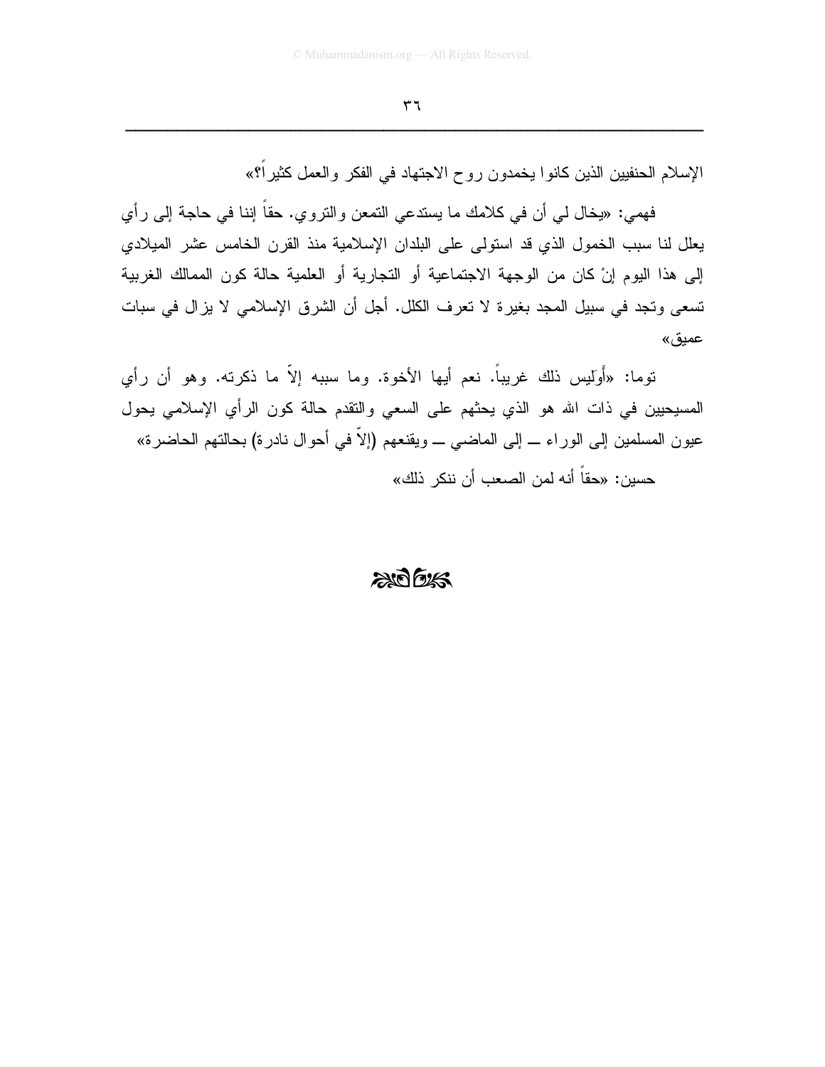الإسلام الحنفيين الذين كانوا يخمدون روح الاجتهاد في الفكر والعمل كثيراً؟»

فهمي: «يخال لي أن في كلامك ما يستدعي التمعن والتروي. حقاً إننا في حاجة إلى رأي يعلل لنا سبب الخمول الذي قد استولى على البلدان الإسلامية منذ القرن الخامس عشر الميلادي إلى هذا اليوم إنْ كان من الوجهة الاجتماعية أو التجارية أو العلمية حالة كون الممالك الغربية تسعى وتجد في سبيل المجد بغيرة لا تعرف الكلل. أجل أن الشرق الإسلامي لا يزال في سبات عميق»

توما: «أَوَليس ذلك غريباً. نعم أيها الأخوة. وما سببه إلاّ ما ذكرته. وهو أن رأي المسيحيين في ذات الله هو الذي يحثهم على السعي والتقدم حالة كون الرأي الإسلامي يحول عيون المسلمين إلى الوراء ــ إلى الماضي ــ ويقنعهم (إلاّ في أحوال نادرة) بحالتهم الحاضرة»

حسين: «حقاً أنه لمن الصعب أن ننكر ذلك»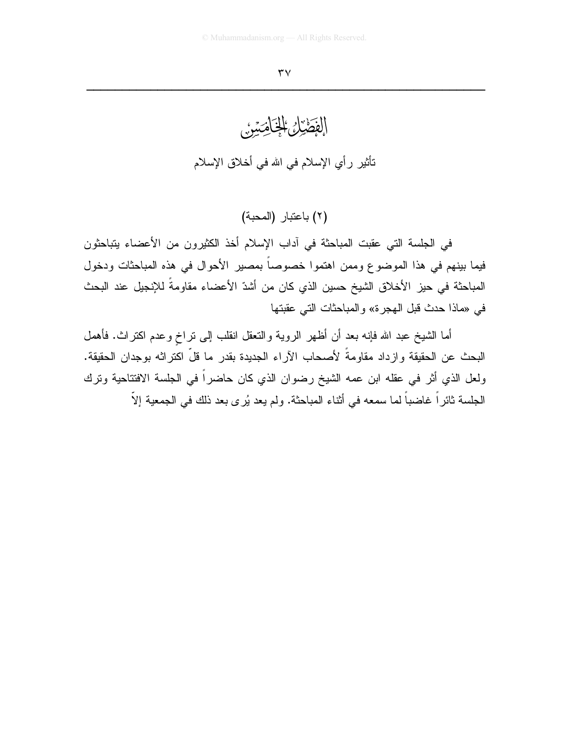# الفصل الخامس

## تأثير رأي الإسلام في الله في أخلاق الإسلام

### (٢) باعتبار (المحبة)

في الجلسة التي عقبت المباحثة في آداب الإسلام أخذ الكثيرون من الأعضاء يتباحثون فيما بينهم في هذا الموضوع وممن اهتموا خصوصاً بمصير الأحوال في هذه المباحثات ودخول المباحثة في حيز الأخلاق الشيخ حسين الذي كان من أشدّ الأعضاء مقاومةً للإنجيل عند البحث في «ماذا حدث قبل الهجرة» والمباحثات التي عقبتها

أما الشيخ عبد الله فإنه بعد أن أظهر الروية والتعقل انقلب إلى تراخٍ وعدم اكتراث. فأهمل البحث عن الحقيقة وازداد مقاومةً لأصحاب الآراء الجديدة بقدر ما قلّ اكتراثه بوجدان الحقيقة. ولعل الذي أثر في عقله ابن عمه الشيخ رضوان الذي كان حاضراً في الجلسة الافتتاحية وترك الجلسة ثائراً غاضباً لما سمعه في أثناء المباحثة. ولم يعد يُرى بعد ذلك في الجمعية إلاّ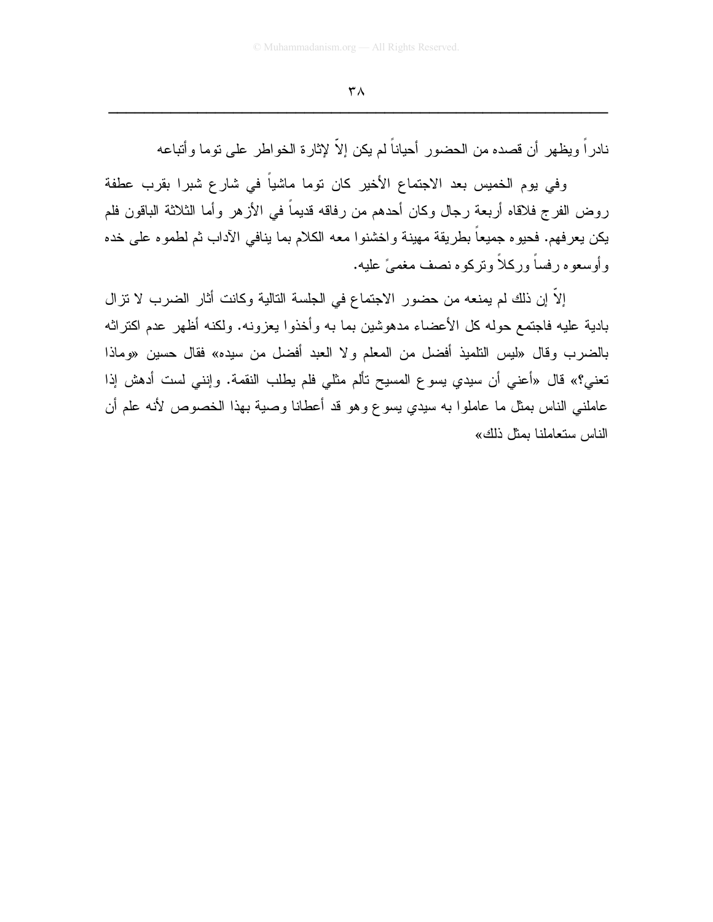نادراً ويظهر أن قصده من الحضور أحياناً لم يكن إلاّ لإثارة الخواطر على توما وأتباعه

وفي يوم الخميس بعد الاجتماع الأخير كان توما ماشياً في شارع شبرا بقرب عطفة روض الفرج فلاقاه أربعة رجال وكان أحدهم من رفاقه قديماً في الأزهر وأما الثلاثة الباقون فلم يكن يعرفهم. فحيوه جميعاً بطريقة مهينة واخشنوا معه الكلام بما ينافي الآداب ثم لطموه على خده وأوسعوه رفساً وركلاً وتركوه نصف مغمىً عليه.

إلاّ إن ذلك لم يمنعه من حضور الاجتماع في الجلسة التالية وكانت أثار الضرب لا تزال بادية عليه فاجتمع حوله كل الأعضاء مدهوشين بما به وأخذوا يعزونه. ولكنه أظهر عدم اكتراثه بالضرب وقال «ليس التلميذ أفضل من المعلم ولا العبد أفضل من سيده» فقال حسين «وماذا تعني؟» قال «أعني أن سيدي يسوع المسيح تألم مثلي فلم يطلب النقمة. وإنني لست أدهش إذا عاملني الناس بمثل ما عاملوا به سيدي يسوع وهو قد أعطانا وصية بهذا الخصوص لأنه علم أن الناس ستعاملنا بمثل ذلك»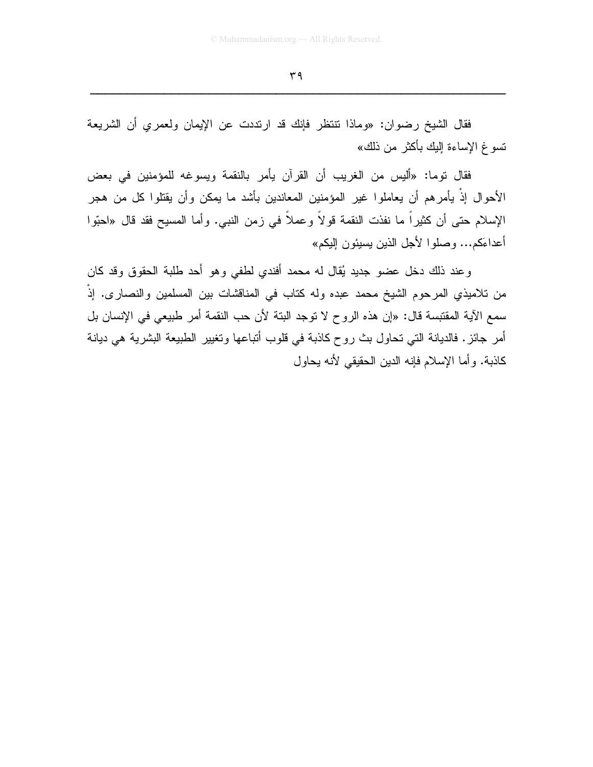فقال الشيخ رضوان: «وماذا تنتظر فإنك قد ارتددت عن الإيمان ولعمري أن الشريعة تسوغ الإساءة إليك بأكثر من ذلك»

فقال توما: «أليس من الغريب أن القرآن يأمر بالنقمة ويسوغه للمؤمنين في بعض الأحوال إذْ يأمرهم أن يعاملوا غير المؤمنين المعاندين بأشد ما يمكن وأن يقتلوا كل من هجر الإسلام حتى أن كثيراً ما نفذت النقمة قولاً وعملاً في زمن النبي. وأما المسيح فقد قال «احبّوا أعداءَكم... وصلوا لأجل الذين يسيئون إليكم»

وعند ذلك دخل عضو جديد يُقال له محمد أفندي لطفي وهو أحد طلبة الحقوق وقد كان من تلاميذي المرحوم الشيخ محمد عبده وله كتاب في المناقشات بين المسلمين والنصارى. إذْ سمع الآية المقتبسة قال: «إن هذه الروح لا توجد البتة لأن حب النقمة أمر طبيعي في الإنسان بل أمر جائز. فالديانة التي تحاول بث روح كاذبة في قلوب أتباعها وتغيير الطبيعة البشرية هي ديانة كاذبة. وأما الإسلام فإنه الدين الحقيقي لأنه يحاول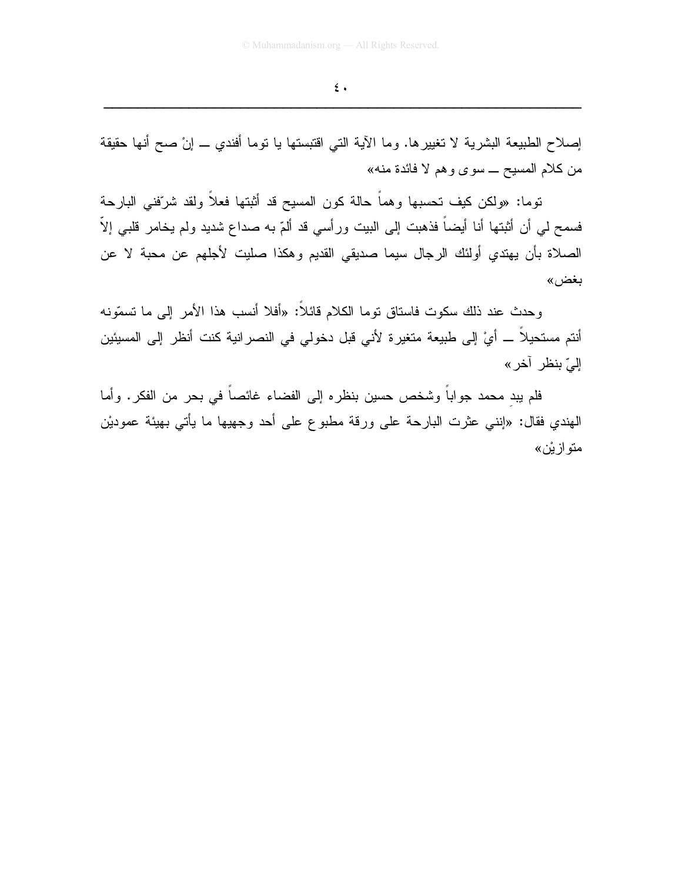إصلاح الطبيعة البشرية لا تغييرها. وما الآية التي اقتبستها يا توما أفندي ــ إنْ صح أنها حقيقة من كلام المسيح ــ سوى وهم لا فائدة منه»

توما: «ولكن كيف تحسبها وهماً حالة كون المسيح قد أثبتها فعلاً ولقد شرّفني البارحة فسمح لي أن أثبتها أنا أيضاً فذهبت إلى البيت ورأسي قد ألمّ به صداع شديد ولم يخامر قلبي إلاّ الصلاة بأن يهتدي أولئك الرجال سيما صديقي القديم وهكذا صليت لأجلهم عن محبة لا عن بغض»

وحدث عند ذلك سكوت فاستاق توما الكلام قائلاً: «أفلا أنسب هذا الأمر إلى ما تسمّونه أنتم مستحيلاً ــ أيْ إلى طبيعة متغيرة لأني قبل دخولي في النصرانية كنت أنظر إلى المسيئين إليّ بنظر آخر»

فلم يبدِ محمد جواباً وشخص حسين بنظره إلى الفضاء غائصاً في بحر من الفكر. وأما الهندي فقال: «إنني عثرت البارحة على ورقة مطبوع على أحد وجهيها ما يأتي بهيئة عموديْن متوازيْن»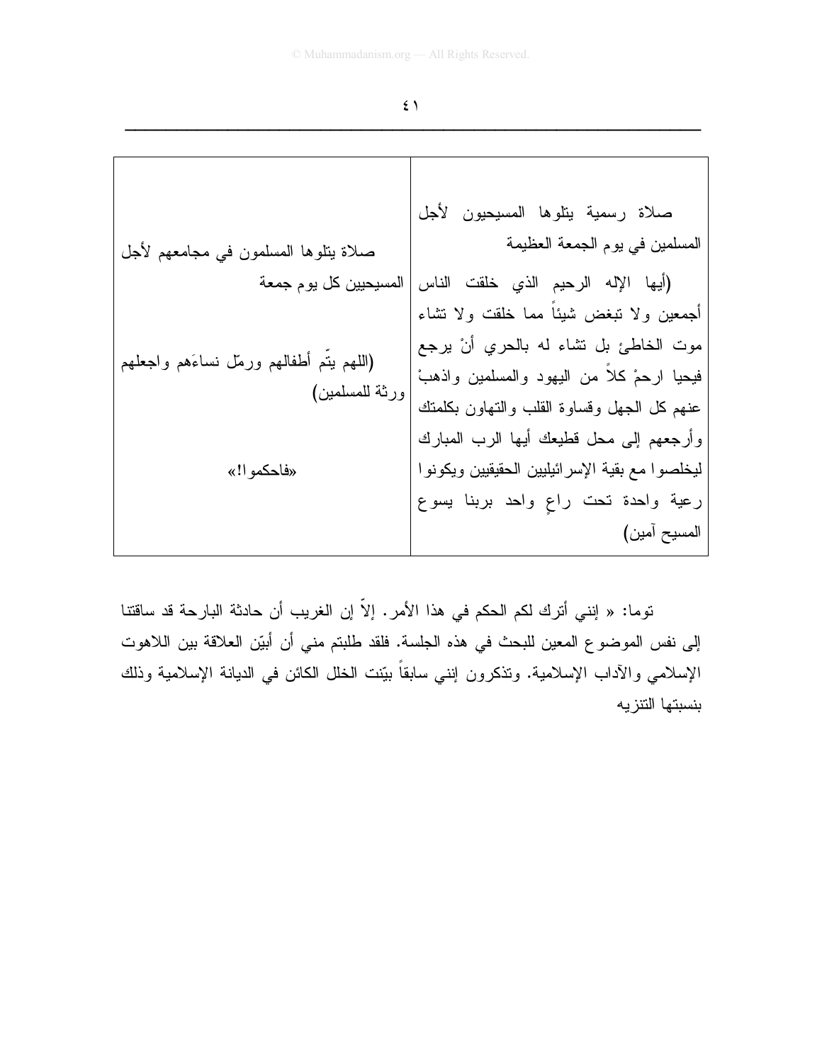| صلاة رسمية يتلوها المسيحيون لأجل المسلمين في يوم الجمعة العظيمة | صلاة يتلوها المسلمون في مجامعهم لأجل المسيحيين كل يوم جمعة |
| --- | --- |
| (أيها الإله الرحيم الذي خلقت الناس أجمعين ولا تبغض شيئاً مما خلقت ولا تشاء موت الخاطئ بل تشاء له بالحري أنْ يرجع فيحيا ارحمْ كلاً من اليهود والمسلمين واذهبْ عنهم كل الجهل وقساوة القلب والتهاون بكلمتك وأرجعهم إلى محل قطيعك أيها الرب المبارك ليخلصوا مع بقية الإسرائيليين الحقيقيين ويكونوا رعية واحدة تحت راعٍ واحد بربنا يسوع المسيح آمين) | (اللهم يتّم أطفالهم ورمّل نساءَهم واجعلهم ورثة للمسلمين)<br><br>«فاحكموا!» |

توما: « إنني أترك لكم الحكم في هذا الأمر. إلاّ إن الغريب أن حادثة البارحة قد ساقتنا إلى نفس الموضوع المعين للبحث في هذه الجلسة. فلقد طلبتم مني أن أبيّن العلاقة بين اللاهوت الإسلامي والآداب الإسلامية. وتذكرون إنني سابقاً بيّنت الخلل الكائن في الديانة الإسلامية وذلك بنسبتها التنزيه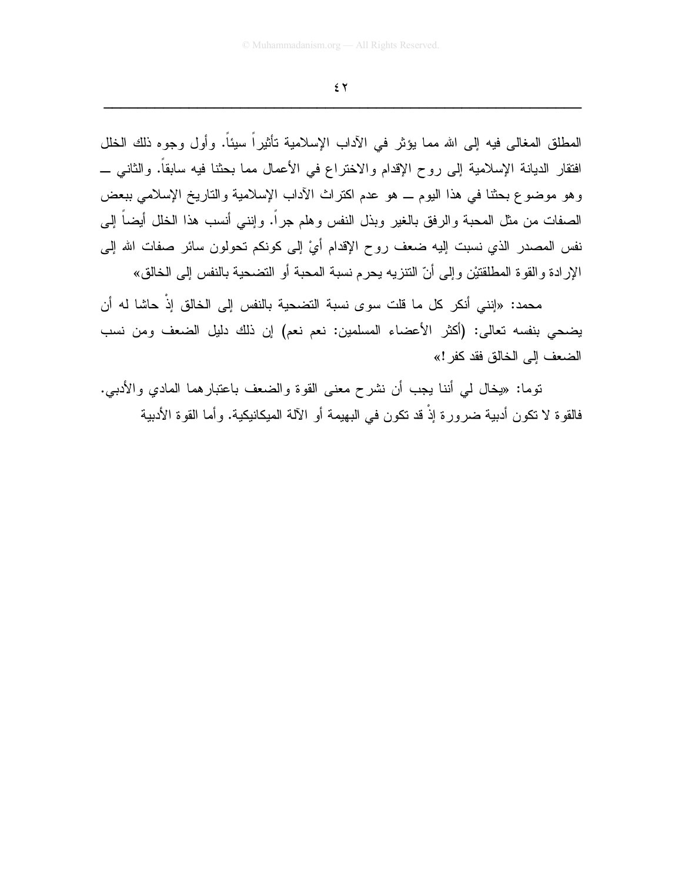المطلق المغالى فيه إلى الله مما يؤثر في الآداب الإسلامية تأثيراً سيئاً. وأول وجوه ذلك الخلل افتقار الديانة الإسلامية إلى روح الإقدام والاختراع في الأعمال مما بحثنا فيه سابقاً. والثاني ــ وهو موضوع بحثنا في هذا اليوم ــ هو عدم اكتراث الآداب الإسلامية والتاريخ الإسلامي ببعض الصفات من مثل المحبة والرفق بالغير وبذل النفس وهلم جراً. وإنني أنسب هذا الخلل أيضاً إلى نفس المصدر الذي نسبت إليه ضعف روح الإقدام أيْ إلى كونكم تحولون سائر صفات الله إلى الإرادة والقوة المطلقتيْن وإلى أنّ التنزيه يحرم نسبة المحبة أو التضحية بالنفس إلى الخالق»

محمد: «إنني أنكر كل ما قلت سوى نسبة التضحية بالنفس إلى الخالق إذْ حاشا له أن يضحي بنفسه تعالى: (أكثر الأعضاء المسلمين: نعم نعم) إن ذلك دليل الضعف ومن نسب الضعف إلى الخالق فقد كفر!»

توما: «يخال لي أننا يجب أن نشرح معنى القوة والضعف باعتبارهما المادي والأدبي. فالقوة لا تكون أدبية ضرورة إذْ قد تكون في البهيمة أو الآلة الميكانيكية. وأما القوة الأدبية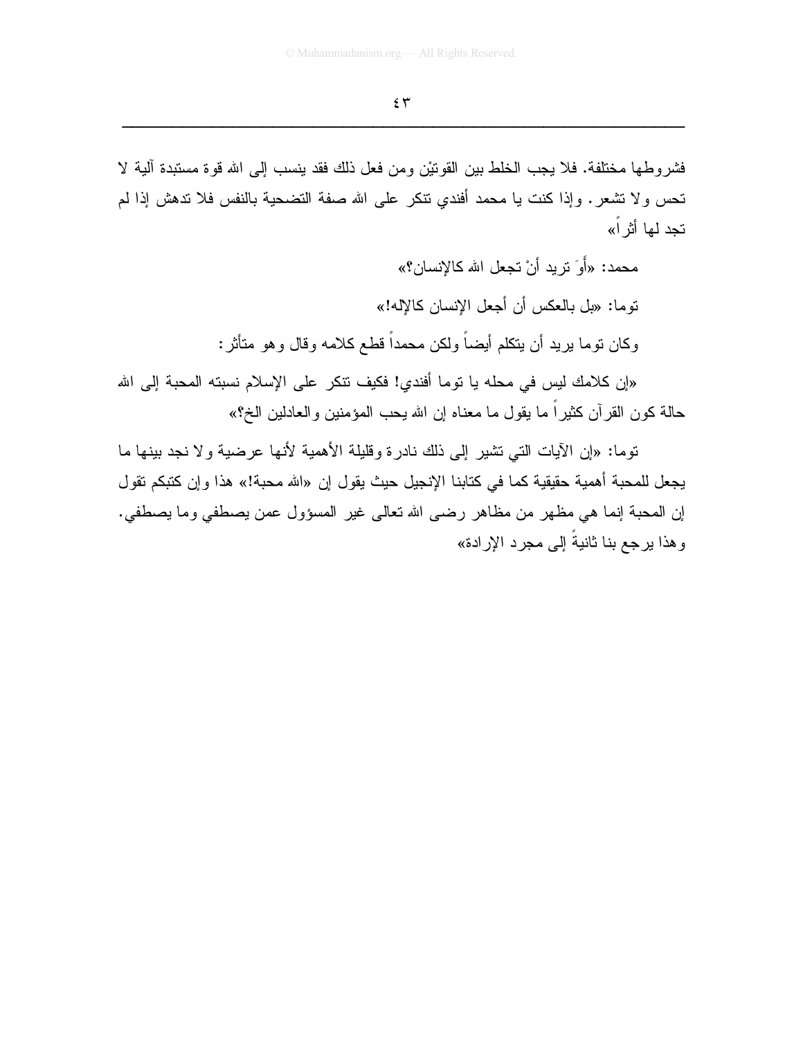فشروطها مختلفة. فلا يجب الخلط بين القوتيْن ومن فعل ذلك فقد ينسب إلى الله قوة مستبدة آلية لا تحس ولا تشعر. وإذا كنت يا محمد أفندي تنكر على الله صفة التضحية بالنفس فلا تدهش إذا لم تجد لها أثراً»

محمد: «أَوَ تريد أنْ تجعل الله كالإنسان؟»

توما: «بل بالعكس أن أجعل الإنسان كالإله!»

وكان توما يريد أن يتكلم أيضاً ولكن محمداً قطع كلامه وقال وهو متأثر:

«إن كلامك ليس في محله يا توما أفندي! فكيف تنكر على الإسلام نسبته المحبة إلى الله حالة كون القرآن كثيراً ما يقول ما معناه إن الله يحب المؤمنين والعادلين الخ؟»

توما: «إن الآيات التي تشير إلى ذلك نادرة وقليلة الأهمية لأنها عرضية ولا نجد بينها ما يجعل للمحبة أهمية حقيقية كما في كتابنا الإنجيل حيث يقول إن «الله محبة!» هذا وإن كتبكم تقول إن المحبة إنما هي مظهر من مظاهر رضى الله تعالى غير المسؤول عمن يصطفي وما يصطفي. وهذا يرجع بنا ثانيةً إلى مجرد الإرادة»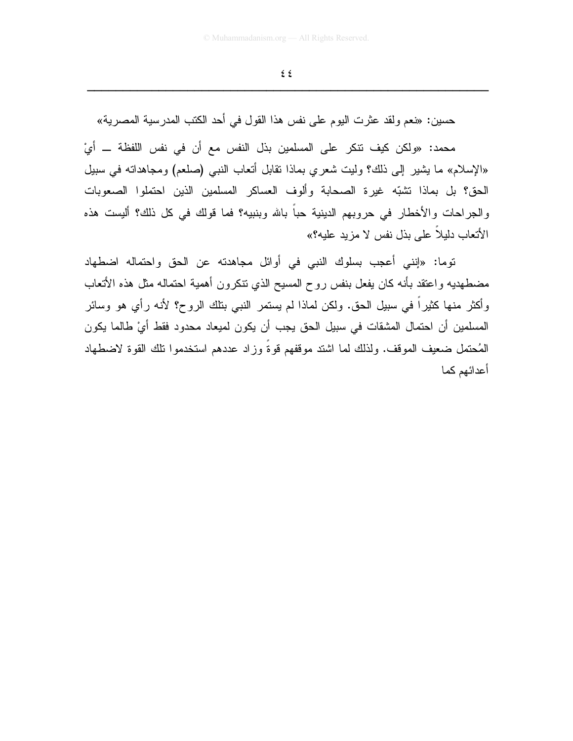حسين: «نعم ولقد عثرت اليوم على نفس هذا القول في أحد الكتب المدرسية المصرية»

محمد: «ولكن كيف تنكر على المسلمين بذل النفس مع أن في نفس اللفظة ــ أيْ «الإسلام» ما يشير إلى ذلك؟ وليت شعري بماذا تقابل أتعاب النبي (صلعم) ومجاهداته في سبيل الحق؟ بل بماذا تشبّه غيرة الصحابة وألوف العساكر المسلمين الذين احتملوا الصعوبات والجراحات والأخطار في حروبهم الدينية حباً بالله وبنبيه؟ فما قولك في كل ذلك؟ أليست هذه الأتعاب دليلاً على بذل نفس لا مزيد عليه؟»

توما: «إنني أعجب بسلوك النبي في أوائل مجاهدته عن الحق واحتماله اضطهاد مضطهديه واعتقد بأنه كان يفعل بنفس روح المسيح الذي تنكرون أهمية احتماله مثل هذه الأتعاب وأكثر منها كثيراً في سبيل الحق. ولكن لماذا لم يستمر النبي بتلك الروح؟ لأنه رأي هو وسائر المسلمين أن احتمال المشقات في سبيل الحق يجب أن يكون لميعاد محدود فقط أيْ طالما يكون المُحتمل ضعيف الموقف. ولذلك لما اشتد موقفهم قوةً وزاد عددهم استخدموا تلك القوة لاضطهاد أعدائهم كما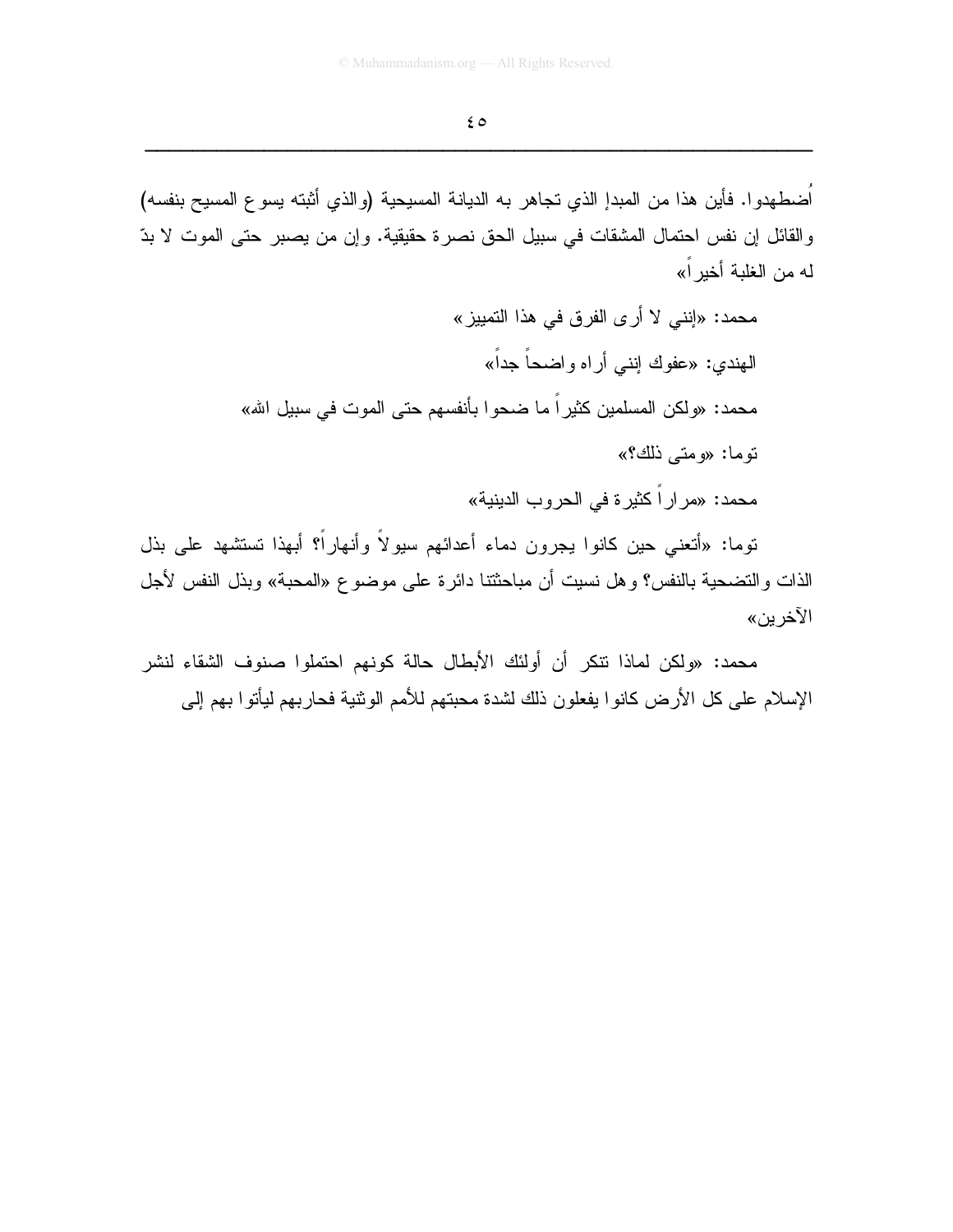اُضطهدوا. فأين هذا من المبدإ الذي تجاهر به الديانة المسيحية (والذي أثبته يسوع المسيح بنفسه) والقائل إن نفس احتمال المشقات في سبيل الحق نصرة حقيقية. وإن من يصبر حتى الموت لا بدّ له من الغلبة أخيراً»

محمد: «إنني لا أرى الفرق في هذا التمييز»

الهندي: «عفوك إنني أراه واضحاً جداً»

محمد: «ولكن المسلمين كثيراً ما ضحوا بأنفسهم حتى الموت في سبيل الله»

توما: «ومتى ذلك؟»

محمد: «مراراً كثيرة في الحروب الدينية»

توما: «أتعني حين كانوا يجرون دماء أعدائهم سيولاً وأنهاراً؟ أبهذا تستشهد على بذل الذات والتضحية بالنفس؟ وهل نسيت أن مباحثتنا دائرة على موضوع «المحبة» وبذل النفس لأجل الآخرين»

محمد: «ولكن لماذا تنكر أن أولئك الأبطال حالة كونهم احتملوا صنوف الشقاء لنشر الإسلام على كل الأرض كانوا يفعلون ذلك لشدة محبتهم للأمم الوثنية فحاربهم ليأتوا بهم إلى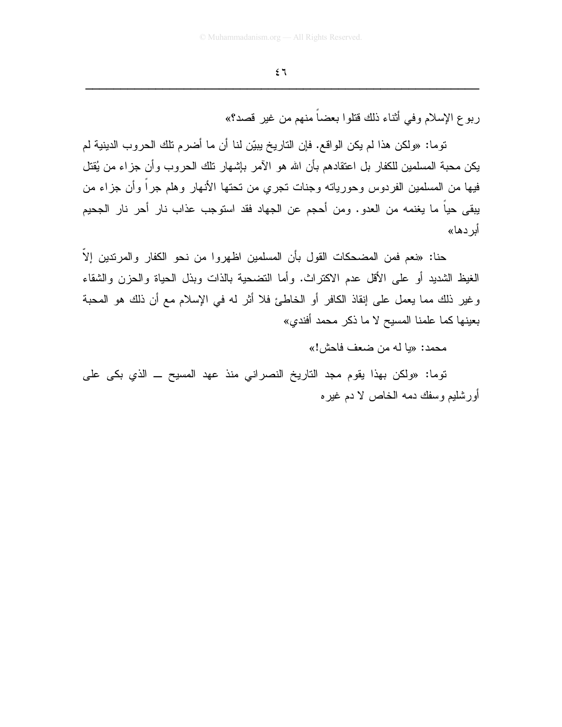ربوع الإسلام وفي أثناء ذلك قتلوا بعضاً منهم من غير قصد؟»

توما: «ولكن هذا لم يكن الواقع. فإن التاريخ يبيّن لنا أن ما أضرم تلك الحروب الدينية لم يكن محبة المسلمين للكفار بل اعتقادهم بأن الله هو الآمر بإشهار تلك الحروب وأن جزاء من يُقتل فيها من المسلمين الفردوس وحورياته وجنات تجري من تحتها الأنهار وهلم جراً وأن جزاء من يبقى حياً ما يغنمه من العدو. ومن أحجم عن الجهاد فقد استوجب عذاب نار أحر نار الجحيم أبردها»

حنا: «نعم فمن المضحكات القول بأن المسلمين اظهروا من نحو الكفار والمرتدين إلاّ الغيظ الشديد أو على الأقل عدم الاكتراث. وأما التضحية بالذات وبذل الحياة والحزن والشقاء وغير ذلك مما يعمل على إنقاذ الكافر أو الخاطئ فلا أثر له في الإسلام مع أن ذلك هو المحبة بعينها كما علمنا المسيح لا ما ذكر محمد أفندي»

محمد: «يا له من ضعف فاحش!»

توما: «ولكن بهذا يقوم مجد التاريخ النصراني منذ عهد المسيح ــ الذي بكى على أورشليم وسفك دمه الخاص لا دم غيره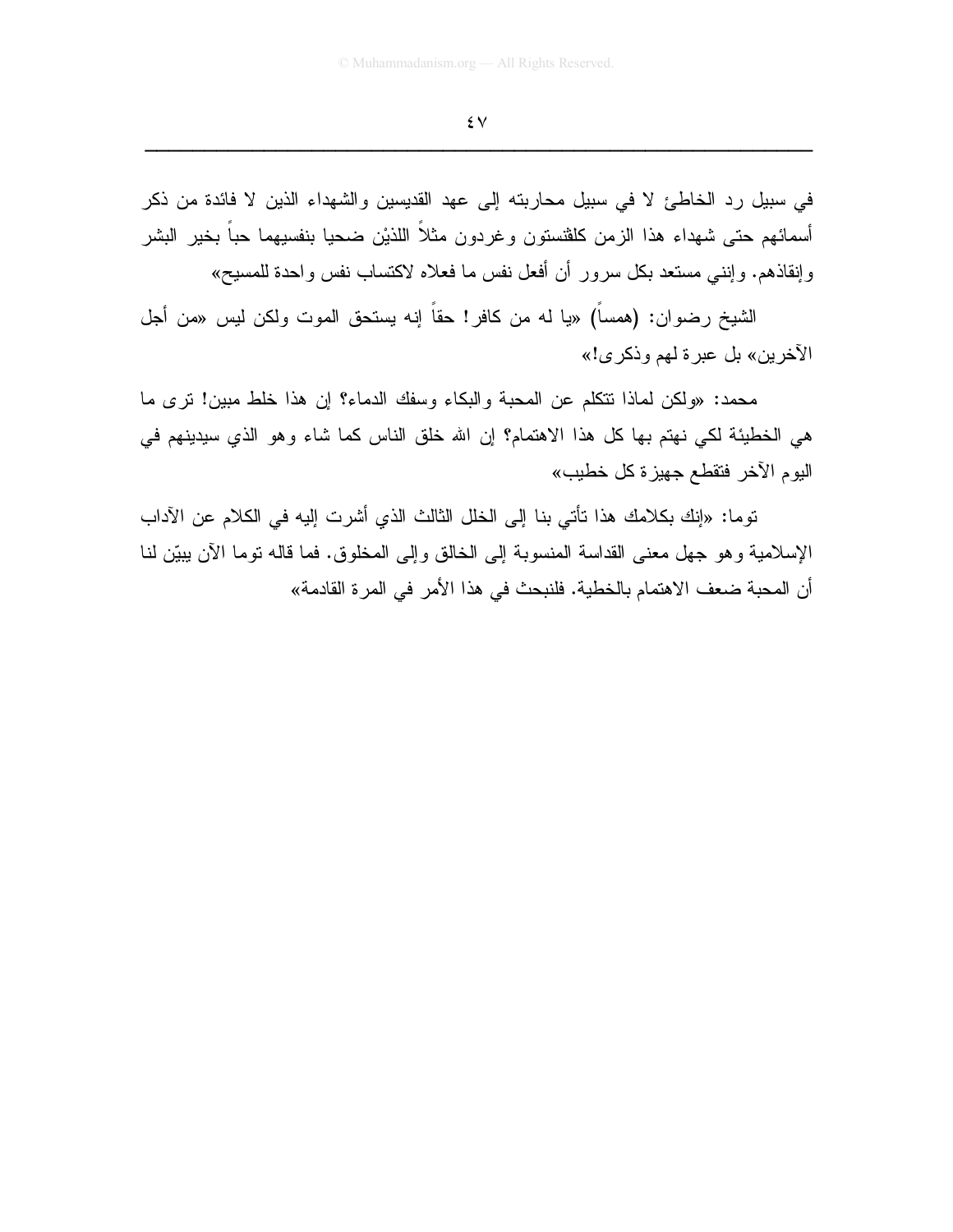في سبيل رد الخاطئ لا في سبيل محاربته إلى عهد القديسين والشهداء الذين لا فائدة من ذكر أسمائهم حتى شهداء هذا الزمن كلفنستون وغردون مثلاً اللذيْن ضحيا بنفسيهما حباً بخير البشر وإنقاذهم. وإنني مستعد بكل سرور أن أفعل نفس ما فعلاه لاكتساب نفس واحدة للمسيح»

الشيخ رضوان: (همساً) «يا له من كافر! حقاً إنه يستحق الموت ولكن ليس «من أجل الآخرين» بل عبرة لهم وذكرى!»

محمد: «ولكن لماذا تتكلم عن المحبة والبكاء وسفك الدماء؟ إن هذا خلط مبين! ترى ما هي الخطيئة لكي نهتم بها كل هذا الاهتمام؟ إن الله خلق الناس كما شاء وهو الذي سيدينهم في اليوم الآخر فتقطع جهيزة كل خطيب»

توما: «إنك بكلامك هذا تأتي بنا إلى الخلل الثالث الذي أشرت إليه في الكلام عن الآداب الإسلامية وهو جهل معنى القداسة المنسوبة إلى الخالق وإلى المخلوق. فما قاله توما الآن يبيّن لنا أن المحبة ضعف الاهتمام بالخطية. فلنبحث في هذا الأمر في المرة القادمة»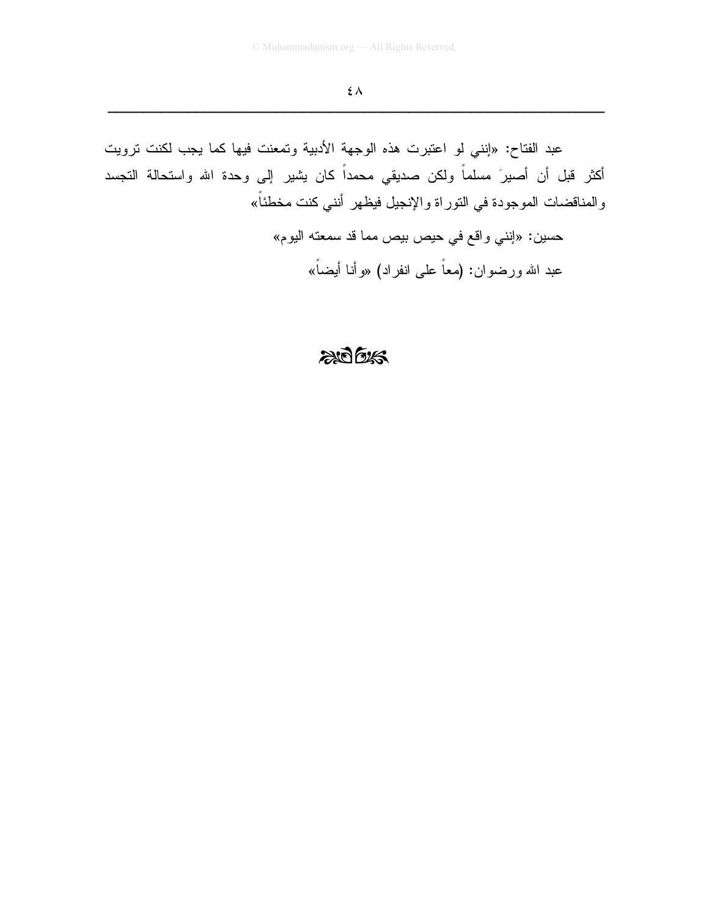عبد الفتاح: «إنني لو اعتبرت هذه الوجهة الأدبية وتمعنت فيها كما يجب لكنت ترويت أكثر قبل أن أصيرَ مسلماً ولكن صديقي محمداً كان يشير إلى وحدة الله واستحالة التجسد والمناقضات الموجودة في التوراة والإنجيل فيظهر أنني كنت مخطئاً»

حسين: «إنني واقع في حيص بيص مما قد سمعته اليوم»

عبد الله ورضوان: (معاً على انفراد) «وأنا أيضاً»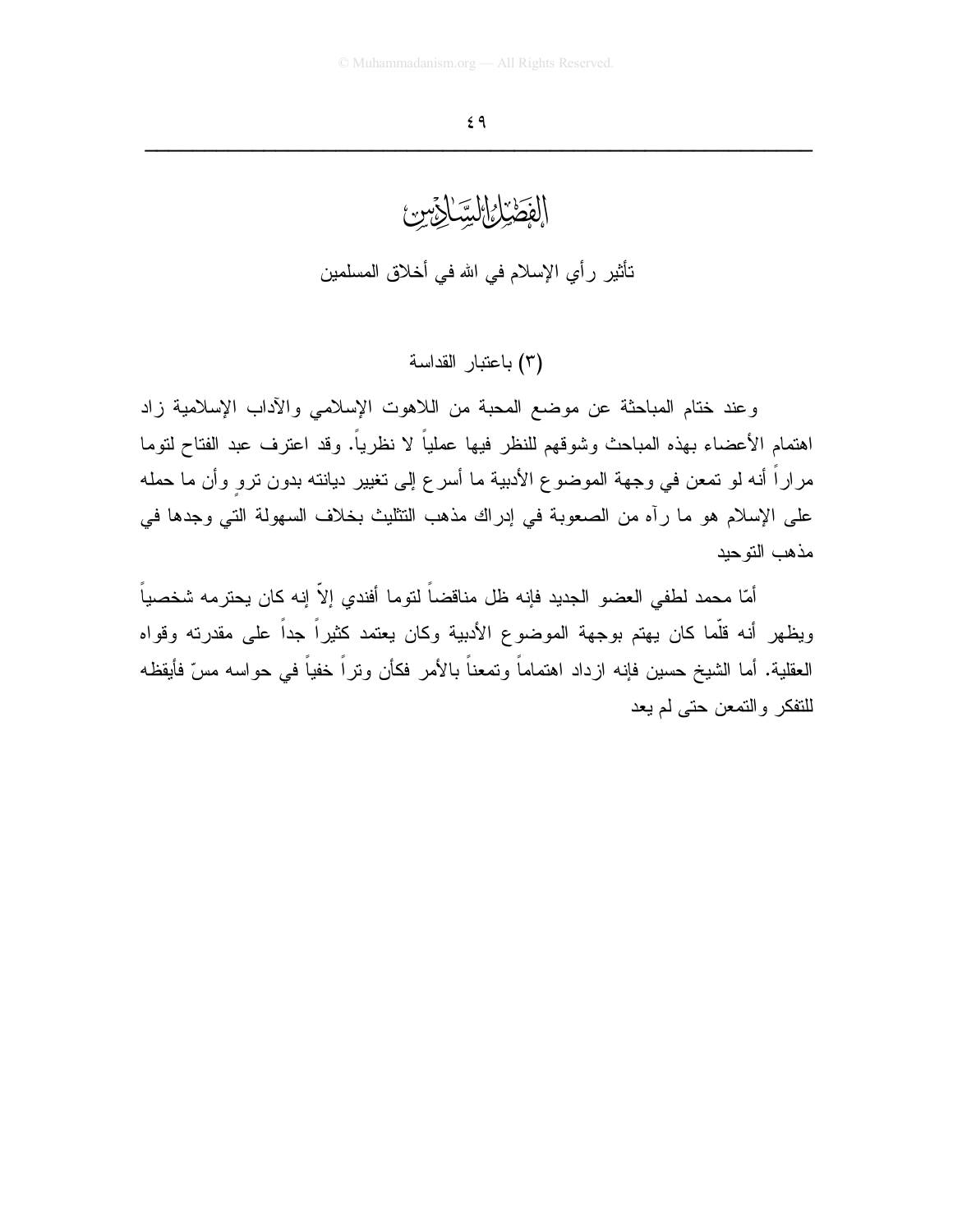# الفصل السادس

## تأثير رأي الإسلام في الله في أخلاق المسلمين

### (٣) باعتبار القداسة

وعند ختام المباحثة عن موضع المحبة من اللاهوت الإسلامي والآداب الإسلامية زاد اهتمام الأعضاء بهذه المباحث وشوقهم للنظر فيها عملياً لا نظرياً. وقد اعترف عبد الفتاح لتوما مراراً أنه لو تمعن في وجهة الموضوع الأدبية ما أسرع إلى تغيير ديانته بدون تروٍ وأن ما حمله على الإسلام هو ما رآه من الصعوبة في إدراك مذهب التثليث بخلاف السهولة التي وجدها في مذهب التوحيد

أمّا محمد لطفي العضو الجديد فإنه ظل مناقضاً لتوما أفندي إلاّ إنه كان يحترمه شخصياً ويظهر أنه قلّما كان يهتم بوجهة الموضوع الأدبية وكان يعتمد كثيراً جداً على مقدرته وقواه العقلية. أما الشيخ حسين فإنه ازداد اهتماماً وتمعناً بالأمر فكأن وتراً خفياً في حواسه مسّ فأيقظه للتفكر والتمعن حتى لم يعد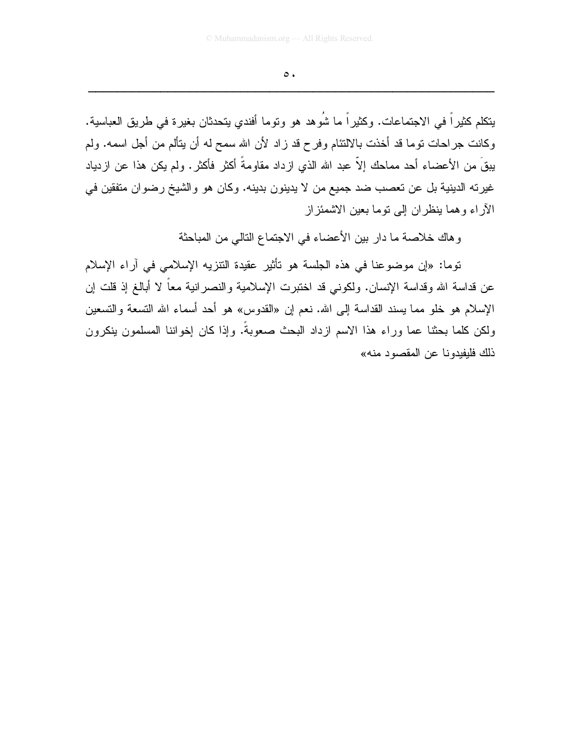يتكلم كثيراً في الاجتماعات. وكثيراً ما شُوهد هو وتوما أفندي يتحدثان بغيرة في طريق العباسية. وكانت جراحات توما قد أخذت بالالتئام وفرح قد زاد لأن الله سمح له أن يتألم من أجل اسمه. ولم يبقَ من الأعضاء أحد مماحك إلاّ عبد الله الذي ازداد مقاومةً أكثر فأكثر. ولم يكن هذا عن ازدياد غيرته الدينية بل عن تعصب ضد جميع من لا يدينون بدينه. وكان هو والشيخ رضوان متفقين في الآراء وهما ينظران إلى توما بعين الاشمئزاز

وهاك خلاصة ما دار بين الأعضاء في الاجتماع التالي من المباحثة

توما: «إن موضوعنا في هذه الجلسة هو تأثير عقيدة التنزيه الإسلامي في آراء الإسلام عن قداسة الله وقداسة الإنسان. ولكوني قد اختبرت الإسلامية والنصرانية معاً لا أبالغ إذ قلت إن الإسلام هو خلو مما يسند القداسة إلى الله. نعم إن «القدوس» هو أحد أسماء الله التسعة والتسعين ولكن كلما بحثنا عما وراء هذا الاسم ازداد البحث صعوبةً. وإذا كان إخواننا المسلمون ينكرون ذلك فليفيدونا عن المقصود منه»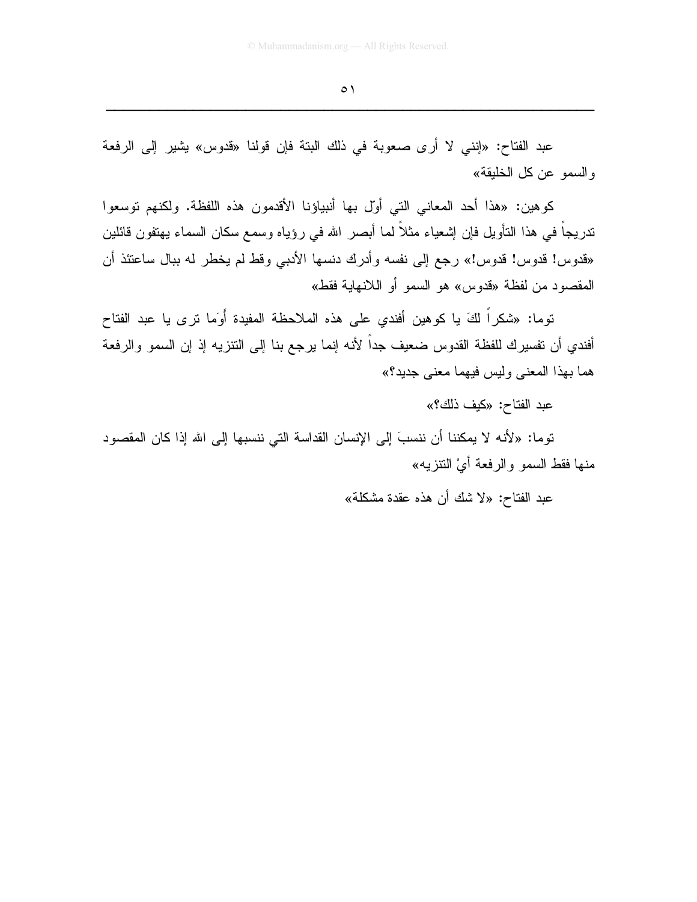عبد الفتاح: «إنني لا أرى صعوبة في ذلك البتة فإن قولنا «قدوس» يشير إلى الرفعة والسمو عن كل الخليقة»

كوهين: «هذا أحد المعاني التي أوّل بها أنبياؤنا الأقدمون هذه اللفظة. ولكنهم توسعوا تدريجاً في هذا التأويل فإن إشعياء مثلاً لما أبصر الله في رؤياه وسمع سكان السماء يهتفون قائلين «قدوس! قدوس! قدوس!» رجع إلى نفسه وأدرك دنسها الأدبي وقط لم يخطر له ببال ساعتئذ أن المقصود من لفظة «قدوس» هو السمو أو اللانهاية فقط»

توما: «شكراً لكَ يا كوهين أفندي على هذه الملاحظة المفيدة أوَما ترى يا عبد الفتاح أفندي أن تفسيرك للفظة القدوس ضعيف جداً لأنه إنما يرجع بنا إلى التنزيه إذ إن السمو والرفعة هما بهذا المعنى وليس فيهما معنى جديد؟»

عبد الفتاح: «كيف ذلك؟»

توما: «لأنه لا يمكننا أن ننسبَ إلى الإنسان القداسة التي ننسبها إلى الله إذا كان المقصود منها فقط السمو والرفعة أيْ التنزيه»

عبد الفتاح: «لا شك أن هذه عقدة مشكلة»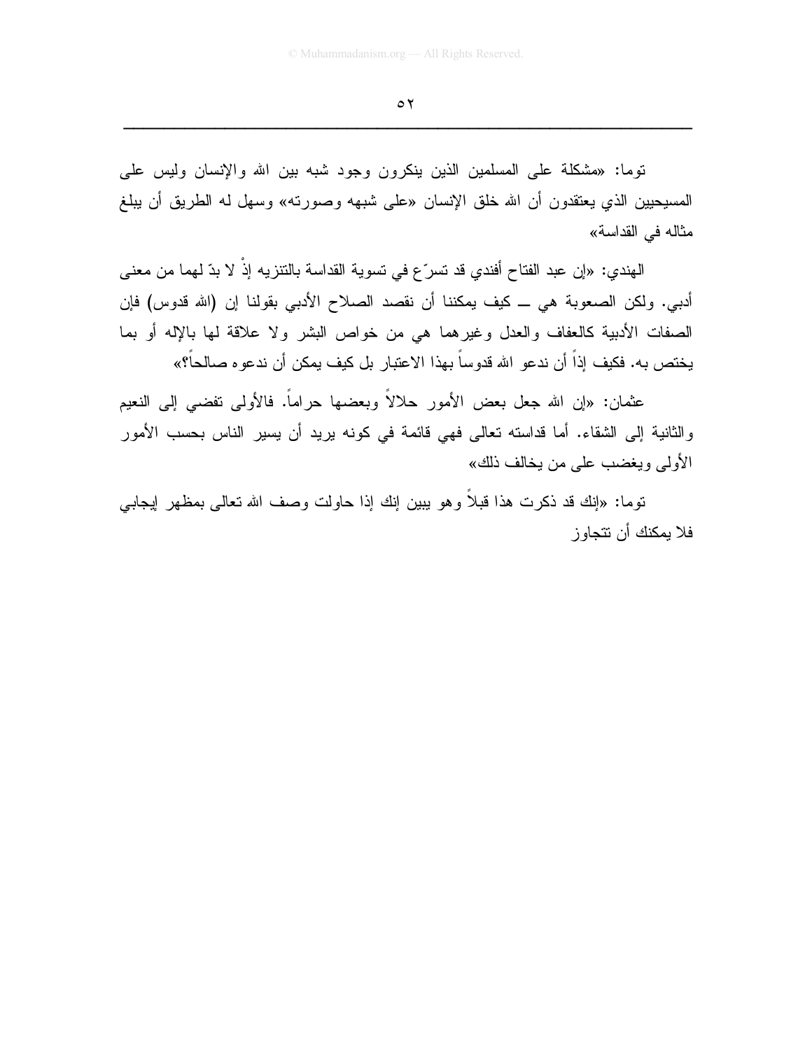توما: «مشكلة على المسلمين الذين ينكرون وجود شبه بين الله والإنسان وليس على المسيحيين الذي يعتقدون أن الله خلق الإنسان «على شبهه وصورته» وسهل له الطريق أن يبلغ مثاله في القداسة»

الهندي: «إن عبد الفتاح أفندي قد تسرّع في تسوية القداسة بالتنزيه إذْ لا بدّ لهما من معنى أدبي. ولكن الصعوبة هي ــ كيف يمكننا أن نقصد الصلاح الأدبي بقولنا إن (الله قدوس) فإن الصفات الأدبية كالعفاف والعدل وغيرهما هي من خواص البشر ولا علاقة لها بالإله أو بما يختص به. فكيف إذاً أن ندعو الله قدوساً بهذا الاعتبار بل كيف يمكن أن ندعوه صالحاً؟»

عثمان: «إن الله جعل بعض الأمور حلالاً وبعضها حراماً. فالأولى تفضي إلى النعيم والثانية إلى الشقاء. أما قداسته تعالى فهي قائمة في كونه يريد أن يسير الناس بحسب الأمور الأولى ويغضب على من يخالف ذلك»

توما: «إنك قد ذكرت هذا قبلاً وهو يبين إنك إذا حاولت وصف الله تعالى بمظهر إيجابي فلا يمكنك أن تتجاوز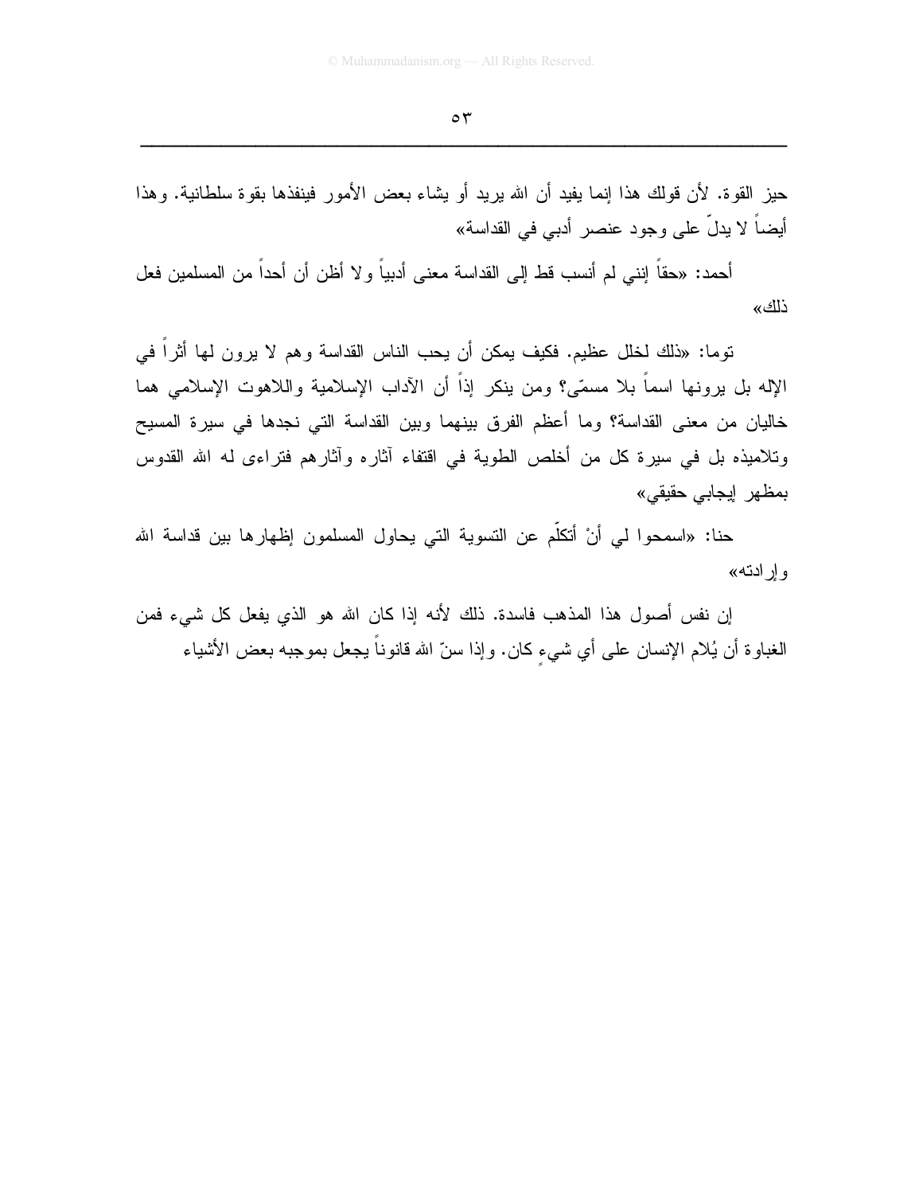حيز القوة. لأن قولك هذا إنما يفيد أن الله يريد أو يشاء بعض الأمور فينفذها بقوة سلطانية. وهذا أيضاً لا يدلّ على وجود عنصر أدبي في القداسة»

أحمد: «حقاً إنني لم أنسب قط إلى القداسة معنى أدبياً ولا أظن أن أحداً من المسلمين فعل ذلك»

توما: «ذلك لخلل عظيم. فكيف يمكن أن يحب الناس القداسة وهم لا يرون لها أثراً في الإله بل يرونها اسماً بلا مسمّى؟ ومن ينكر إذاً أن الآداب الإسلامية واللاهوت الإسلامي هما خاليان من معنى القداسة؟ وما أعظم الفرق بينهما وبين القداسة التي نجدها في سيرة المسيح وتلاميذه بل في سيرة كل من أخلص الطوية في اقتفاء آثاره وآثارهم فتراءى له الله القدوس بمظهر إيجابي حقيقي»

حنا: «اسمحوا لي أنْ أتكلّم عن التسوية التي يحاول المسلمون إظهارها بين قداسة الله وإرادته»

إن نفس أصول هذا المذهب فاسدة. ذلك لأنه إذا كان الله هو الذي يفعل كل شيء فمن الغباوة أن يُلام الإنسان على أي شيءٍ كان. وإذا سنّ الله قانوناً يجعل بموجبه بعض الأشياء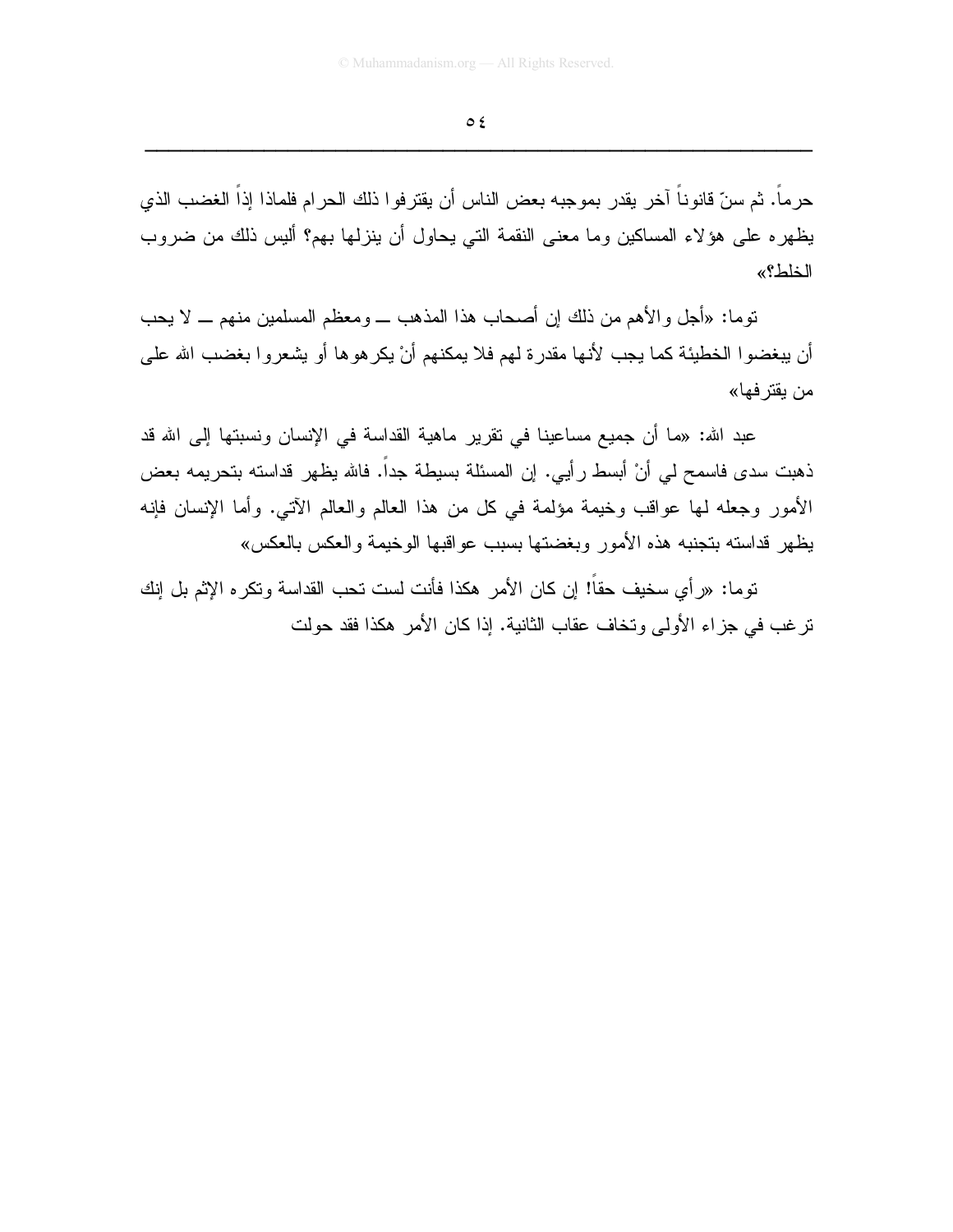حرماً. ثم سنّ قانوناً آخر يقدر بموجبه بعض الناس أن يقترفوا ذلك الحرام فلماذا إذاً الغضب الذي يظهره على هؤلاء المساكين وما معنى النقمة التي يحاول أن ينزلها بهم؟ أليس ذلك من ضروب الخلط؟»

توما: «أجل والأهم من ذلك إن أصحاب هذا المذهب ــ ومعظم المسلمين منهم ــ لا يحب أن يبغضوا الخطيئة كما يجب لأنها مقدرة لهم فلا يمكنهم أنْ يكرهوها أو يشعروا بغضب الله على من يقترفها»

عبد الله: «ما أن جميع مساعينا في تقرير ماهية القداسة في الإنسان ونسبتها إلى الله قد ذهبت سدى فاسمح لي أنْ أبسط رأيي. إن المسئلة بسيطة جداً. فالله يظهر قداسته بتحريمه بعض الأمور وجعله لها عواقب وخيمة مؤلمة في كل من هذا العالم والعالم الآتي. وأما الإنسان فإنه يظهر قداسته بتجنبه هذه الأمور وبغضتها بسبب عواقبها الوخيمة والعكس بالعكس»

توما: «رأي سخيف حقاً! إن كان الأمر هكذا فأنت لست تحب القداسة وتكره الإثم بل إنك ترغب في جزاء الأولى وتخاف عقاب الثانية. إذا كان الأمر هكذا فقد حولت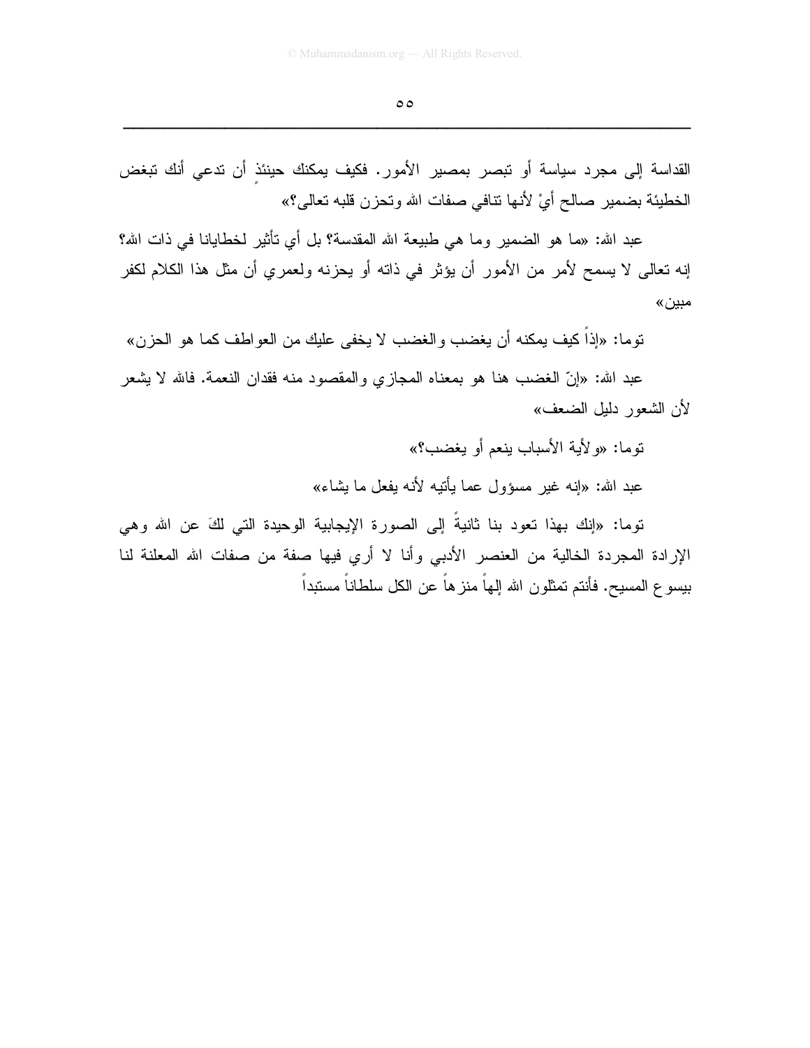القداسة إلى مجرد سياسة أو تبصر بمصير الأمور. فكيف يمكنك حينئذٍ أن تدعي أنك تبغض الخطيئة بضمير صالح أيْ لأنها تنافي صفات الله وتحزن قلبه تعالى؟»

عبد الله: «ما هو الضمير وما هي طبيعة الله المقدسة؟ بل أي تأثير لخطايانا في ذات الله؟ إنه تعالى لا يسمح لأمر من الأمور أن يؤثر في ذاته أو يحزنه ولعمري أن مثل هذا الكلام لكفر مبين»

توما: «إذاً كيف يمكنه أن يغضب والغضب لا يخفى عليك من العواطف كما هو الحزن»

عبد الله: «إنّ الغضب هنا هو بمعناه المجازي والمقصود منه فقدان النعمة. فالله لا يشعر لأن الشعور دليل الضعف»

توما: «ولأية الأسباب ينعم أو يغضب؟»

عبد الله: «إنه غير مسؤول عما يأتيه لأنه يفعل ما يشاء»

توما: «إنك بهذا تعود بنا ثانيةً إلى الصورة الإيجابية الوحيدة التي لكَ عن الله وهي الإرادة المجردة الخالية من العنصر الأدبي وأنا لا أري فيها صفة من صفات الله المعلنة لنا بيسوع المسيح. فأنتم تمثلون الله إلهاً منزهاً عن الكل سلطاناً مستبداً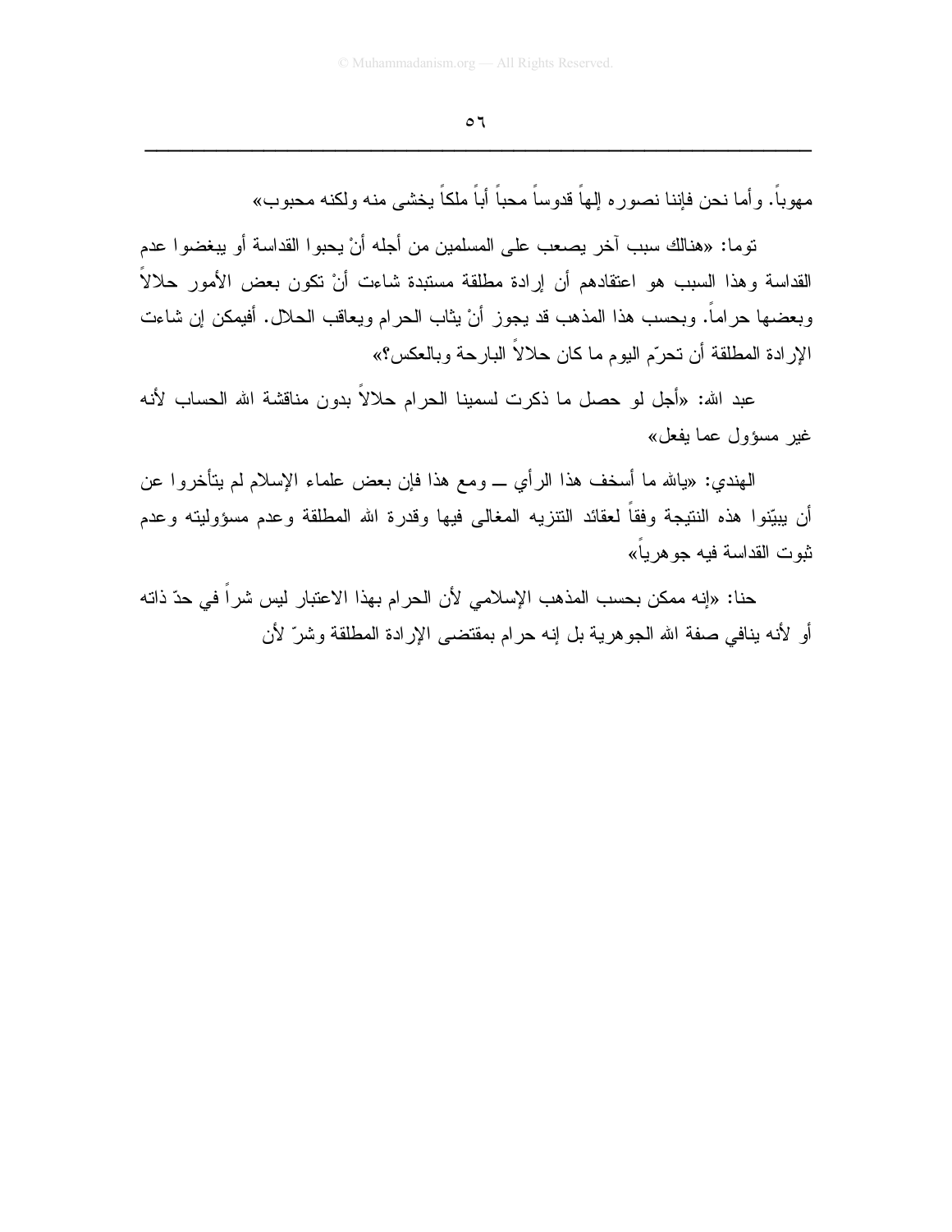مهوباً. وأما نحن فإننا نصوره إلهاً قدوساً محباً أباً ملكاً يخشى منه ولكنه محبوب»

توما: «هنالك سبب آخر يصعب على المسلمين من أجله أنْ يحبوا القداسة أو يبغضوا عدم القداسة وهذا السبب هو اعتقادهم أن إرادة مطلقة مستبدة شاءت أنْ تكون بعض الأمور حلالاً وبعضها حراماً. وبحسب هذا المذهب قد يجوز أنْ يثاب الحرام ويعاقب الحلال. أفيمكن إن شاءت الإرادة المطلقة أن تحرّم اليوم ما كان حلالاً البارحة وبالعكس؟»

عبد الله: «أجل لو حصل ما ذكرت لسمينا الحرام حلالاً بدون مناقشة الله الحساب لأنه غير مسؤول عما يفعل»

الهندي: «يالله ما أسخف هذا الرأي ــ ومع هذا فإن بعض علماء الإسلام لم يتأخروا عن أن يبيّنوا هذه النتيجة وفقاً لعقائد التنزيه المغالى فيها وقدرة الله المطلقة وعدم مسؤوليته وعدم ثبوت القداسة فيه جوهرياً»

حنا: «إنه ممكن بحسب المذهب الإسلامي لأن الحرام بهذا الاعتبار ليس شراً في حدّ ذاته أو لأنه ينافي صفة الله الجوهرية بل إنه حرام بمقتضى الإرادة المطلقة وشرّ لأن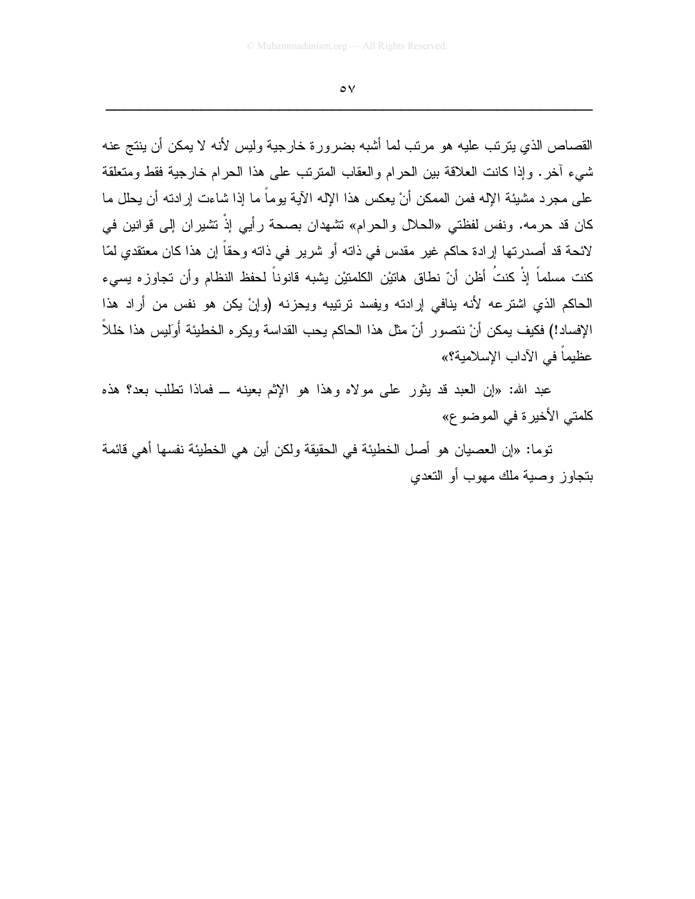القصاص الذي يترتب عليه هو مرتب لما أشبه بضرورة خارجية وليس لأنه لا يمكن أن ينتج عنه شيء آخر. وإذا كانت العلاقة بين الحرام والعقاب المترتب على هذا الحرام خارجية فقط ومتعلقة على مجرد مشيئة الإله فمن الممكن أنْ يعكس هذا الإله الآية يوماً ما إذا شاءت إرادته أن يحلل ما كان قد حرمه. ونفس لفظتي «الحلال والحرام» تشهدان بصحة رأيي إذْ تشيران إلى قوانين في لائحة قد أصدرتها إرادة حاكم غير مقدس في ذاته أو شرير في ذاته وحقاً إن هذا كان معتقدي لمّا كنت مسلماً إذْ كنتُ أظن أنّ نطاق هاتيْن الكلمتيْن يشبه قانوناً لحفظ النظام وأن تجاوزه يسيء الحاكم الذي اشترعه لأنه ينافي إرادته ويفسد ترتيبه ويحزنه (وإنْ يكن هو نفس من أراد هذا الإفساد!) فكيف يمكن أنْ نتصور أنّ مثل هذا الحاكم يحب القداسة ويكره الخطيئة أَوَليس هذا خللاً عظيماً في الآداب الإسلامية؟»

عبد الله: «إن العبد قد يثور على مولاه وهذا هو الإثم بعينه ــ فماذا تطلب بعد؟ هذه كلمتي الأخيرة في الموضوع»

توما: «إن العصيان هو أصل الخطيئة في الحقيقة ولكن أين هي الخطيئة نفسها أهي قائمة بتجاوز وصية ملك مهوب أو التعدي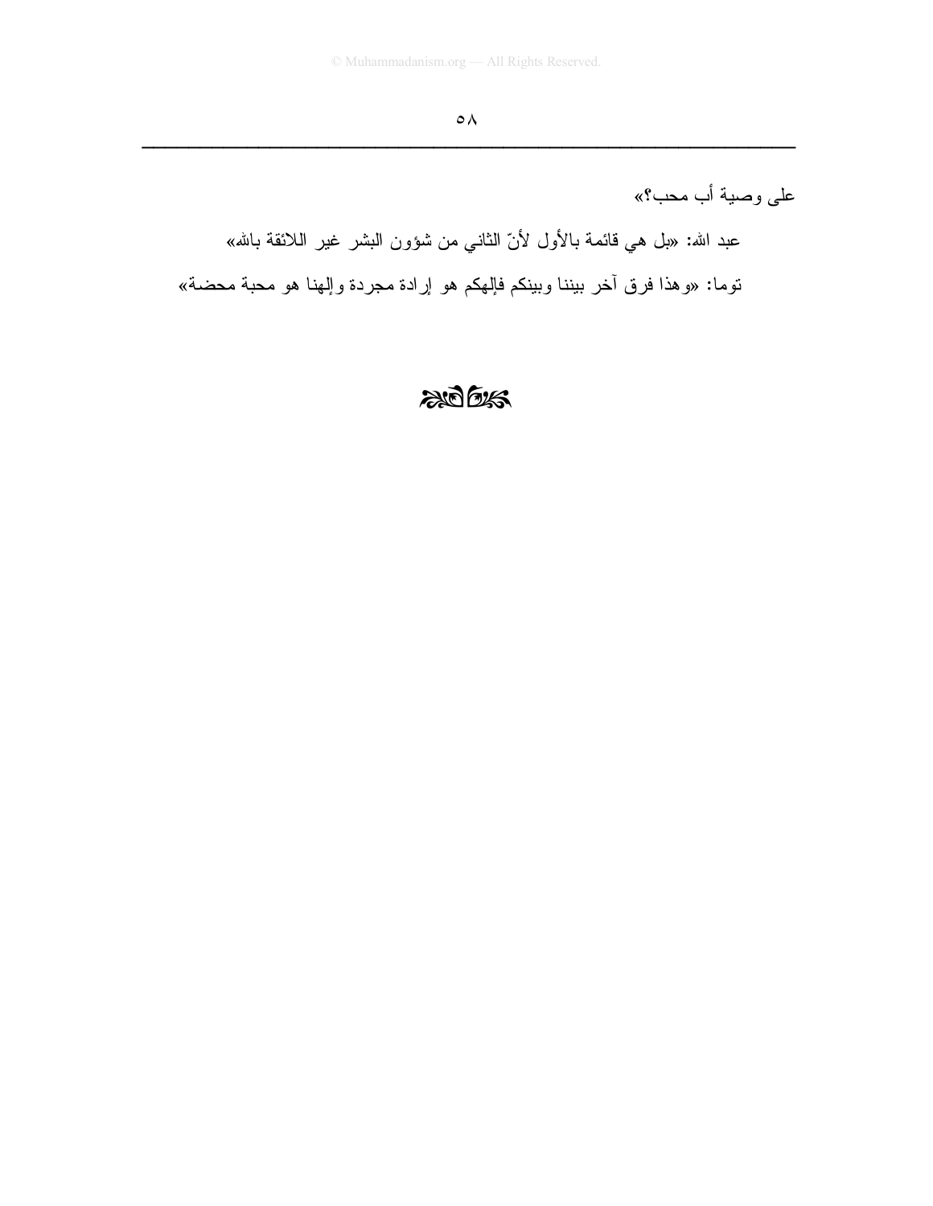على وصية أب محب؟»

عبد الله: «بل هي قائمة بالأول لأنّ الثاني من شؤون البشر غير اللائقة بالله»

توما: «وهذا فرق آخر بيننا وبينكم فإلهكم هو إرادة مجردة وإلهنا هو محبة محضة»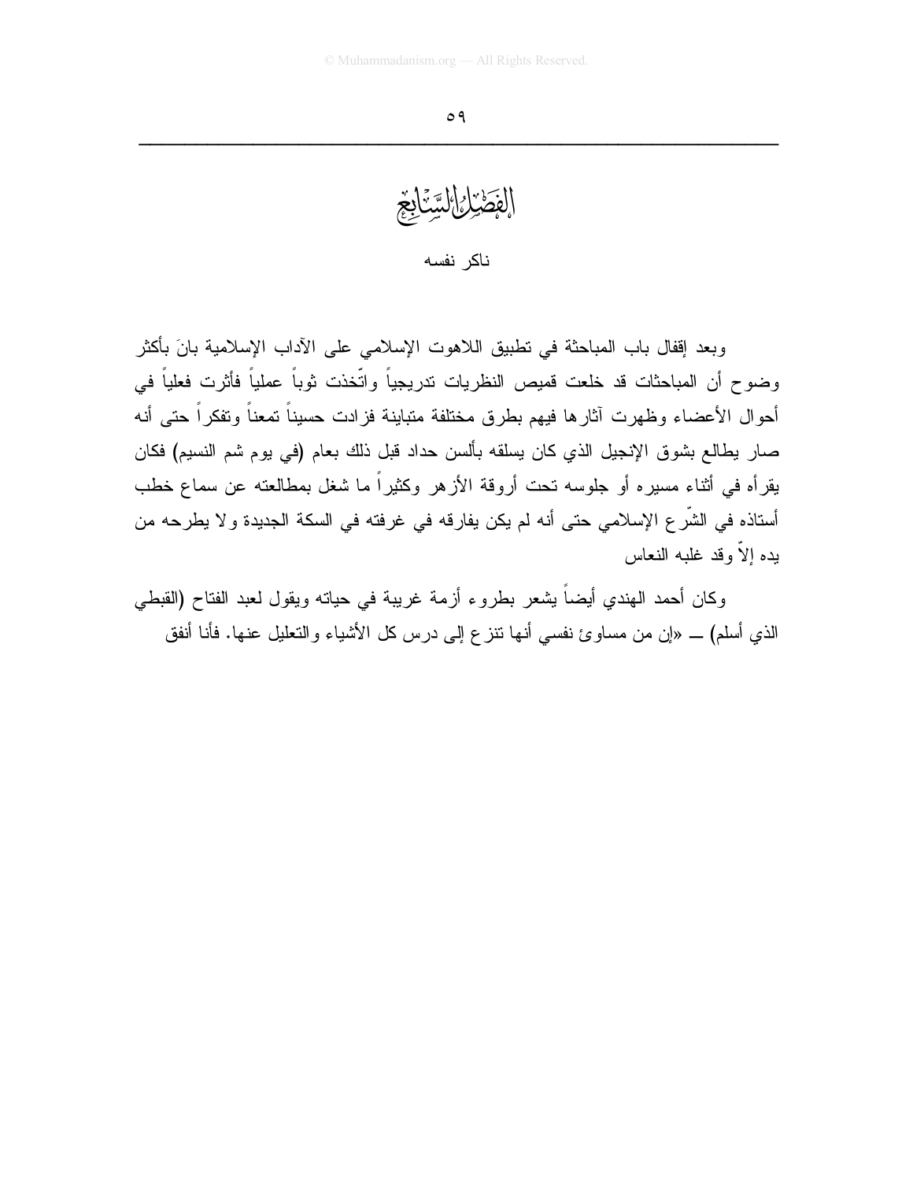# الفصل السابع

## ناكر نفسه

وبعد إقفال باب المباحثة في تطبيق اللاهوت الإسلامي على الآداب الإسلامية بانَ بأكثر وضوح أن المباحثات قد خلعت قميص النظريات تدريجياً واتّخذت ثوباً عملياً فأثرت فعلياً في أحوال الأعضاء وظهرت آثارها فيهم بطرق مختلفة متباينة فزادت حسيناً تمعناً وتفكراً حتى أنه صار يطالع بشوق الإنجيل الذي كان يسلقه بألسن حداد قبل ذلك بعام (في يوم شم النسيم) فكان يقرأه في أثناء مسيره أو جلوسه تحت أروقة الأزهر وكثيراً ما شغل بمطالعته عن سماع خطب أستاذه في الشّرع الإسلامي حتى أنه لم يكن يفارقه في غرفته في السكة الجديدة ولا يطرحه من يده إلاّ وقد غلبه النعاس

وكان أحمد الهندي أيضاً يشعر بطروء أزمة غريبة في حياته ويقول لعبد الفتاح (القبطي الذي أسلم) ــ «إن من مساوئ نفسي أنها تنزع إلى درس كل الأشياء والتعليل عنها. فأنا أنفق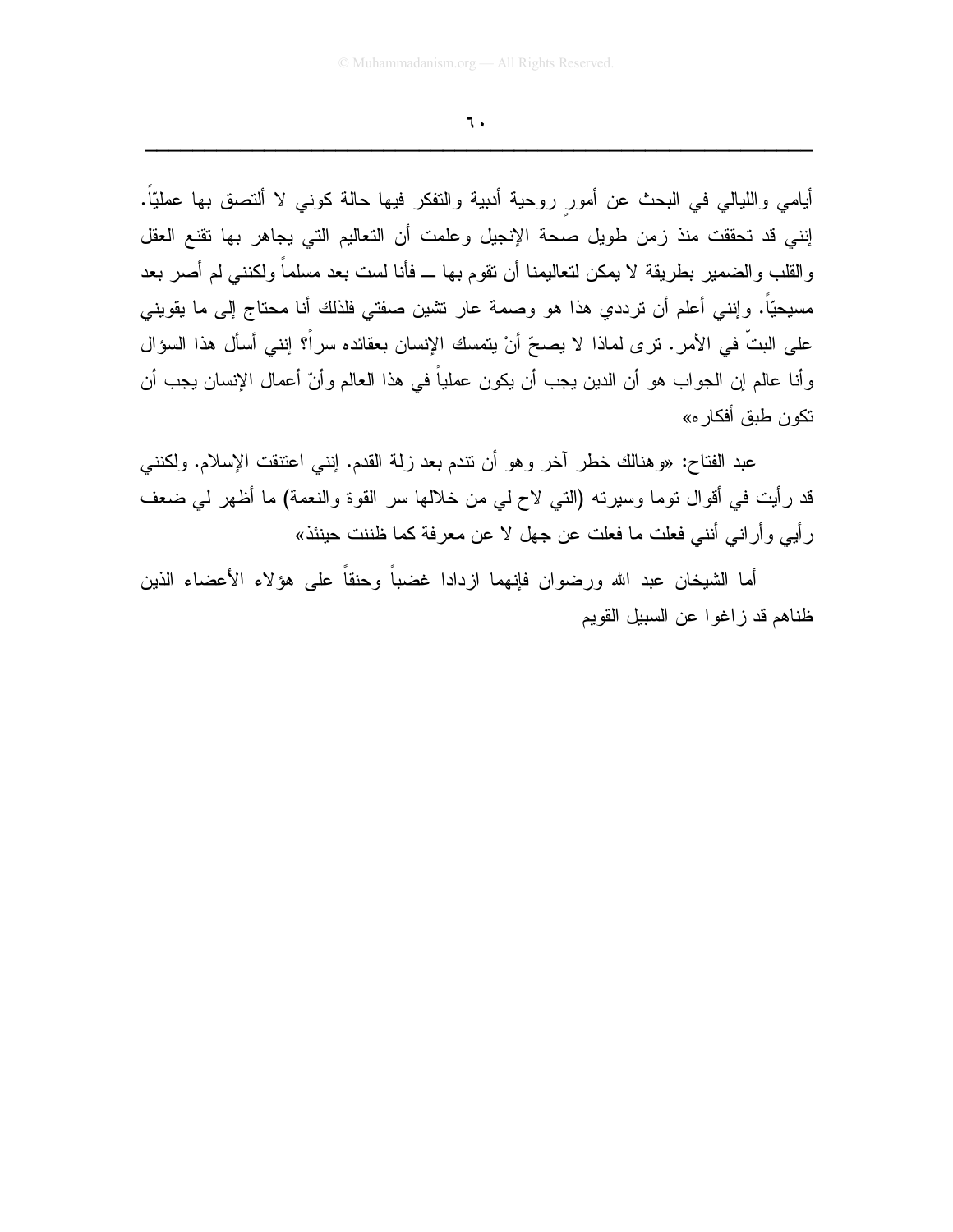أيامي والليالي في البحث عن أمورٍ روحية أدبية والتفكر فيها حالة كوني لا ألتصق بها عمليّاً. إنني قد تحققت منذ زمن طويل صحة الإنجيل وعلمت أن التعاليم التي يجاهر بها تقنع العقل والقلب والضمير بطريقة لا يمكن لتعاليمنا أن تقوم بها ـــ فأنا لست بعد مسلماً ولكنني لم أصر بعد مسيحيّاً. وإنني أعلم أن ترددي هذا هو وصمة عار تشين صفتي فلذلك أنا محتاج إلى ما يقويني على البتّ في الأمر. ترى لماذا لا يصحّ أنْ يتمسك الإنسان بعقائده سراً؟ إنني أسأل هذا السؤال وأنا عالم إن الجواب هو أن الدين يجب أن يكون عملياً في هذا العالم وأنّ أعمال الإنسان يجب أن تكون طبق أفكاره»

عبد الفتاح: «وهنالك خطر آخر وهو أن تندم بعد زلة القدم. إنني اعتنقت الإسلام. ولكنني قد رأيت في أقوال توما وسيرته (التي لاح لي من خلالها سر القوة والنعمة) ما أظهر لي ضعف رأيي وأراني أنني فعلت ما فعلت عن جهل لا عن معرفة كما ظننت حينئذ»

أما الشيخان عبد الله ورضوان فإنهما ازدادا غضباً وحنقاً على هؤلاء الأعضاء الذين ظناهم قد زاغوا عن السبيل القويم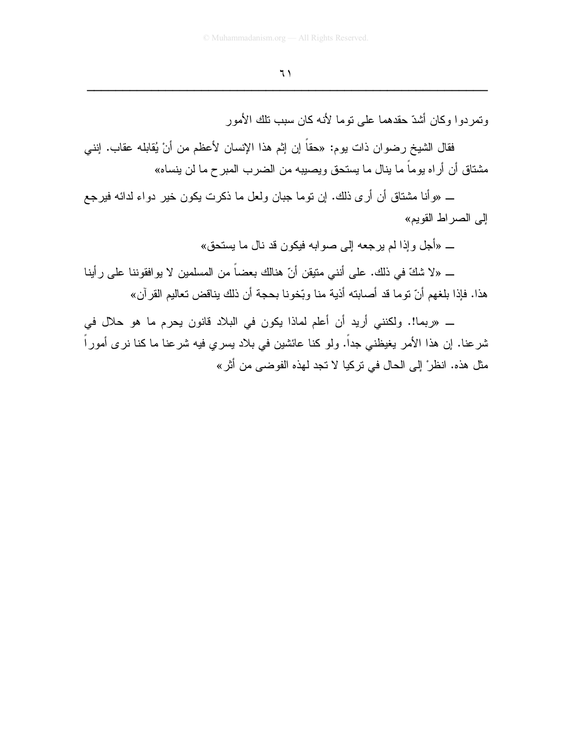وتمردوا وكان أشدّ حقدهما على توما لأنه كان سبب تلك الأمور

فقال الشيخ رضوان ذات يوم: «حقاً إن إثم هذا الإنسان لأعظم من أنْ يُقابله عقاب. إنني مشتاق أن أراه يوماً ما ينال ما يستحق ويصيبه من الضرب المبرح ما لن ينساه»

ــ «وأنا مشتاق أن أرى ذلك. إن توما جبان ولعل ما ذكرت يكون خير دواء لدائه فيرجع إلى الصراط القويم»

ــ «أجل وإذا لم يرجعه إلى صوابه فيكون قد نال ما يستحق»

ــ «لا شكّ في ذلك. على أنني متيقن أنّ هنالك بعضاً من المسلمين لا يوافقوننا على رأينا هذا. فإذا بلغهم أنّ توما قد أصابته أذية منا وبّخونا بحجة أن ذلك يناقض تعاليم القرآن»

ــ «ربما!. ولكنني أريد أن أعلم لماذا يكون في البلاد قانون يحرم ما هو حلال في شرعنا. إن هذا الأمر يغيظني جداً. ولو كنا عائشين في بلاد يسري فيه شرعنا ما كنا نرى أموراً مثل هذه. انظرْ إلى الحال في تركيا لا تجد لهذه الفوضى من أثر»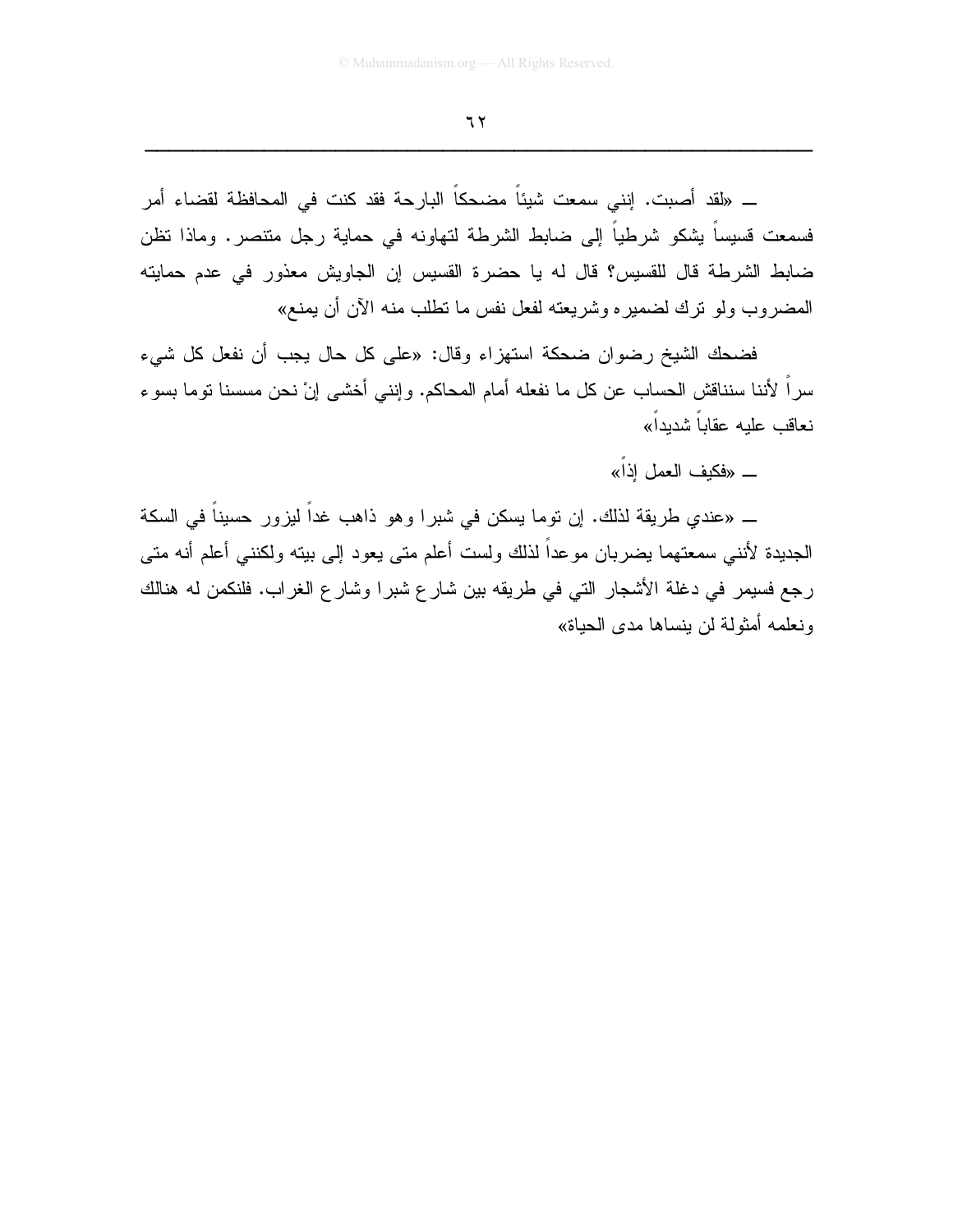ـ «لقد أصبت. إنني سمعت شيئاً مضحكاً البارحة فقد كنت في المحافظة لقضاء أمر فسمعت قسيساً يشكو شرطياً إلى ضابط الشرطة لتهاونه في حماية رجل متنصر. وماذا تظن ضابط الشرطة قال للقسيس؟ قال له يا حضرة القسيس إن الجاويش معذور في عدم حمايته المضروب ولو ترك لضميره وشريعته لفعل نفس ما تطلب منه الآن أن يمنع»

فضحك الشيخ رضوان ضحكة استهزاء وقال: «على كل حال يجب أن نفعل كل شيء سراً لأننا سنناقش الحساب عن كل ما نفعله أمام المحاكم. وإنني أخشى إنْ نحن مسسنا توما بسوء نعاقب عليه عقاباً شديداً»

ـ «فكيف العمل إذاً»

ـ «عندي طريقة لذلك. إن توما يسكن في شبرا وهو ذاهب غداً ليزور حسيناً في السكة الجديدة لأنني سمعتهما يضربان موعداً لذلك ولست أعلم متى يعود إلى بيته ولكنني أعلم أنه متى رجع فسيمر في دغلة الأشجار التي في طريقه بين شارع شبرا وشارع الغراب. فلنكمن له هنالك ونعلمه أمثولة لن ينساها مدى الحياة»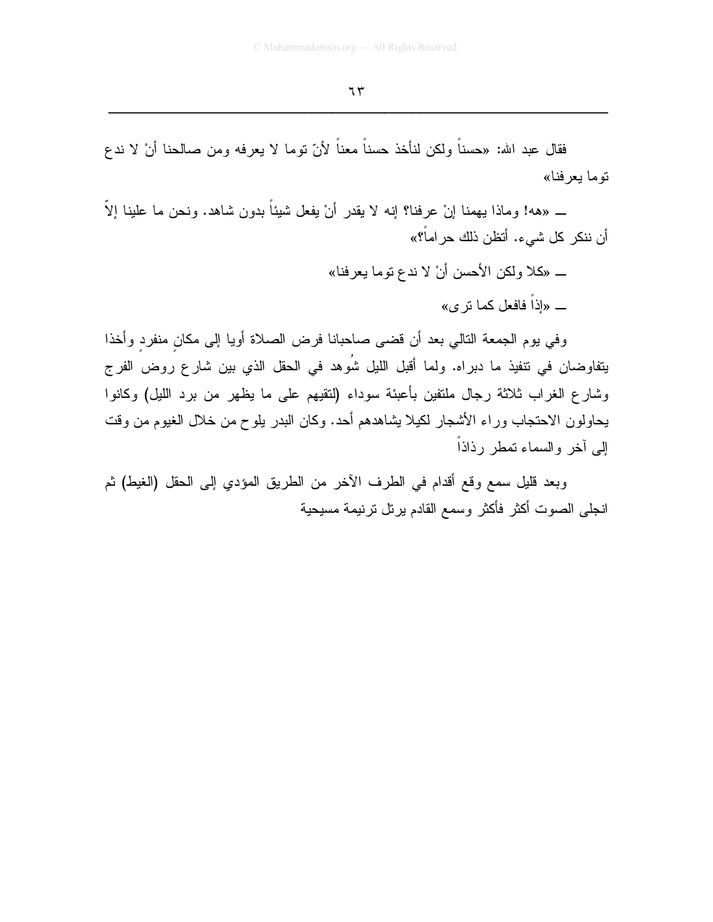فقال عبد الله: «حسناً ولكن لنأخذ حسناً معناً لأنّ توما لا يعرفه ومن صالحنا أنْ لا ندع توما يعرفنا»

ـــ «هه! وماذا يهمنا إنْ عرفنا؟ إنه لا يقدر أنْ يفعل شيئاً بدون شاهد. ونحن ما علينا إلاّ أن ننكر كل شيء. أتظن ذلك حراماً؟»

ـــ «كلا ولكن الأحسن أنْ لا ندع توما يعرفنا»

ـــ «إذاً فافعل كما ترى»

وفي يوم الجمعة التالي بعد أن قضى صاحبانا فرض الصلاة أويا إلى مكانٍ منفردٍ وأخذا يتفاوضان في تنفيذ ما دبراه. ولما أقبل الليل شُوهد في الحقل الذي بين شارع روض الفرج وشارع الغراب ثلاثة رجال ملتفين بأعبئة سوداء (لتقيهم على ما يظهر من برد الليل) وكانوا يحاولون الاحتجاب وراء الأشجار لكيلا يشاهدهم أحد. وكان البدر يلوح من خلال الغيوم من وقت إلى آخر والسماء تمطر رذاذاً

وبعد قليل سمع وقع أقدام في الطرف الآخر من الطريق المؤدي إلى الحقل (الغيط) ثم انجلى الصوت أكثر فأكثر وسمع القادم يرتل ترنيمة مسيحية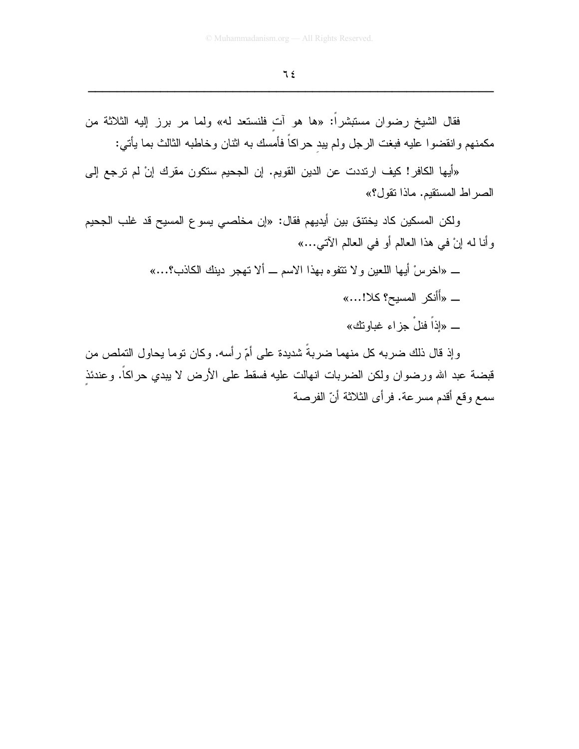فقال الشيخ رضوان مستبشراً: «ها هو آتٍ فلنستعد له» ولما مر برز إليه الثلاثة من مكمنهم وانقضوا عليه فبغت الرجل ولم يبدِ حراكاً فأمسك به اثنان وخاطبه الثالث بما يأتي:

«أيها الكافر! كيف ارتددت عن الدين القويم. إن الجحيم ستكون مقرك إنْ لم ترجع إلى الصراط المستقيم. ماذا تقول؟»

ولكن المسكين كاد يختنق بين أيديهم فقال: «إن مخلصي يسوع المسيح قد غلب الجحيم وأنا له إنْ في هذا العالم أو في العالم الآتي...»

ـــ «اخرسْ أيها اللعين ولا تتفوه بهذا الاسم ـــ ألا تهجر دينك الكاذب؟...»

ـــ «أأنكر المسيح؟ كلا!...»

ـــ «إذاً فنلْ جزاء غباوتك»

وإذ قال ذلك ضربه كل منهما ضربةً شديدة على أمّ رأسه. وكان توما يحاول التملص من قبضة عبد الله ورضوان ولكن الضربات انهالت عليه فسقط على الأرض لا يبدي حراكاً. وعندئذٍ سمع وقع أقدم مسرعة. فرأى الثلاثة أنّ الفرصة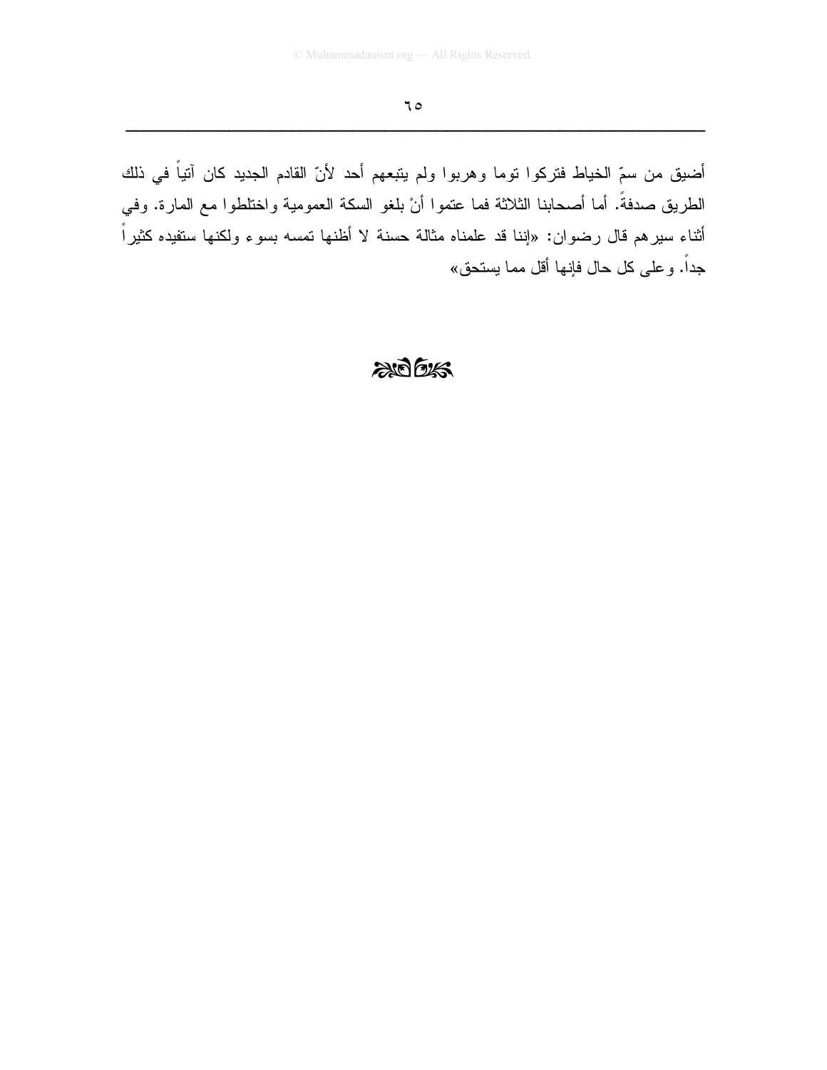أضيق من سمّ الخياط فتركوا توما وهربوا ولم يتبعهم أحد لأنّ القادم الجديد كان آتياً في ذلك الطريق صدفةً. أما أصحابنا الثلاثة فما عتموا أنْ بلغو السكة العمومية واختلطوا مع المارة. وفي أثناء سيرهم قال رضوان: «إننا قد علمناه مثالة حسنة لا أظنها تمسه بسوء ولكنها ستفيده كثيراً جداً. وعلى كل حال فإنها أقل مما يستحق»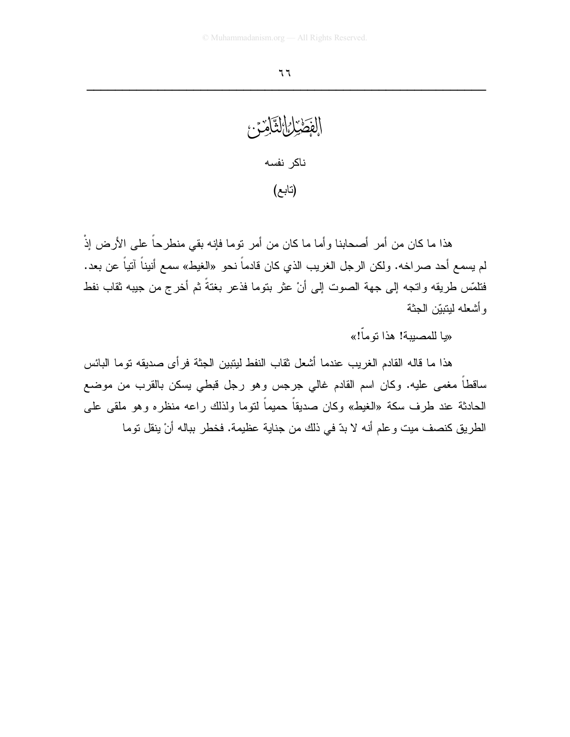# الفصل الثامن

## ناكر نفسه

## (تابع)

هذا ما كان من أمر أصحابنا وأما ما كان من أمر توما فإنه بقي منطرحاً على الأرض إذْ لم يسمع أحد صراخه. ولكن الرجل الغريب الذي كان قادماً نحو «الغيط» سمع أنيناً آتياً عن بعد. فتلمّس طريقه واتجه إلى جهة الصوت إلى أنْ عثر بتوما فذعر بغتةً ثم أخرج من جيبه ثقاب نفط وأشعله ليتبيّن الجثة

«يا للمصيبة! هذا توماً!»

هذا ما قاله القادم الغريب عندما أشعل ثقاب النفط ليتبين الجثة فرأى صديقه توما البائس ساقطاً مغمى عليه. وكان اسم القادم غالي جرجس وهو رجل قبطي يسكن بالقرب من موضع الحادثة عند طرف سكة «الغيط» وكان صديقاً حميماً لتوما ولذلك راعه منظره وهو ملقى على الطريق كنصف ميت وعلم أنه لا بدّ في ذلك من جناية عظيمة. فخطر بباله أنْ ينقل توما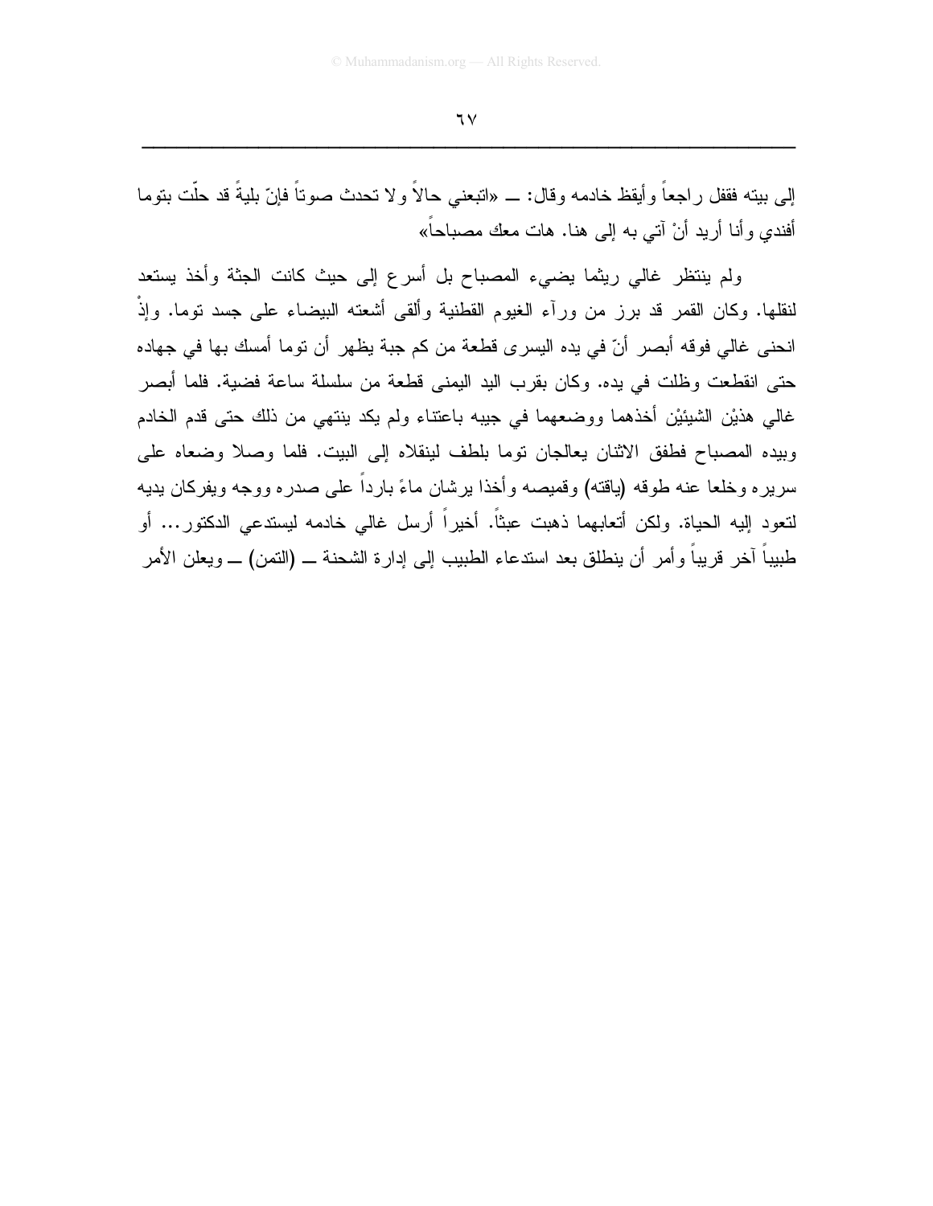إلى بيته فقفل راجعاً وأيقظ خادمه وقال: ــ «اتبعني حالاً ولا تحدث صوتاً فإنّ بليةً قد حلّت بتوما أفندي وأنا أريد أنْ آتي به إلى هنا. هات معك مصباحاً»

ولم ينتظر غالي ريثما يضيء المصباح بل أسرع إلى حيث كانت الجثة وأخذ يستعد لنقلها. وكان القمر قد برز من ورآء الغيوم القطنية وألقى أشعته البيضاء على جسد توما. وإذْ انحنى غالي فوقه أبصر أنّ في يده اليسرى قطعة من كم جبة يظهر أن توما أمسك بها في جهاده حتى انقطعت وظلت في يده. وكان بقرب اليد اليمنى قطعة من سلسلة ساعة فضية. فلما أبصر غالي هذيْن الشيئيْن أخذهما ووضعهما في جيبه باعتناء ولم يكد ينتهي من ذلك حتى قدم الخادم وبيده المصباح فطفق الاثنان يعالجان توما بلطف لينقلاه إلى البيت. فلما وصلا وضعاه على سريره وخلعا عنه طوقه (ياقته) وقميصه وأخذا يرشان ماءً بارداً على صدره ووجه ويفركان يديه لتعود إليه الحياة. ولكن أتعابهما ذهبت عبثاً. أخيراً أرسل غالي خادمه ليستدعي الدكتور... أو طبيباً آخر قريباً وأمر أن ينطلق بعد استدعاء الطبيب إلى إدارة الشحنة ــ (التمن) ــ ويعلن الأمر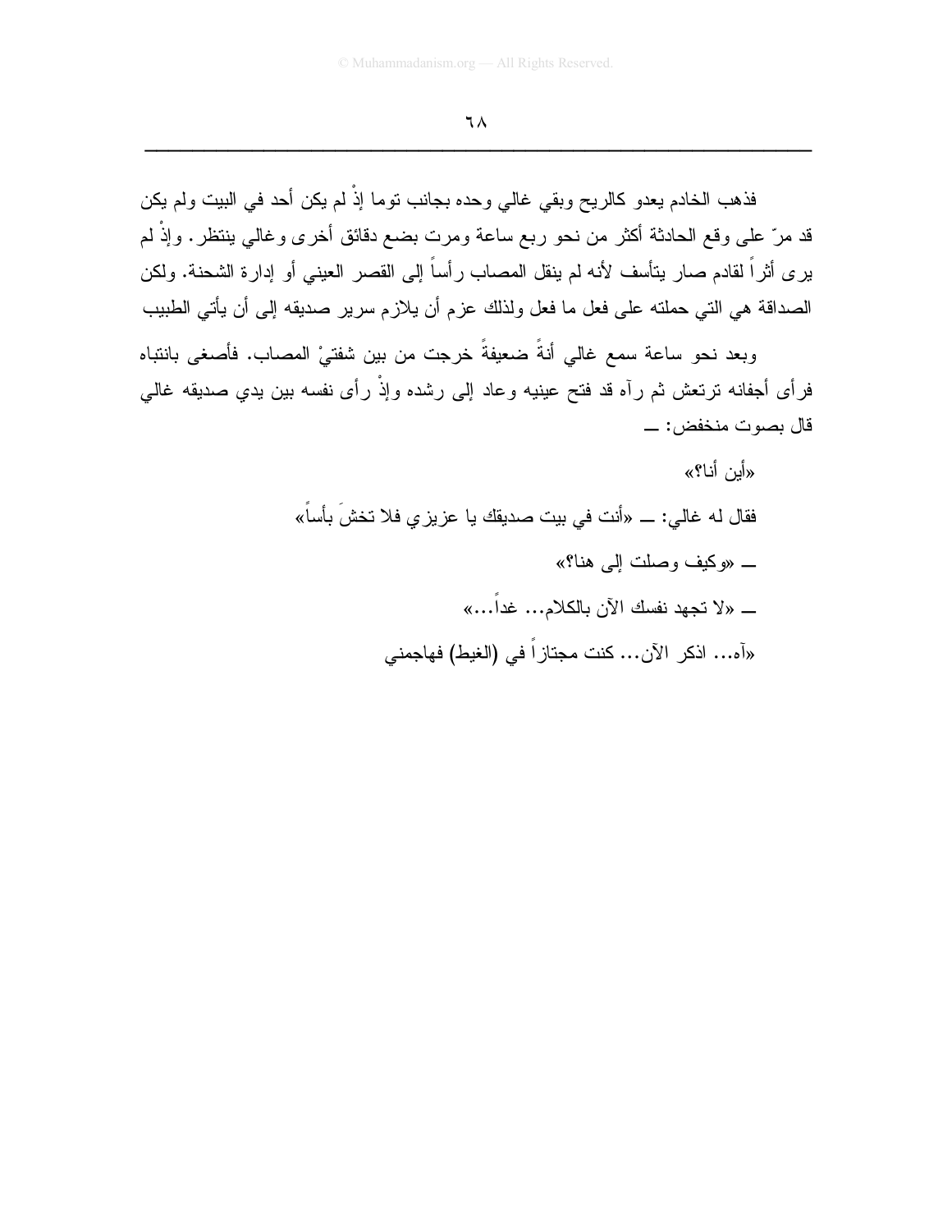فذهب الخادم يعدو كالريح وبقي غالي وحده بجانب توما إذْ لم يكن أحد في البيت ولم يكن قد مرّ على وقع الحادثة أكثر من نحو ربع ساعة ومرت بضع دقائق أخرى وغالي ينتظر. وإذْ لم يرى أثراً لقادم صار يتأسف لأنه لم ينقل المصاب رأساً إلى القصر العيني أو إدارة الشحنة. ولكن الصداقة هي التي حملته على فعل ما فعل ولذلك عزم أن يلازم سرير صديقه إلى أن يأتي الطبيب

وبعد نحو ساعة سمع غالي أنةً ضعيفةً خرجت من بين شفتيْ المصاب. فأصغى بانتباه فرأى أجفانه ترتعش ثم رآه قد فتح عينيه وعاد إلى رشده وإذْ رأى نفسه بين يدي صديقه غالي قال بصوت منخفض: ــ

«أين أنا؟»

فقال له غالي: ــ «أنت في بيت صديقك يا عزيزي فلا تخشَ بأساً»

ــ «وكيف وصلت إلى هنا؟»

ــ «لا تجهد نفسك الآن بالكلام... غداً...»

«آه... اذكر الآن... كنت مجتازاً في (الغيط) فهاجمني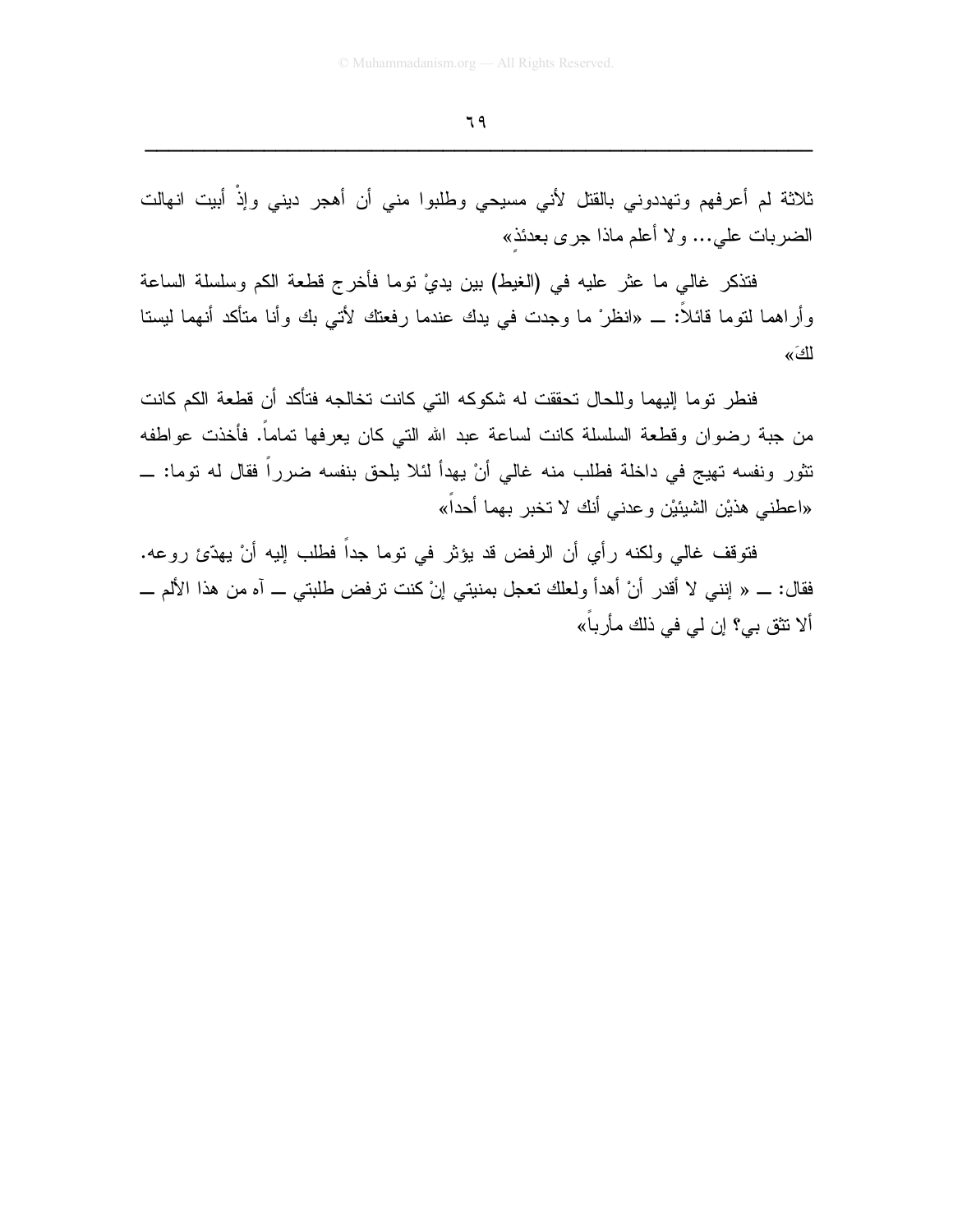ثلاثة لم أعرفهم وتهددوني بالقتل لأني مسيحي وطلبوا مني أن أهجر ديني وإذْ أبيت انهالت الضربات علي... ولا أعلم ماذا جرى بعدئذٍ»

فتذكر غالي ما عثر عليه في (الغيط) بين يديْ توما فأخرج قطعة الكم وسلسلة الساعة وأراهما لتوما قائلاً: ــ «انظرْ ما وجدت في يدك عندما رفعتك لأتي بك وأنا متأكد أنهما ليستا لكَ»

فنظر توما إليهما وللحال تحققت له شكوكه التي كانت تخالجه فتأكد أن قطعة الكم كانت من جبة رضوان وقطعة السلسلة كانت لساعة عبد الله التي كان يعرفها تماماً. فأخذت عواطفه تثور ونفسه تهيج في داخلة فطلب منه غالي أنْ يهدأ لئلا يلحق بنفسه ضرراً فقال له توما: ــ «اعطني هذيْن الشيئيْن وعدني أنك لا تخبر بهما أحداً»

فتوقف غالي ولكنه رأي أن الرفض قد يؤثر في توما جداً فطلب إليه أنْ يهدّئ روعه. فقال: ــ « إنني لا أقدر أنْ أهدأ ولعلك تعجل بمنيتي إنْ كنت ترفض طلبتي ــ آه من هذا الألم ــ ألا تثق بي؟ إن لي في ذلك مأرباً»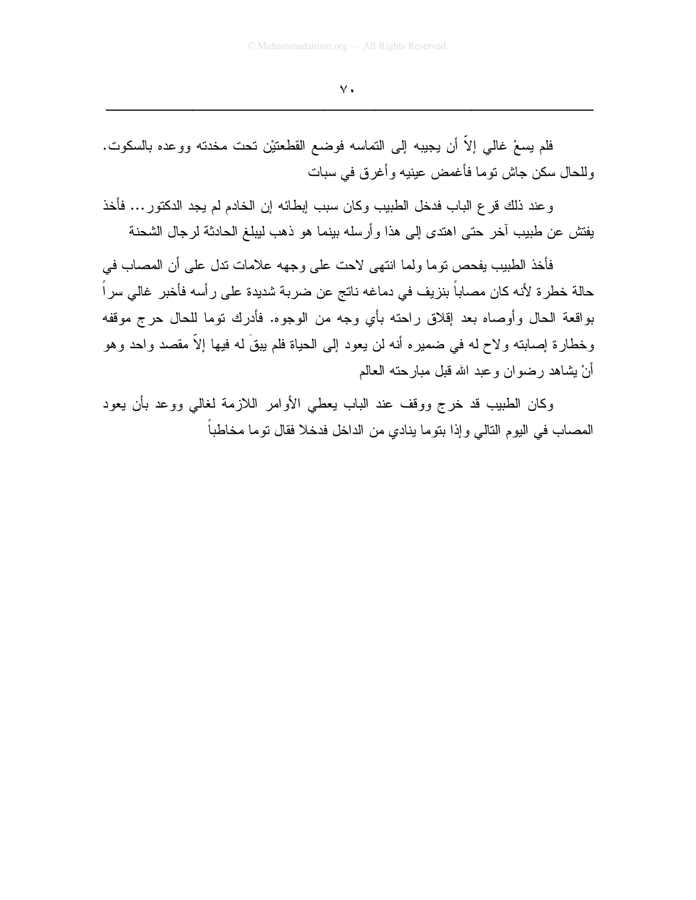فلم يسعْ غالي إلاّ أن يجيبه إلى التماسه فوضع القطعتيْن تحت مخدته ووعده بالسكوت. وللحال سكن جاش توما فأغمض عينيه وأغرق في سبات

وعند ذلك قرع الباب فدخل الطبيب وكان سبب إبطائه إن الخادم لم يجد الدكتور... فأخذ يفتش عن طبيب آخر حتى اهتدى إلى هذا وأرسله بينما هو ذهب ليبلغ الحادثة لرجال الشحنة

فأخذ الطبيب يفحص توما ولما انتهى لاحت على وجهه علامات تدل على أن المصاب في حالة خطرة لأنه كان مصاباً بنزيف في دماغه ناتج عن ضربة شديدة على رأسه فأخبر غالي سراً بواقعة الحال وأوصاه بعد إقلاق راحته بأي وجه من الوجوه. فأدرك توما للحال حرج موقفه وخطارة إصابته ولاح له في ضميره أنه لن يعود إلى الحياة فلم يبقَ له فيها إلاّ مقصد واحد وهو أنْ يشاهد رضوان وعبد الله قبل مبارحته العالم

وكان الطبيب قد خرج ووقف عند الباب يعطي الأوامر اللازمة لغالي ووعد بأن يعود المصاب في اليوم التالي وإذا بتوما ينادي من الداخل فدخلا فقال توما مخاطباً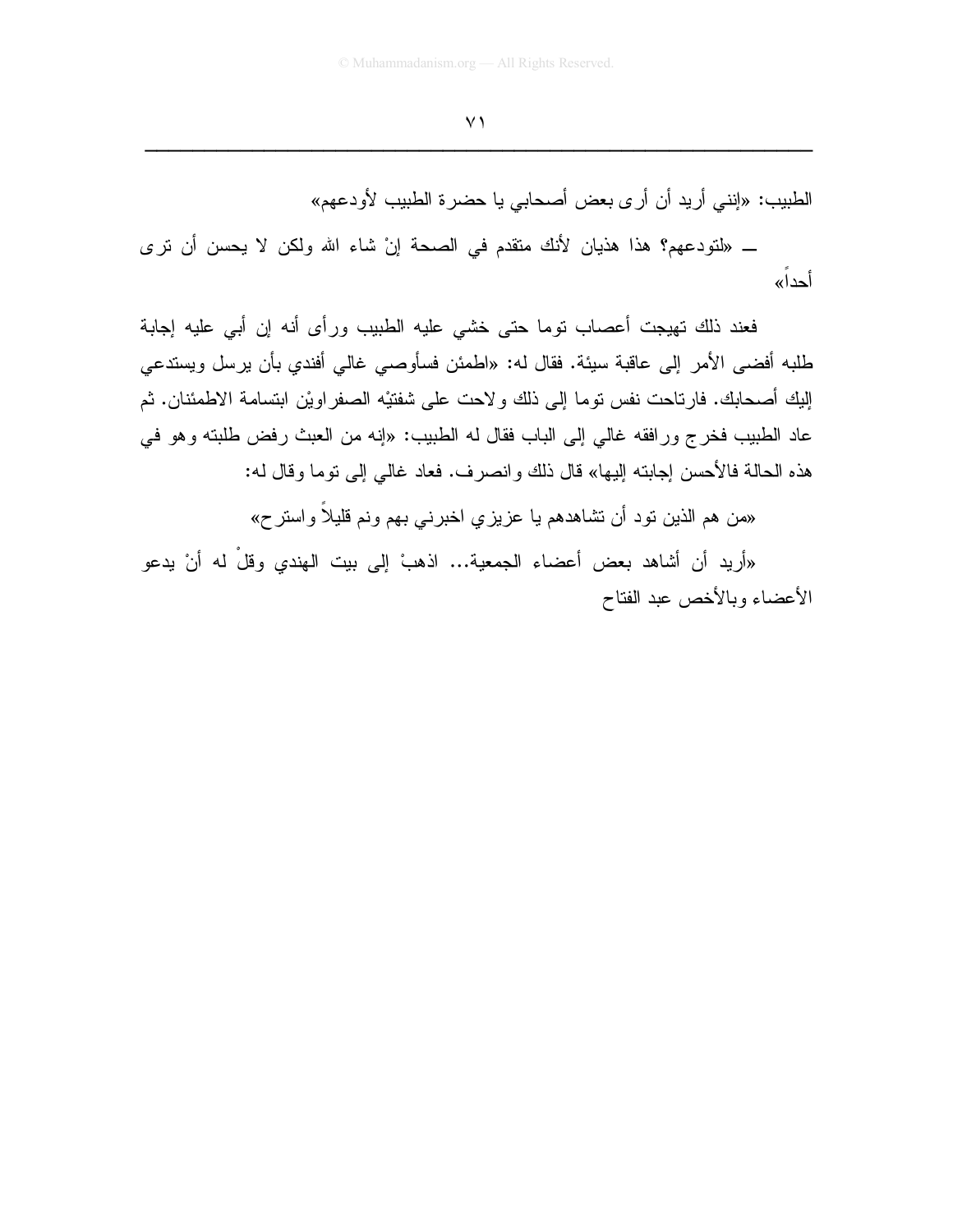الطبيب: «إنني أريد أن أرى بعض أصحابي يا حضرة الطبيب لأودعهم»

ـ «لتودعهم؟ هذا هذيان لأنك متقدم في الصحة إنْ شاء الله ولكن لا يحسن أن ترى أحداً»

فعند ذلك تهيجت أعصاب توما حتى خشي عليه الطبيب ورأى أنه إن أبي عليه إجابة طلبه أفضى الأمر إلى عاقبة سيئة. فقال له: «اطمئن فسأوصي غالي أفندي بأن يرسل ويستدعي إليك أصحابك. فارتاحت نفس توما إلى ذلك ولاحت على شفتيْه الصفراويْن ابتسامة الاطمئنان. ثم عاد الطبيب فخرج ورافقه غالي إلى الباب فقال له الطبيب: «إنه من العبث رفض طلبته وهو في هذه الحالة فالأحسن إجابته إليها» قال ذلك وانصرف. فعاد غالي إلى توما وقال له:

«من هم الذين تود أن تشاهدهم يا عزيزي اخبرني بهم ونم قليلاً واسترح»

«أريد أن أشاهد بعض أعضاء الجمعية... اذهبْ إلى بيت الهندي وقلْ له أنْ يدعو الأعضاء وبالأخص عبد الفتاح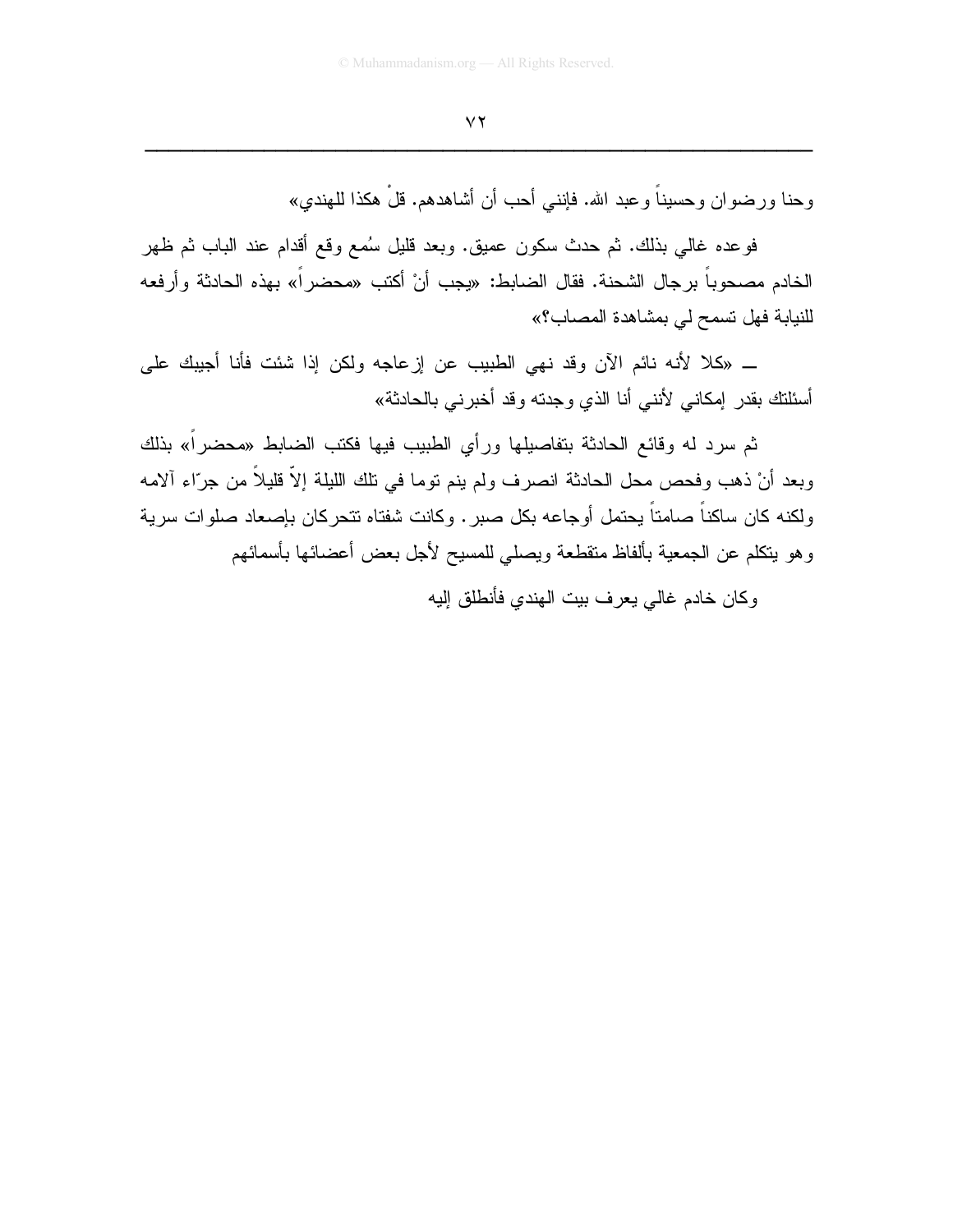وحنا ورضوان وحسيناً وعبد الله. فإنني أحب أن أشاهدهم. قلْ هكذا للهندي»

فوعده غالي بذلك. ثم حدث سكون عميق. وبعد قليل سُمع وقع أقدام عند الباب ثم ظهر الخادم مصحوباً برجال الشحنة. فقال الضابط: «يجب أنْ أكتب «محضراً» بهذه الحادثة وأرفعه للنيابة فهل تسمح لي بمشاهدة المصاب؟»

ـــ «كلا لأنه نائم الآن وقد نهي الطبيب عن إزعاجه ولكن إذا شئت فأنا أجيبك على أسئلتك بقدر إمكاني لأنني أنا الذي وجدته وقد أخبرني بالحادثة»

ثم سرد له وقائع الحادثة بتفاصيلها ورأي الطبيب فيها فكتب الضابط «محضراً» بذلك وبعد أنْ ذهب وفحص محل الحادثة انصرف ولم ينم توما في تلك الليلة إلاّ قليلاً من جرّاء آلامه ولكنه كان ساكناً صامتاً يحتمل أوجاعه بكل صبر. وكانت شفتاه تتحركان بإصعاد صلوات سرية وهو يتكلم عن الجمعية بألفاظ متقطعة ويصلي للمسيح لأجل بعض أعضائها بأسمائهم

وكان خادم غالي يعرف بيت الهندي فأنطلق إليه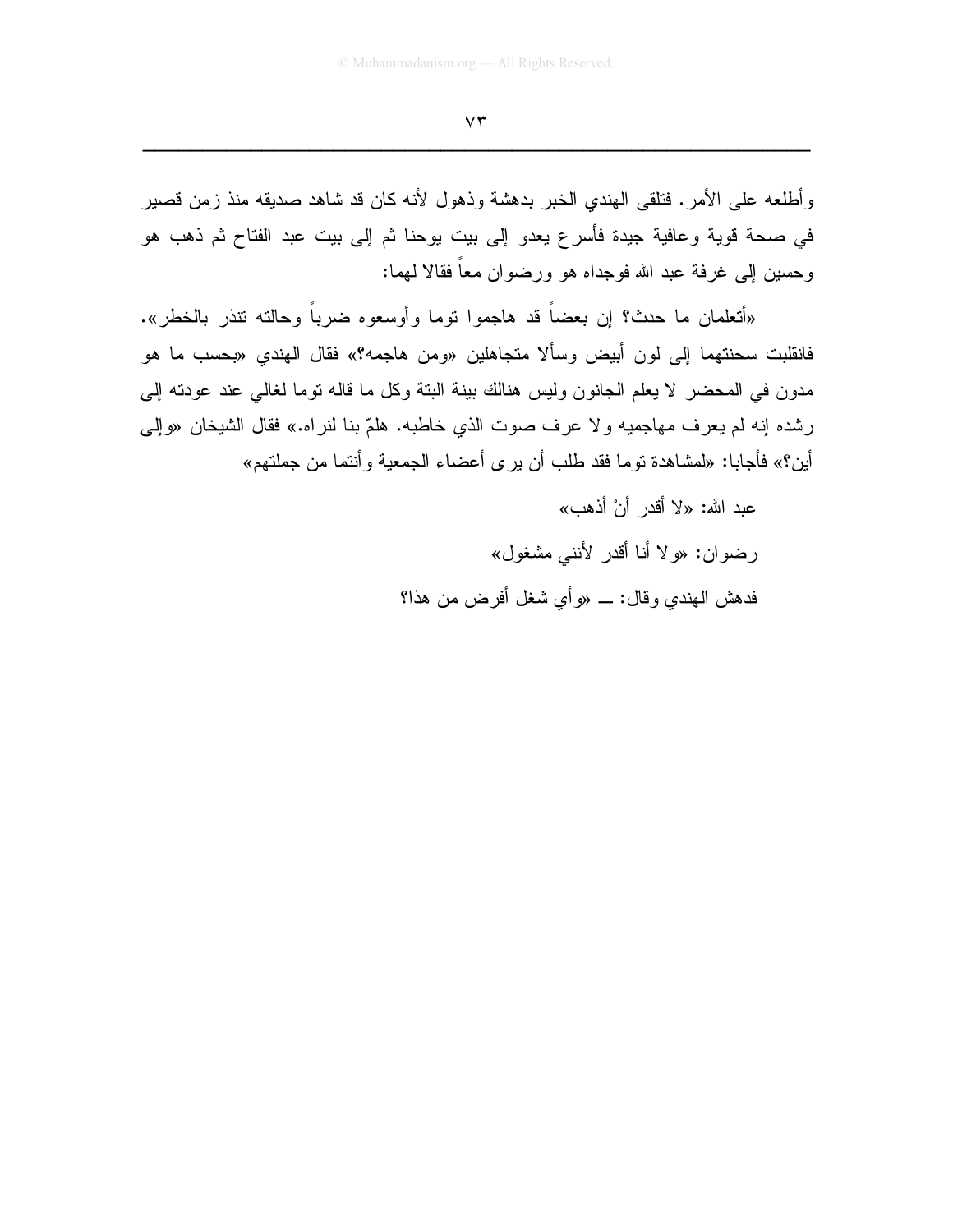وأطلعه على الأمر. فتلقى الهندي الخبر بدهشة وذهول لأنه كان قد شاهد صديقه منذ زمن قصير في صحة قوية وعافية جيدة فأسرع يعدو إلى بيت يوحنا ثم إلى بيت عبد الفتاح ثم ذهب هو وحسين إلى غرفة عبد الله فوجداه هو ورضوان معاً فقالا لهما:

«أتعلمان ما حدث؟ إن بعضاً قد هاجموا توما وأوسعوه ضرباً وحالته تنذر بالخطر». فانقلبت سحنتهما إلى لون أبيض وسألا متجاهلين «ومن هاجمه؟» فقال الهندي «بحسب ما هو مدون في المحضر لا يعلم الجانون وليس هنالك بينة البتة وكل ما قاله توما لغالي عند عودته إلى رشده إنه لم يعرف مهاجميه ولا عرف صوت الذي خاطبه. هلمّ بنا لنراه.» فقال الشيخان «وإلى أين؟» فأجابا: «لمشاهدة توما فقد طلب أن يرى أعضاء الجمعية وأنتما من جملتهم»

عبد الله: «لا أقدر أنْ أذهب»

رضوان: «ولا أنا أقدر لأنني مشغول»

فدهش الهندي وقال: ــ «وأي شغل أفرض من هذا؟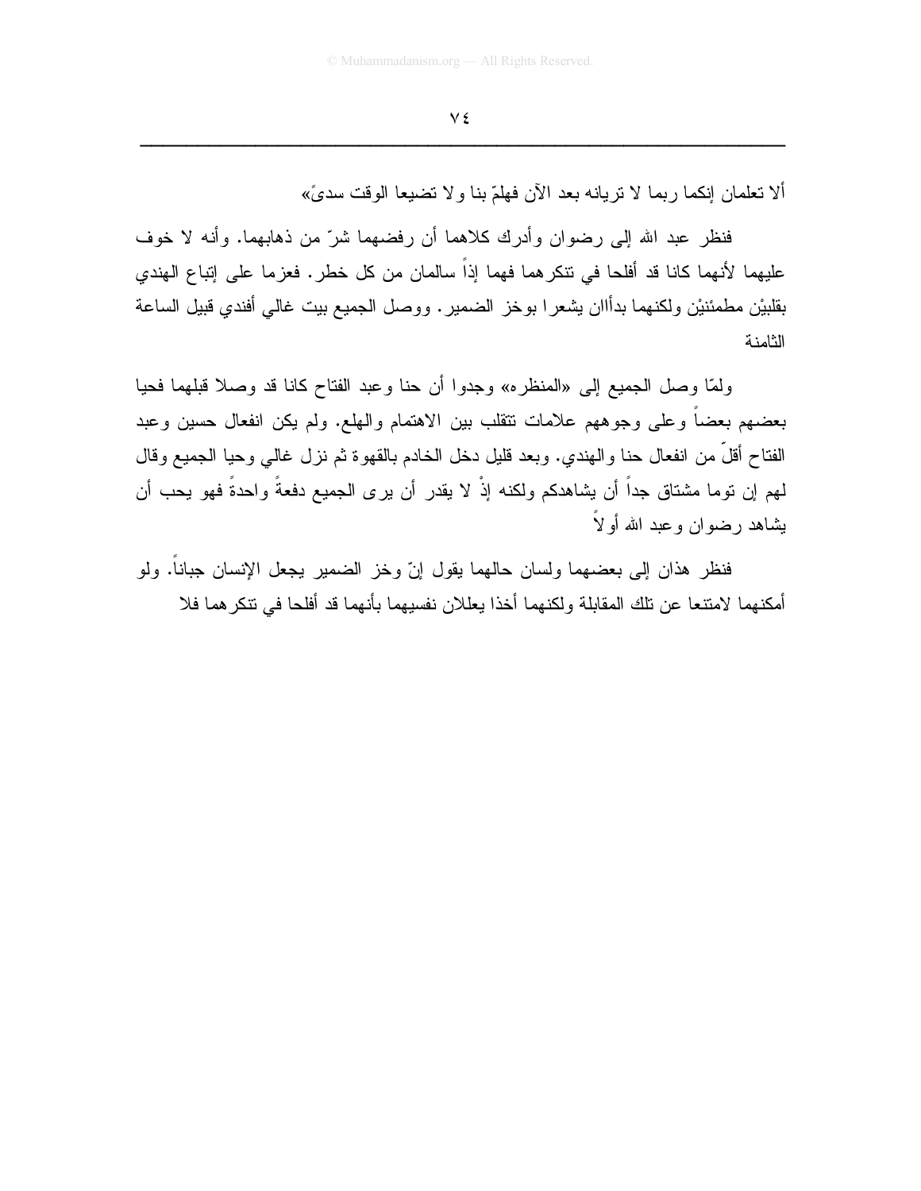ألا تعلمان إنكما ربما لا تريانه بعد الآن فهلمّ بنا ولا تضيعا الوقت سدىً»

فنظر عبد الله إلى رضوان وأدرك كلاهما أن رفضهما شرّ من ذهابهما. وأنه لا خوف عليهما لأنهما كانا قد أفلحا في تنكرهما فهما إذاً سالمان من كل خطر. فعزما على إتباع الهندي بقلبيْن مطمئنيْن ولكنهما بدأاان يشعرا بوخز الضمير. ووصل الجميع بيت غالي أفندي قبيل الساعة الثامنة

ولمّا وصل الجميع إلى «المنظره» وجدوا أن حنا وعبد الفتاح كانا قد وصلا قبلهما فحيا بعضهم بعضاً وعلى وجوههم علامات تتقلب بين الاهتمام والهلع. ولم يكن انفعال حسين وعبد الفتاح أقلّ من انفعال حنا والهندي. وبعد قليل دخل الخادم بالقهوة ثم نزل غالي وحيا الجميع وقال لهم إن توما مشتاق جداً أن يشاهدكم ولكنه إذْ لا يقدر أن يرى الجميع دفعةً واحدةً فهو يحب أن يشاهد رضوان وعبد الله أولاً

فنظر هذان إلى بعضهما ولسان حالهما يقول إنّ وخز الضمير يجعل الإنسان جباناً. ولو أمكنهما لامتنعا عن تلك المقابلة ولكنهما أخذا يعللان نفسيهما بأنهما قد أفلحا في تنكرهما فلا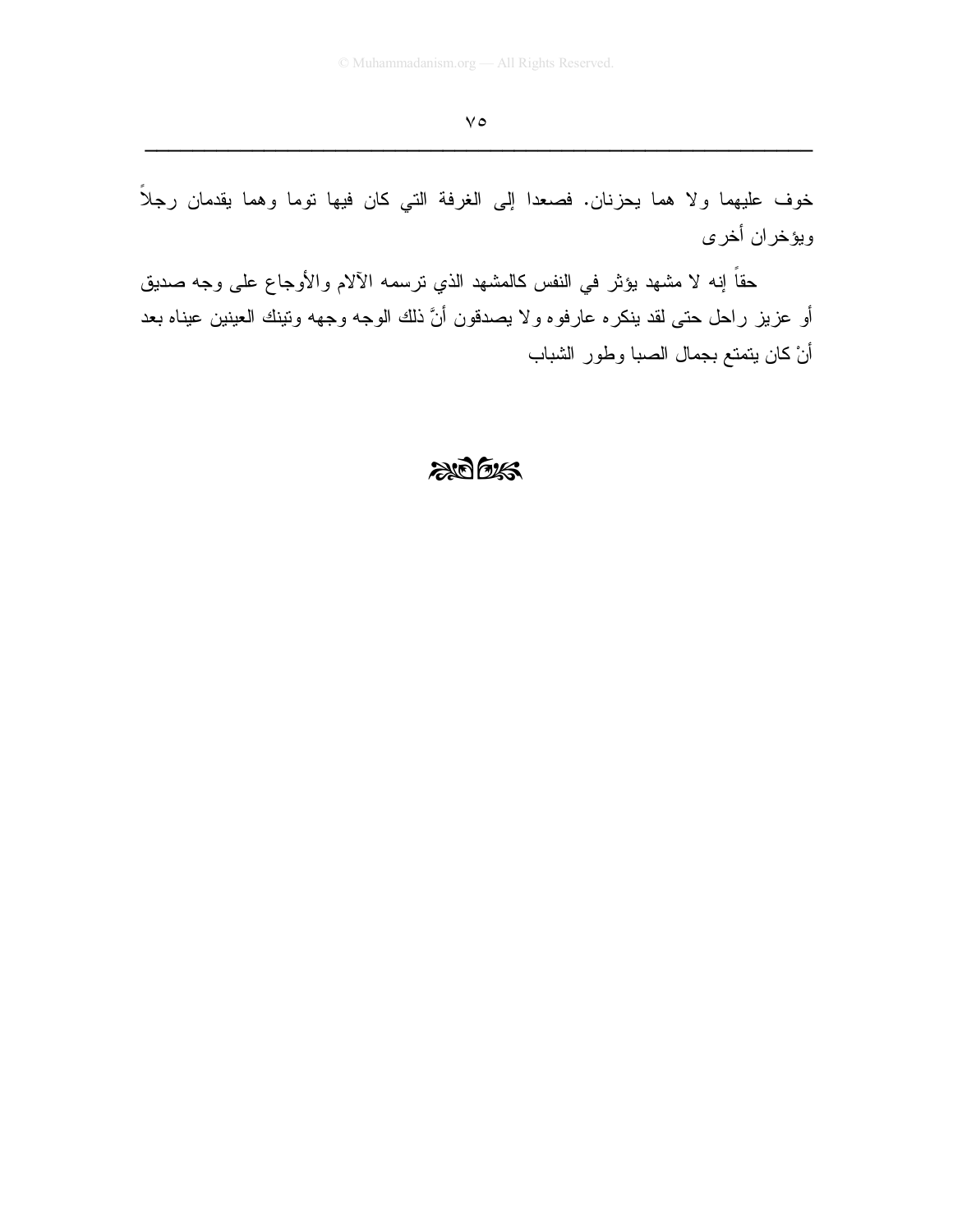خوف عليهما ولا هما يحزنان. فصعدا إلى الغرفة التي كان فيها توما وهما يقدمان رجلاً ويؤخران أخرى

حقاً إنه لا مشهد يؤثر في النفس كالمشهد الذي ترسمه الآلام والأوجاع على وجه صديق أو عزيز راحل حتى لقد ينكره عارفوه ولا يصدقون أنَّ ذلك الوجه وجهه وتينك العينين عيناه بعد أنْ كان يتمتع بجمال الصبا وطور الشباب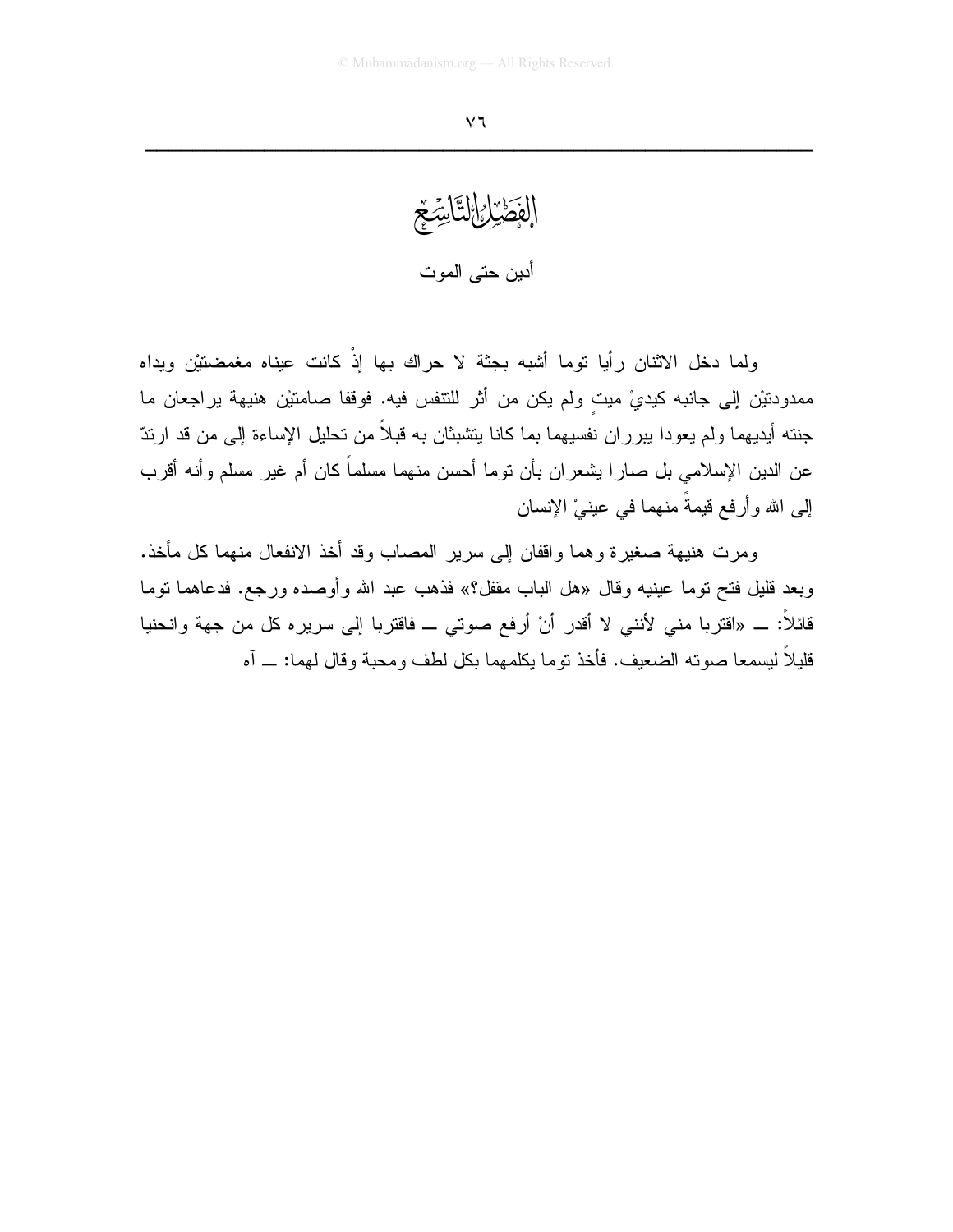# الفصل التاسع

## أدين حتى الموت

ولما دخل الاثنان رأيا توما أشبه بجثة لا حراك بها إذْ كانت عيناه مغمضتيْن ويداه ممدودتيْن إلى جانبه كيديْ ميتٍ ولم يكن من أثر للتنفس فيه. فوقفا صامتيْن هنيهة يراجعان ما جنته أيديهما ولم يعودا يبرران نفسيهما بما كانا يتشبثان به قبلاً من تحليل الإساءة إلى من قد ارتدّ عن الدين الإسلامي بل صارا يشعران بأن توما أحسن منهما مسلماً كان أم غير مسلم وأنه أقرب إلى الله وأرفع قيمةً منهما في عينيْ الإنسان

ومرت هنيهة صغيرة وهما واقفان إلى سرير المصاب وقد أخذ الانفعال منهما كل مأخذ. وبعد قليل فتح توما عينيه وقال «هل الباب مقفل؟» فذهب عبد الله وأوصده ورجع. فدعاهما توما قائلاً: ــ «اقتربا مني لأنني لا أقدر أنْ أرفع صوتي ــ فاقتربا إلى سريره كل من جهة وانحنيا قليلاً ليسمعا صوته الضعيف. فأخذ توما يكلمهما بكل لطف ومحبة وقال لهما: ــ آه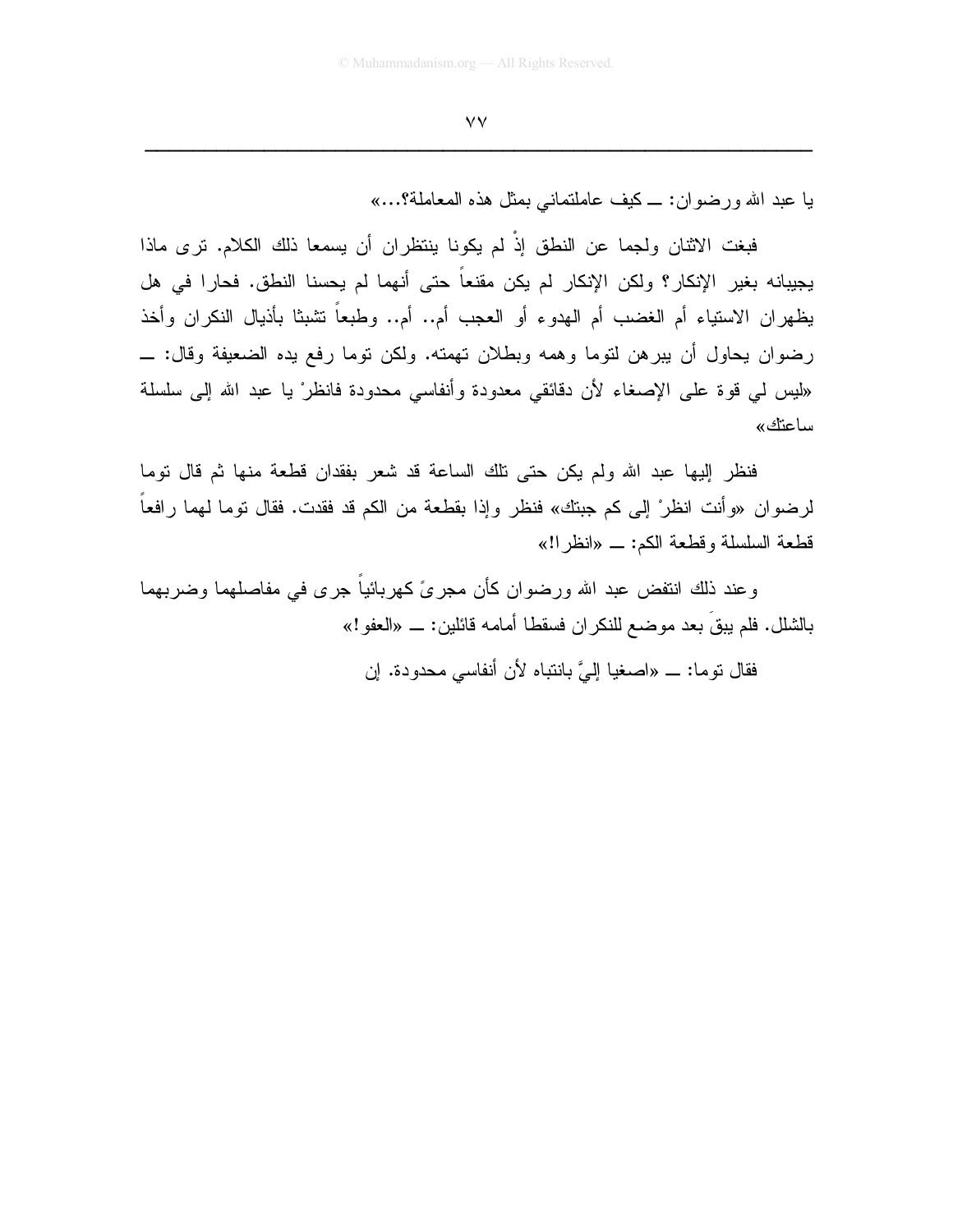يا عبد الله ورضوان: ـــ كيف عاملتماني بمثل هذه المعاملة؟...»

فبغت الاثنان ولجما عن النطق إذْ لم يكونا ينتظران أن يسمعا ذلك الكلام. ترى ماذا يجيبانه بغير الإنكار؟ ولكن الإنكار لم يكن مقنعاً حتى أنهما لم يحسنا النطق. فحارا في هل يظهران الاستياء أم الغضب أم الهدوء أو العجب أم.. أم.. وطبعاً تشبثا بأذيال النكران وأخذ رضوان يحاول أن يبرهن لتوما وهمه وبطلان تهمته. ولكن توما رفع يده الضعيفة وقال: ـــ «ليس لي قوة على الإصغاء لأن دقائقي معدودة وأنفاسي محدودة فانظرْ يا عبد الله إلى سلسلة ساعتك»

فنظر إليها عبد الله ولم يكن حتى تلك الساعة قد شعر بفقدان قطعة منها ثم قال توما لرضوان «وأنت انظرْ إلى كم جبتك» فنظر وإذا بقطعة من الكم قد فقدت. فقال توما لهما رافعاً قطعة السلسلة وقطعة الكم: ـــ «انظرا!»

وعند ذلك انتفض عبد الله ورضوان كأن مجرىً كهربائياً جرى في مفاصلهما وضربهما بالشلل. فلم يبقَ بعد موضع للنكران فسقطا أمامه قائلين: ـــ «العفو!»

فقال توما: ـــ «اصغيا إليَّ بانتباه لأن أنفاسي محدودة. إن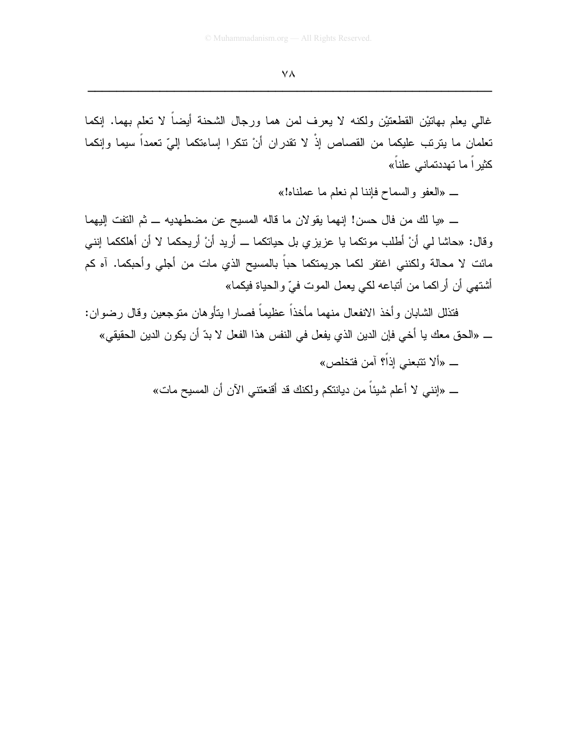غالي يعلم بهاتيْن القطعتيْن ولكنه لا يعرف لمن هما ورجال الشحنة أيضاً لا تعلم بهما. إنكما تعلمان ما يترتب عليكما من القصاص إذْ لا تقدران أنْ تنكرا إساءتكما إليّ تعمداً سيما وإنكما كثيراً ما تهددتماني علناً»

ــ «العفو والسماح فإننا لم نعلم ما عملناه!»

ــ «يا لك من فال حسن! إنهما يقولان ما قاله المسيح عن مضطهديه ــ ثم التفت إليهما وقال: «حاشا لي أنْ أطلب موتكما يا عزيزي بل حياتكما ــ أريد أنْ أريحكما لا أن أهلككما إنني مائت لا محالة ولكنني اغتفر لكما جريمتكما حباً بالمسيح الذي مات من أجلي وأحبكما. آه كم أشتهي أن أراكما من أتباعه لكي يعمل الموت فيّ والحياة فيكما»

فتذلل الشابان وأخذ الانفعال منهما مأخذاً عظيماً فصارا يتأوهان متوجعين وقال رضوان:
ــ «الحق معك يا أخي فإن الدين الذي يفعل في النفس هذا الفعل لا بدّ أن يكون الدين الحقيقي»

ــ «ألا تتبعني إذاً؟ آمن فتخلص»

ــ «إنني لا أعلم شيئاً من ديانتكم ولكنك قد أقنعتني الآن أن المسيح مات»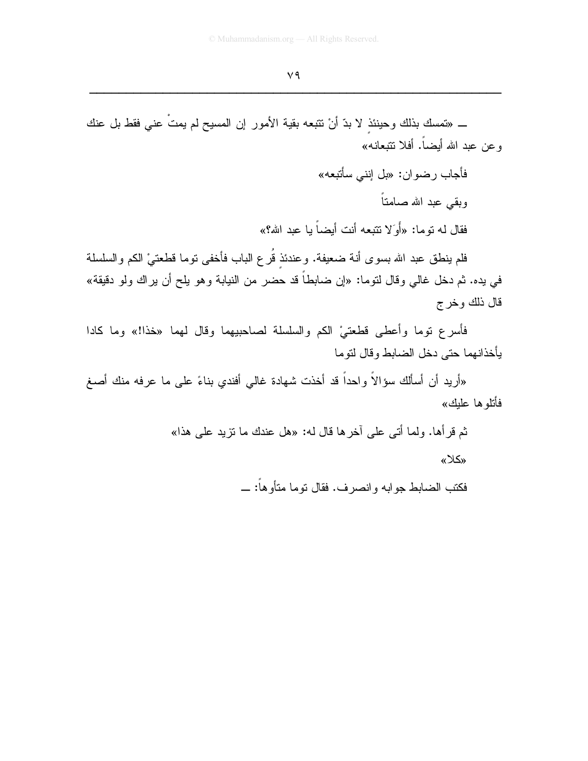ـــ «تمسك بذلك وحينئذٍ لا بدّ أنْ تتبعه بقية الأمور إن المسيح لم يمتْ عني فقط بل عنك وعن عبد الله أيضاً. أفلا تتبعانه»

فأجاب رضوان: «بل إنني سأتبعه»

وبقي عبد الله صامتاً

فقال له توما: «أوَلا تتبعه أنت أيضاً يا عبد الله؟»

فلم ينطق عبد الله بسوى أنة ضعيفة. وعندئذٍ قُرع الباب فأخفى توما قطعتيْ الكم والسلسلة في يده. ثم دخل غالي وقال لتوما: «إن ضابطاً قد حضر من النيابة وهو يلح أن يراك ولو دقيقة» قال ذلك وخرج

فأسرع توما وأعطى قطعتيْ الكم والسلسلة لصاحبيهما وقال لهما «خذا!» وما كادا يأخذانهما حتى دخل الضابط وقال لتوما

«أريد أن أسألك سؤالاً واحداً قد أخذت شهادة غالي أفندي بناءً على ما عرفه منك أصغ فأتلوها عليك»

ثم قرأها. ولما أتى على آخرها قال له: «هل عندك ما تزيد على هذا»

«كلا»

فكتب الضابط جوابه وانصرف. فقال توما متأوهاً: ـــ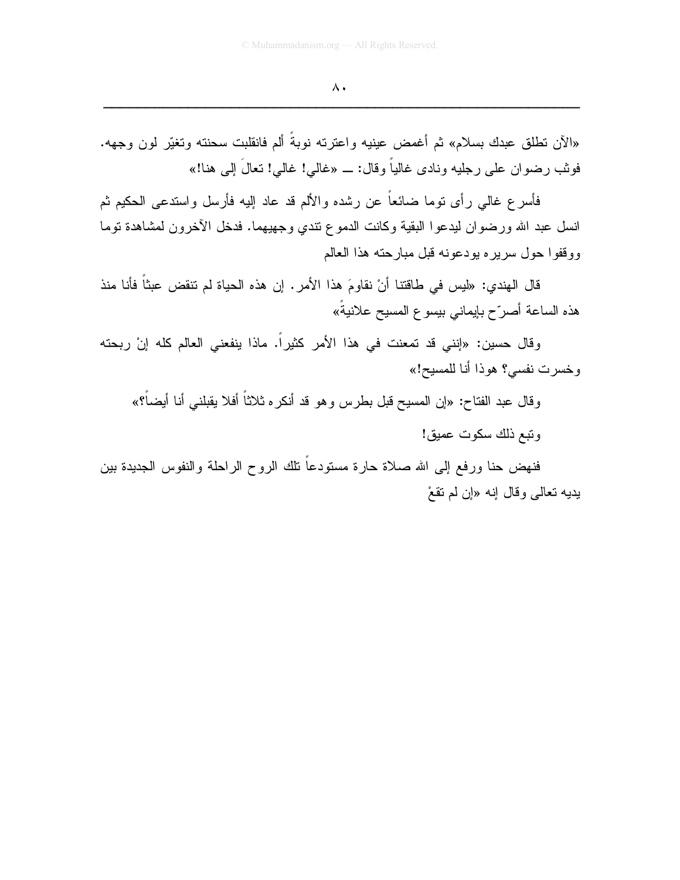«الآن تطلق عبدك بسلام» ثم أغمض عينيه واعترته نوبةً ألم فانقلبت سحنته وتغيّر لون وجهه. فوثب رضوان على رجليه ونادى غالياً وقال: ــ «غالي! غالي! تعالَ إلى هنا!»

فأسرع غالي رأى توما ضائعاً عن رشده والألم قد عاد إليه فأرسل واستدعى الحكيم ثم انسل عبد الله ورضوان ليدعوا البقية وكانت الدموع تندي وجهيهما. فدخل الآخرون لمشاهدة توما ووقفوا حول سريره يودعونه قبل مبارحته هذا العالم

قال الهندي: «ليس في طاقتنا أنْ نقاومَ هذا الأمر. إن هذه الحياة لم تنقض عبثاً فأنا منذ هذه الساعة أصرّح بإيماني بيسوع المسيح علانيةً»

وقال حسين: «إنني قد تمعنت في هذا الأمر كثيراً. ماذا ينفعني العالم كله إنْ ربحته وخسرت نفسي؟ هوذا أنا للمسيح!»

وقال عبد الفتاح: «إن المسيح قبل بطرس وهو قد أنكره ثلاثاً أفلا يقبلني أنا أيضاً؟»

وتبع ذلك سكوت عميق!

فنهض حنا ورفع إلى الله صلاة حارة مستودعاً تلك الروح الراحلة والنفوس الجديدة بين يديه تعالى وقال إنه «إن لم تقعْ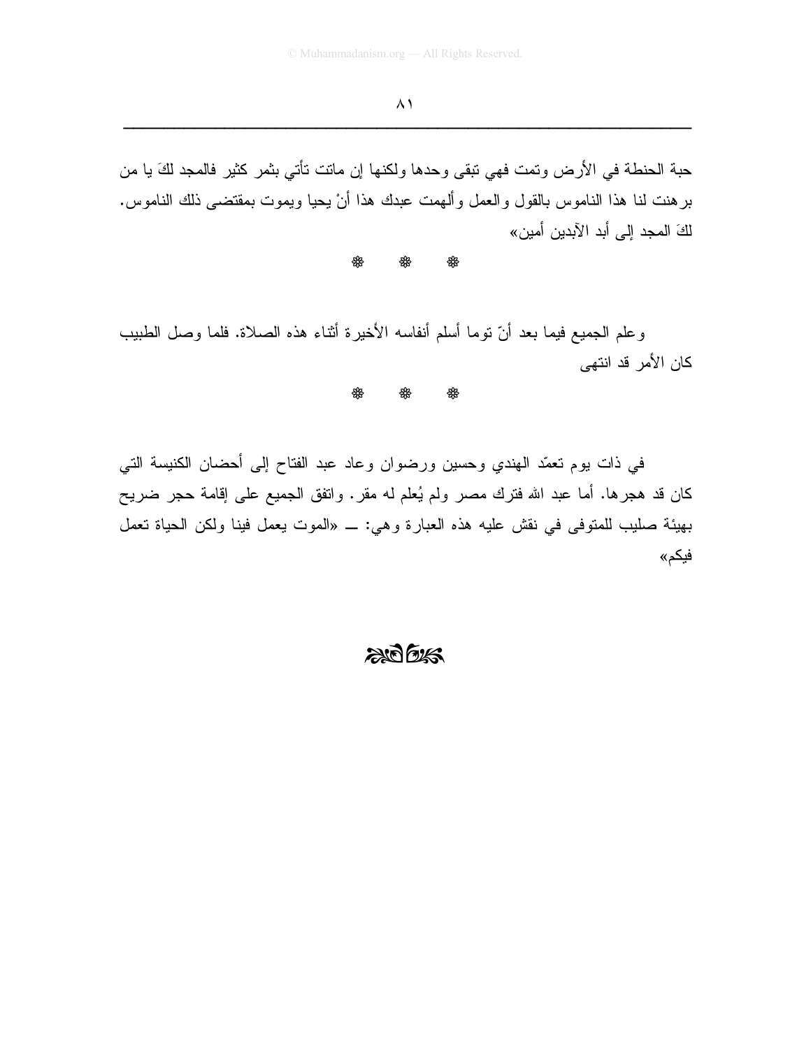حبة الحنطة في الأرض وتمت فهي تبقى وحدها ولكنها إن ماتت تأتي بثمر كثير فالمجد لكَ يا من برهنت لنا هذا الناموس بالقول والعمل وألهمت عبدك هذا أنْ يحيا ويموت بمقتضى ذلك الناموس. لكَ المجد إلى أبد الآبدين أمين»

❊ ❊ ❊

وعلم الجميع فيما بعد أنّ توما أسلم أنفاسه الأخيرة أثناء هذه الصلاة. فلما وصل الطبيب كان الأمر قد انتهى

❊ ❊ ❊

في ذات يوم تعمّد الهندي وحسين ورضوان وعاد عبد الفتاح إلى أحضان الكنيسة التي كان قد هجرها. أما عبد الله فترك مصر ولم يُعلم له مقر. واتفق الجميع على إقامة حجر ضريح بهيئة صليب للمتوفى في نقش عليه هذه العبارة وهي: ــ «الموت يعمل فينا ولكن الحياة تعمل فيكم»